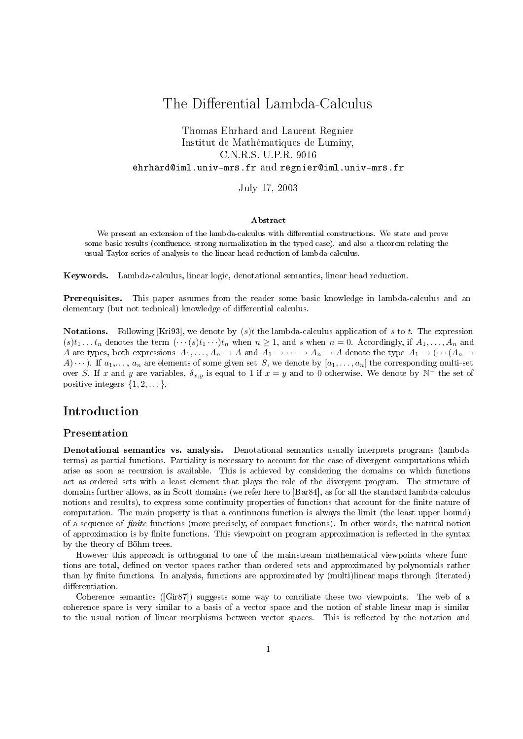# The Differential Lambda-Calculus

Thomas Ehrhard and Laurent Regnier
Institut de Mathématiques de Luminy,
C.N.R.S. U.P.R. 9016
`ehrhard@iml.univ-mrs.fr` and `regnier@iml.univ-mrs.fr`

July 17, 2003

**Abstract**

We present an extension of the lambda-calculus with differential constructions. We state and prove some basic results (confluence, strong normalization in the typed case), and also a theorem relating the usual Taylor series of analysis to the linear head reduction of lambda-calculus.

**Keywords.** Lambda-calculus, linear logic, denotational semantics, linear head reduction.

**Prerequisites.** This paper assumes from the reader some basic knowledge in lambda-calculus and an elementary (but not technical) knowledge of differential calculus.

**Notations.** Following [Kri93], we denote by $(s)t$ the lambda-calculus application of $s$ to $t$. The expression $(s)t_1 \dots t_n$ denotes the term $(\cdots(s)t_1\cdots)t_n$ when $n \geq 1$, and $s$ when $n = 0$. Accordingly, if $A_1, \dots, A_n$ and $A$ are types, both expressions $A_1, \dots, A_n \to A$ and $A_1 \to \cdots \to A_n \to A$ denote the type $A_1 \to (\cdots(A_n \to A)\cdots)$. If $a_1, \dots, a_n$ are elements of some given set $S$, we denote by $[a_1, \dots, a_n]$ the corresponding multi-set over $S$. If $x$ and $y$ are variables, $\delta_{x,y}$ is equal to 1 if $x = y$ and to 0 otherwise. We denote by $\mathbb{N}^+$ the set of positive integers $\{1, 2, \dots\}$.

# Introduction

## Presentation

**Denotational semantics vs. analysis.** Denotational semantics usually interprets programs (lambda-terms) as partial functions. Partiality is necessary to account for the case of divergent computations which arise as soon as recursion is available. This is achieved by considering the domains on which functions act as ordered sets with a least element that plays the role of the divergent program. The structure of domains further allows, as in Scott domains (we refer here to [Bar84], as for all the standard lambda-calculus notions and results), to express some continuity properties of functions that account for the finite nature of computation. The main property is that a continuous function is always the limit (the least upper bound) of a sequence of *finite* functions (more precisely, of compact functions). In other words, the natural notion of approximation is by finite functions. This viewpoint on program approximation is reflected in the syntax by the theory of Böhm trees.

However this approach is orthogonal to one of the mainstream mathematical viewpoints where functions are total, defined on vector spaces rather than ordered sets and approximated by polynomials rather than by finite functions. In analysis, functions are approximated by (multi)linear maps through (iterated) differentiation.

Coherence semantics ([Gir87]) suggests some way to conciliate these two viewpoints. The web of a coherence space is very similar to a basis of a vector space and the notion of stable linear map is similar to the usual notion of linear morphisms between vector spaces. This is reflected by the notation and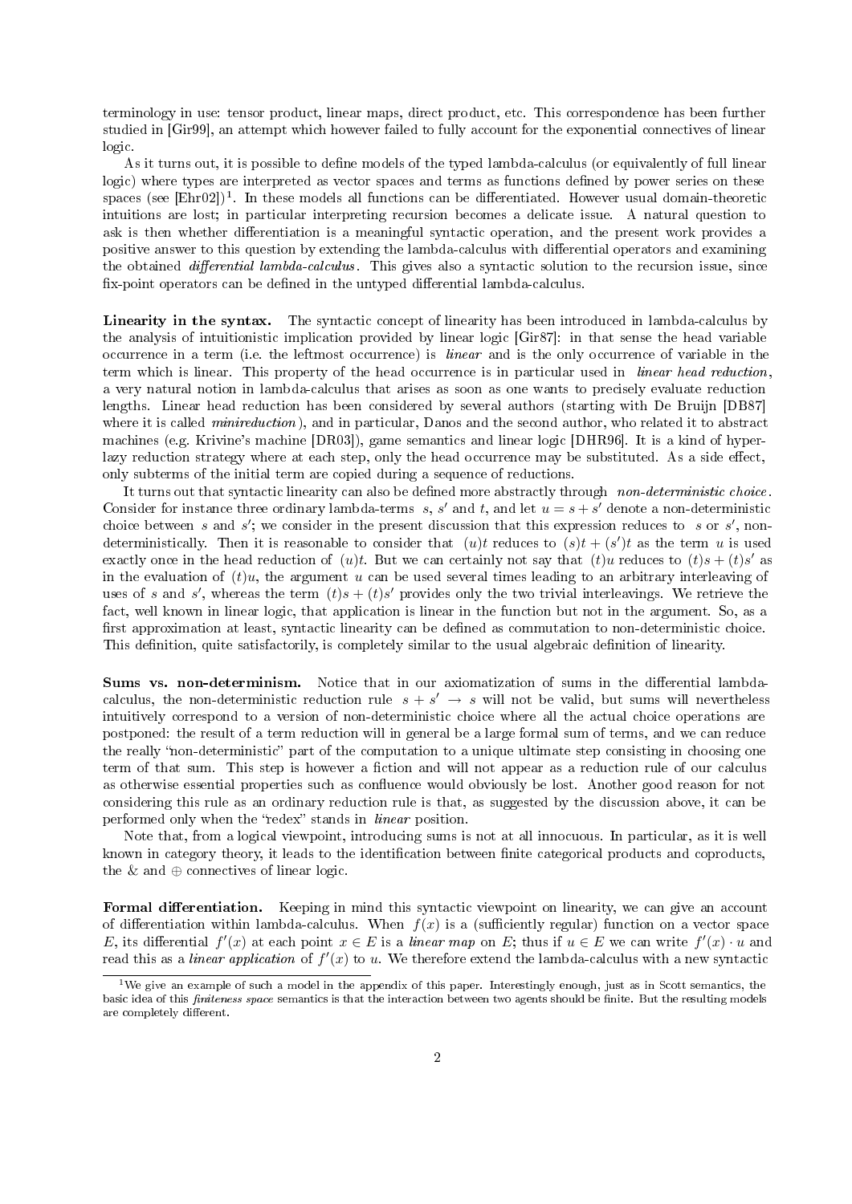terminology in use: tensor product, linear maps, direct product, etc. This correspondence has been further studied in [Gir99], an attempt which however failed to fully account for the exponential connectives of linear logic.

As it turns out, it is possible to define models of the typed lambda-calculus (or equivalently of full linear logic) where types are interpreted as vector spaces and terms as functions defined by power series on these spaces (see [Ehr02])[1]. In these models all functions can be differentiated. However usual domain-theoretic intuitions are lost; in particular interpreting recursion becomes a delicate issue. A natural question to ask is then whether differentiation is a meaningful syntactic operation, and the present work provides a positive answer to this question by extending the lambda-calculus with differential operators and examining the obtained *differential lambda-calculus*. This gives also a syntactic solution to the recursion issue, since fix-point operators can be defined in the untyped differential lambda-calculus.

**Linearity in the syntax.** The syntactic concept of linearity has been introduced in lambda-calculus by the analysis of intuitionistic implication provided by linear logic [Gir87]: in that sense the head variable occurrence in a term (i.e. the leftmost occurrence) is *linear* and is the only occurrence of variable in the term which is linear. This property of the head occurrence is in particular used in *linear head reduction*, a very natural notion in lambda-calculus that arises as soon as one wants to precisely evaluate reduction lengths. Linear head reduction has been considered by several authors (starting with De Bruijn [DB87] where it is called *minireduction*), and in particular, Danos and the second author, who related it to abstract machines (e.g. Krivine's machine [DR03]), game semantics and linear logic [DHR96]. It is a kind of hyper-lazy reduction strategy where at each step, only the head occurrence may be substituted. As a side effect, only subterms of the initial term are copied during a sequence of reductions.

It turns out that syntactic linearity can also be defined more abstractly through *non-deterministic choice*. Consider for instance three ordinary lambda-terms $s$, $s'$ and $t$, and let $u = s + s'$ denote a non-deterministic choice between $s$ and $s'$; we consider in the present discussion that this expression reduces to $s$ or $s'$, non-deterministically. Then it is reasonable to consider that $(u)t$ reduces to $(s)t + (s')t$ as the term $u$ is used exactly once in the head reduction of $(u)t$. But we can certainly not say that $(t)u$ reduces to $(t)s + (t)s'$ as in the evaluation of $(t)u$, the argument $u$ can be used several times leading to an arbitrary interleaving of uses of $s$ and $s'$, whereas the term $(t)s + (t)s'$ provides only the two trivial interleavings. We retrieve the fact, well known in linear logic, that application is linear in the function but not in the argument. So, as a first approximation at least, syntactic linearity can be defined as commutation to non-deterministic choice. This definition, quite satisfactorily, is completely similar to the usual algebraic definition of linearity.

**Sums vs. non-determinism.** Notice that in our axiomatization of sums in the differential lambda-calculus, the non-deterministic reduction rule $s + s' \to s$ will not be valid, but sums will nevertheless intuitively correspond to a version of non-deterministic choice where all the actual choice operations are postponed: the result of a term reduction will in general be a large formal sum of terms, and we can reduce the really "non-deterministic" part of the computation to a unique ultimate step consisting in choosing one term of that sum. This step is however a fiction and will not appear as a reduction rule of our calculus as otherwise essential properties such as confluence would obviously be lost. Another good reason for not considering this rule as an ordinary reduction rule is that, as suggested by the discussion above, it can be performed only when the "redex" stands in *linear* position.

Note that, from a logical viewpoint, introducing sums is not at all innocuous. In particular, as it is well known in category theory, it leads to the identification between finite categorical products and coproducts, the $\&$ and $\oplus$ connectives of linear logic.

**Formal differentiation.** Keeping in mind this syntactic viewpoint on linearity, we can give an account of differentiation within lambda-calculus. When $f(x)$ is a (sufficiently regular) function on a vector space $E$, its differential $f'(x)$ at each point $x \in E$ is a *linear map* on $E$; thus if $u \in E$ we can write $f'(x) \cdot u$ and read this as a *linear application* of $f'(x)$ to $u$. We therefore extend the lambda-calculus with a new syntactic

[1] We give an example of such a model in the appendix of this paper. Interestingly enough, just as in Scott semantics, the basic idea of this *finiteness space* semantics is that the interaction between two agents should be finite. But the resulting models are completely different.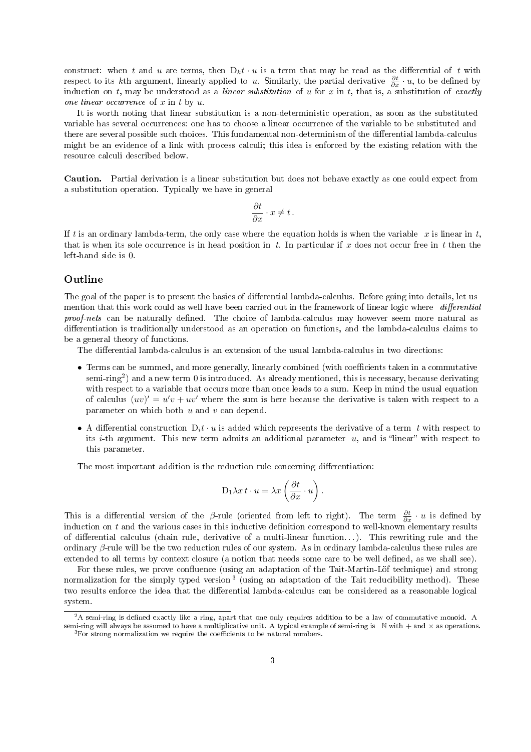construct: when $t$ and $u$ are terms, then $\mathrm{D}_k t \cdot u$ is a term that may be read as the differential of $t$ with respect to its $k$th argument, linearly applied to $u$. Similarly, the partial derivative $\frac{\partial t}{\partial x} \cdot u$, to be defined by induction on $t$, may be understood as a *linear substitution* of $u$ for $x$ in $t$, that is, a substitution of *exactly one linear occurrence* of $x$ in $t$ by $u$.

It is worth noting that linear substitution is a non-deterministic operation, as soon as the substituted variable has several occurrences: one has to choose a linear occurrence of the variable to be substituted and there are several possible such choices. This fundamental non-determinism of the differential lambda-calculus might be an evidence of a link with process calculi; this idea is enforced by the existing relation with the resource calculi described below.

**Caution.** Partial derivation is a linear substitution but does not behave exactly as one could expect from a substitution operation. Typically we have in general

$$\frac{\partial t}{\partial x} \cdot x \neq t\,.$$

If $t$ is an ordinary lambda-term, the only case where the equation holds is when the variable $x$ is linear in $t$, that is when its sole occurrence is in head position in $t$. In particular if $x$ does not occur free in $t$ then the left-hand side is 0.

## Outline

The goal of the paper is to present the basics of differential lambda-calculus. Before going into details, let us mention that this work could as well have been carried out in the framework of linear logic where *differential proof-nets* can be naturally defined. The choice of lambda-calculus may however seem more natural as differentiation is traditionally understood as an operation on functions, and the lambda-calculus claims to be a general theory of functions.

The differential lambda-calculus is an extension of the usual lambda-calculus in two directions:

- Terms can be summed, and more generally, linearly combined (with coefficients taken in a commutative semi-ring[2]) and a new term 0 is introduced. As already mentioned, this is necessary, because derivating with respect to a variable that occurs more than once leads to a sum. Keep in mind the usual equation of calculus $(uv)' = u'v + uv'$ where the sum is here because the derivative is taken with respect to a parameter on which both $u$ and $v$ can depend.
- A differential construction $\mathrm{D}_i t \cdot u$ is added which represents the derivative of a term $t$ with respect to its $i$-th argument. This new term admits an additional parameter $u$, and is "linear" with respect to this parameter.

The most important addition is the reduction rule concerning differentiation:

$$\mathrm{D}_1 \lambda x\, t \cdot u = \lambda x \left( \frac{\partial t}{\partial x} \cdot u \right).$$

This is a differential version of the $\beta$-rule (oriented from left to right). The term $\frac{\partial t}{\partial x} \cdot u$ is defined by induction on $t$ and the various cases in this inductive definition correspond to well-known elementary results of differential calculus (chain rule, derivative of a multi-linear function...). This rewriting rule and the ordinary $\beta$-rule will be the two reduction rules of our system. As in ordinary lambda-calculus these rules are extended to all terms by context closure (a notion that needs some care to be well defined, as we shall see).

For these rules, we prove confluence (using an adaptation of the Tait-Martin-Löf technique) and strong normalization for the simply typed version[3] (using an adaptation of the Tait reducibility method). These two results enforce the idea that the differential lambda-calculus can be considered as a reasonable logical system.

[2]A semi-ring is defined exactly like a ring, apart that one only requires addition to be a law of commutative monoid. A semi-ring will always be assumed to have a multiplicative unit. A typical example of semi-ring is $\mathbb{N}$ with $+$ and $\times$ as operations.

[3]For strong normalization we require the coefficients to be natural numbers.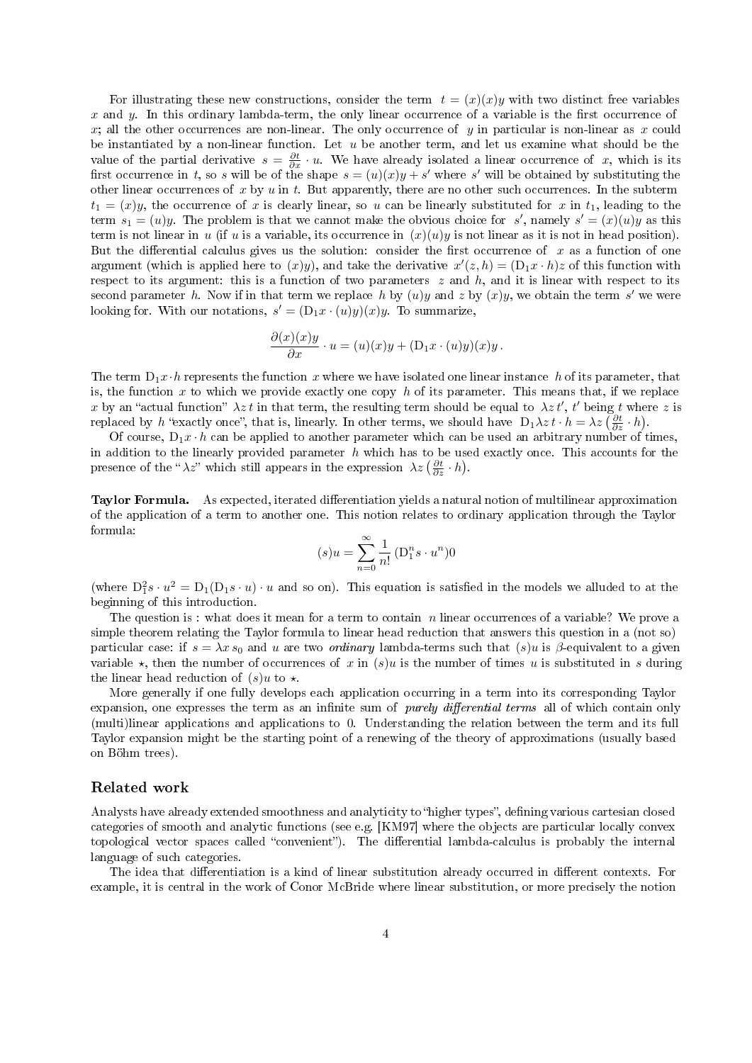For illustrating these new constructions, consider the term $t = (x)(x)y$ with two distinct free variables $x$ and $y$. In this ordinary lambda-term, the only linear occurrence of a variable is the first occurrence of $x$; all the other occurrences are non-linear. The only occurrence of $y$ in particular is non-linear as $x$ could be instantiated by a non-linear function. Let $u$ be another term, and let us examine what should be the value of the partial derivative $s = \frac{\partial t}{\partial x} \cdot u$. We have already isolated a linear occurrence of $x$, which is its first occurrence in $t$, so $s$ will be of the shape $s = (u)(x)y + s'$ where $s'$ will be obtained by substituting the other linear occurrences of $x$ by $u$ in $t$. But apparently, there are no other such occurrences. In the subterm $t_1 = (x)y$, the occurrence of $x$ is clearly linear, so $u$ can be linearly substituted for $x$ in $t_1$, leading to the term $s_1 = (u)y$. The problem is that we cannot make the obvious choice for $s'$, namely $s' = (x)(u)y$ as this term is not linear in $u$ (if $u$ is a variable, its occurrence in $(x)(u)y$ is not linear as it is not in head position). But the differential calculus gives us the solution: consider the first occurrence of $x$ as a function of one argument (which is applied here to $(x)y$), and take the derivative $x'(z, h) = (\mathrm{D}_1 x \cdot h)z$ of this function with respect to its argument: this is a function of two parameters $z$ and $h$, and it is linear with respect to its second parameter $h$. Now if in that term we replace $h$ by $(u)y$ and $z$ by $(x)y$, we obtain the term $s'$ we were looking for. With our notations, $s' = (\mathrm{D}_1 x \cdot (u)y)(x)y$. To summarize,

$$\frac{\partial (x)(x)y}{\partial x} \cdot u = (u)(x)y + (\mathrm{D}_1 x \cdot (u)y)(x)y\,.$$

The term $\mathrm{D}_1 x \cdot h$ represents the function $x$ where we have isolated one linear instance $h$ of its parameter, that is, the function $x$ to which we provide exactly one copy $h$ of its parameter. This means that, if we replace $x$ by an "actual function" $\lambda z\, t$ in that term, the resulting term should be equal to $\lambda z\, t'$, $t'$ being $t$ where $z$ is replaced by $h$ "exactly once", that is, linearly. In other terms, we should have $\mathrm{D}_1 \lambda z\, t \cdot h = \lambda z \left(\frac{\partial t}{\partial z} \cdot h\right)$.

Of course, $\mathrm{D}_1 x \cdot h$ can be applied to another parameter which can be used an arbitrary number of times, in addition to the linearly provided parameter $h$ which has to be used exactly once. This accounts for the presence of the "$\lambda z$" which still appears in the expression $\lambda z \left(\frac{\partial t}{\partial z} \cdot h\right)$.

**Taylor Formula.** As expected, iterated differentiation yields a natural notion of multilinear approximation of the application of a term to another one. This notion relates to ordinary application through the Taylor formula:

$$(s)u = \sum_{n=0}^{\infty} \frac{1}{n!} \left(\mathrm{D}_1^n s \cdot u^n\right) 0$$

(where $\mathrm{D}_1^2 s \cdot u^2 = \mathrm{D}_1(\mathrm{D}_1 s \cdot u) \cdot u$ and so on). This equation is satisfied in the models we alluded to at the beginning of this introduction.

The question is : what does it mean for a term to contain $n$ linear occurrences of a variable? We prove a simple theorem relating the Taylor formula to linear head reduction that answers this question in a (not so) particular case: if $s = \lambda x\, s_0$ and $u$ are two *ordinary* lambda-terms such that $(s)u$ is $\beta$-equivalent to a given variable $\star$, then the number of occurrences of $x$ in $(s)u$ is the number of times $u$ is substituted in $s$ during the linear head reduction of $(s)u$ to $\star$.

More generally if one fully develops each application occurring in a term into its corresponding Taylor expansion, one expresses the term as an infinite sum of *purely differential terms* all of which contain only (multi)linear applications and applications to 0. Understanding the relation between the term and its full Taylor expansion might be the starting point of a renewing of the theory of approximations (usually based on Böhm trees).

## Related work

Analysts have already extended smoothness and analyticity to "higher types", defining various cartesian closed categories of smooth and analytic functions (see e.g. [KM97] where the objects are particular locally convex topological vector spaces called "convenient"). The differential lambda-calculus is probably the internal language of such categories.

The idea that differentiation is a kind of linear substitution already occurred in different contexts. For example, it is central in the work of Conor McBride where linear substitution, or more precisely the notion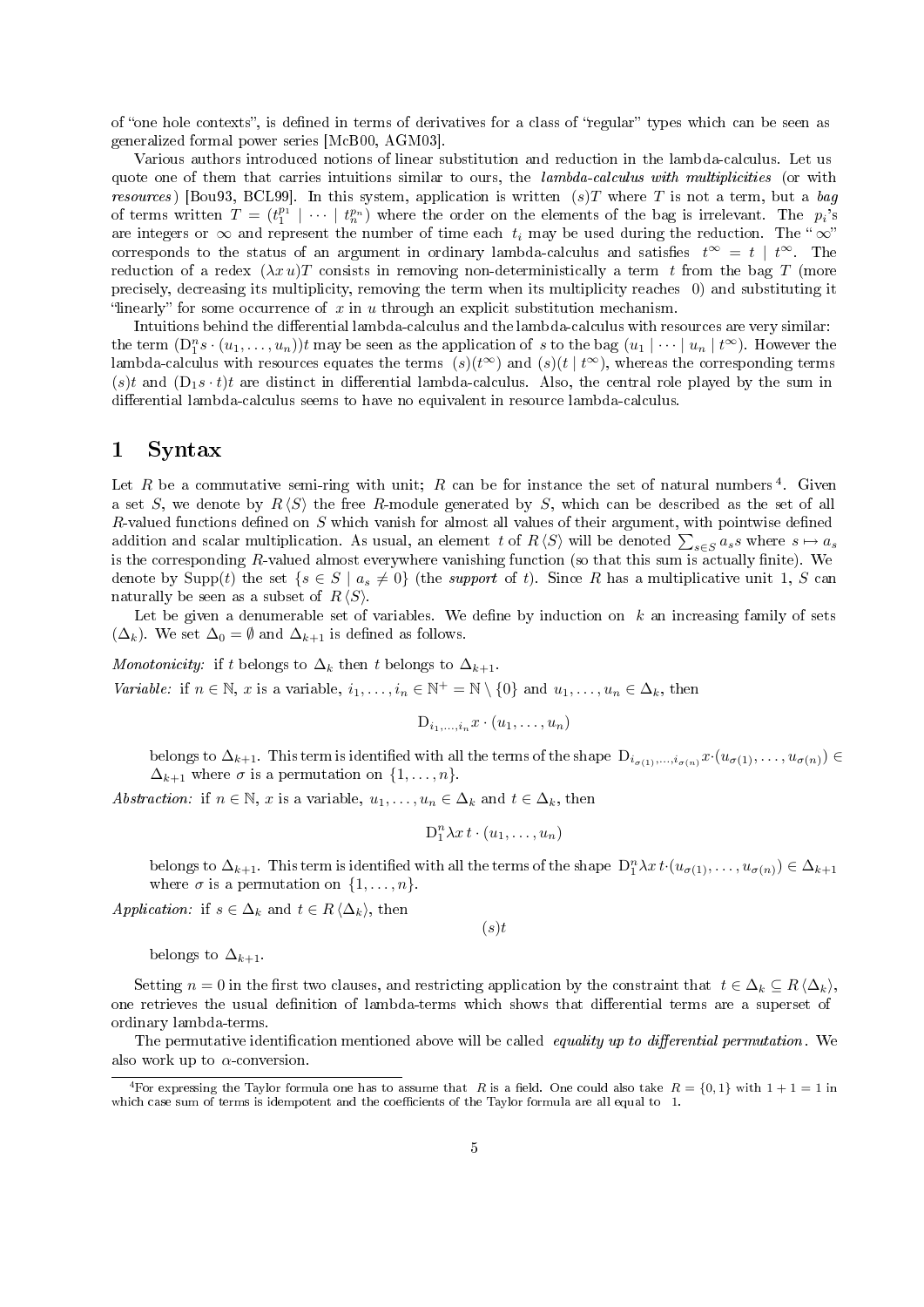of "one hole contexts", is defined in terms of derivatives for a class of "regular" types which can be seen as generalized formal power series [McB00, AGM03].

Various authors introduced notions of linear substitution and reduction in the lambda-calculus. Let us quote one of them that carries intuitions similar to ours, the *lambda-calculus with multiplicities* (or with *resources*) [Bou93, BCL99]. In this system, application is written $(s)T$ where $T$ is not a term, but a *bag* of terms written $T = (t_1^{p_1} \mid \cdots \mid t_n^{p_n})$ where the order on the elements of the bag is irrelevant. The $p_i$'s are integers or $\infty$ and represent the number of time each $t_i$ may be used during the reduction. The "$\infty$" corresponds to the status of an argument in ordinary lambda-calculus and satisfies $t^\infty = t \mid t^\infty$. The reduction of a redex $(\lambda x\, u)T$ consists in removing non-deterministically a term $t$ from the bag $T$ (more precisely, decreasing its multiplicity, removing the term when its multiplicity reaches 0) and substituting it "linearly" for some occurrence of $x$ in $u$ through an explicit substitution mechanism.

Intuitions behind the differential lambda-calculus and the lambda-calculus with resources are very similar: the term $(\mathrm{D}_1^n s \cdot (u_1, \ldots, u_n))t$ may be seen as the application of $s$ to the bag $(u_1 \mid \cdots \mid u_n \mid t^\infty)$. However the lambda-calculus with resources equates the terms $(s)(t^\infty)$ and $(s)(t \mid t^\infty)$, whereas the corresponding terms $(s)t$ and $(\mathrm{D}_1 s \cdot t)t$ are distinct in differential lambda-calculus. Also, the central role played by the sum in differential lambda-calculus seems to have no equivalent in resource lambda-calculus.

# 1 Syntax

Let $R$ be a commutative semi-ring with unit; $R$ can be for instance the set of natural numbers[4]. Given a set $S$, we denote by $R\langle S\rangle$ the free $R$-module generated by $S$, which can be described as the set of all $R$-valued functions defined on $S$ which vanish for almost all values of their argument, with pointwise defined addition and scalar multiplication. As usual, an element $t$ of $R\langle S\rangle$ will be denoted $\sum_{s\in S} a_s s$ where $s \mapsto a_s$ is the corresponding $R$-valued almost everywhere vanishing function (so that this sum is actually finite). We denote by $\mathrm{Supp}(t)$ the set $\{s \in S \mid a_s \neq 0\}$ (the *support* of $t$). Since $R$ has a multiplicative unit 1, $S$ can naturally be seen as a subset of $R\langle S\rangle$.

Let be given a denumerable set of variables. We define by induction on $k$ an increasing family of sets $(\Delta_k)$. We set $\Delta_0 = \emptyset$ and $\Delta_{k+1}$ is defined as follows.

*Monotonicity:* if $t$ belongs to $\Delta_k$ then $t$ belongs to $\Delta_{k+1}$.

*Variable:* if $n \in \mathbb{N}$, $x$ is a variable, $i_1, \ldots, i_n \in \mathbb{N}^+ = \mathbb{N} \setminus \{0\}$ and $u_1, \ldots, u_n \in \Delta_k$, then

$$\mathrm{D}_{i_1,\ldots,i_n} x \cdot (u_1, \ldots, u_n)$$

belongs to $\Delta_{k+1}$. This term is identified with all the terms of the shape $\mathrm{D}_{i_{\sigma(1)},\ldots,i_{\sigma(n)}} x \cdot (u_{\sigma(1)}, \ldots, u_{\sigma(n)}) \in \Delta_{k+1}$ where $\sigma$ is a permutation on $\{1, \ldots, n\}$.

*Abstraction:* if $n \in \mathbb{N}$, $x$ is a variable, $u_1, \ldots, u_n \in \Delta_k$ and $t \in \Delta_k$, then

$$\mathrm{D}_1^n \lambda x\, t \cdot (u_1, \ldots, u_n)$$

belongs to $\Delta_{k+1}$. This term is identified with all the terms of the shape $\mathrm{D}_1^n \lambda x\, t \cdot (u_{\sigma(1)}, \ldots, u_{\sigma(n)}) \in \Delta_{k+1}$ where $\sigma$ is a permutation on $\{1, \ldots, n\}$.

*Application:* if $s \in \Delta_k$ and $t \in R\langle \Delta_k\rangle$, then

$$(s)t$$

belongs to $\Delta_{k+1}$.

Setting $n = 0$ in the first two clauses, and restricting application by the constraint that $t \in \Delta_k \subseteq R\langle\Delta_k\rangle$, one retrieves the usual definition of lambda-terms which shows that differential terms are a superset of ordinary lambda-terms.

The permutative identification mentioned above will be called *equality up to differential permutation*. We also work up to $\alpha$-conversion.

---

[4] For expressing the Taylor formula one has to assume that $R$ is a field. One could also take $R = \{0, 1\}$ with $1 + 1 = 1$ in which case sum of terms is idempotent and the coefficients of the Taylor formula are all equal to 1.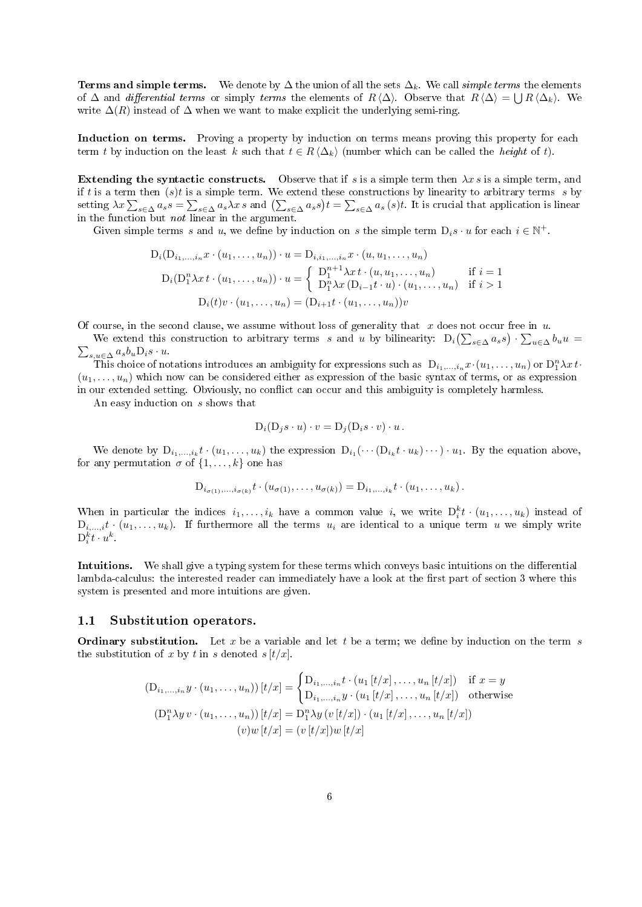**Terms and simple terms.** We denote by $\Delta$ the union of all the sets $\Delta_k$. We call *simple terms* the elements of $\Delta$ and *differential terms* or simply *terms* the elements of $R\langle\Delta\rangle$. Observe that $R\langle\Delta\rangle = \bigcup R\langle\Delta_k\rangle$. We write $\Delta(R)$ instead of $\Delta$ when we want to make explicit the underlying semi-ring.

**Induction on terms.** Proving a property by induction on terms means proving this property for each term $t$ by induction on the least $k$ such that $t \in R\langle\Delta_k\rangle$ (number which can be called the *height* of $t$).

**Extending the syntactic constructs.** Observe that if $s$ is a simple term then $\lambda x\, s$ is a simple term, and if $t$ is a term then $(s)t$ is a simple term. We extend these constructions by linearity to arbitrary terms $s$ by setting $\lambda x \sum_{s\in\Delta} a_s s = \sum_{s\in\Delta} a_s \lambda x\, s$ and $\left(\sum_{s\in\Delta} a_s s\right)t = \sum_{s\in\Delta} a_s\,(s)t$. It is crucial that application is linear in the function but *not* linear in the argument.

Given simple terms $s$ and $u$, we define by induction on $s$ the simple term $\mathrm{D}_i s\cdot u$ for each $i \in \mathbb{N}^+$.

$$\mathrm{D}_i(\mathrm{D}_{i_1,\dots,i_n} x\cdot(u_1,\dots,u_n))\cdot u = \mathrm{D}_{i,i_1,\dots,i_n} x\cdot(u,u_1,\dots,u_n)$$

$$\mathrm{D}_i(\mathrm{D}_1^n \lambda x\, t\cdot(u_1,\dots,u_n))\cdot u = \begin{cases} \mathrm{D}_1^{n+1}\lambda x\, t\cdot(u,u_1,\dots,u_n) & \text{if } i=1 \\ \mathrm{D}_1^n \lambda x\,(\mathrm{D}_{i-1} t\cdot u)\cdot(u_1,\dots,u_n) & \text{if } i>1 \end{cases}$$

$$\mathrm{D}_i(t)v\cdot(u_1,\dots,u_n) = (\mathrm{D}_{i+1} t\cdot(u_1,\dots,u_n))v$$

Of course, in the second clause, we assume without loss of generality that $x$ does not occur free in $u$.

We extend this construction to arbitrary terms $s$ and $u$ by bilinearity: $\mathrm{D}_i\left(\sum_{s\in\Delta} a_s s\right)\cdot \sum_{u\in\Delta} b_u u = \sum_{s,u\in\Delta} a_s b_u \mathrm{D}_i s\cdot u$.

This choice of notations introduces an ambiguity for expressions such as $\mathrm{D}_{i_1,\dots,i_n} x\cdot(u_1,\dots,u_n)$ or $\mathrm{D}_1^n\lambda x\, t\cdot(u_1,\dots,u_n)$ which now can be considered either as expression of the basic syntax of terms, or as expression in our extended setting. Obviously, no conflict can occur and this ambiguity is completely harmless.

An easy induction on $s$ shows that

$$\mathrm{D}_i(\mathrm{D}_j s\cdot u)\cdot v = \mathrm{D}_j(\mathrm{D}_i s\cdot v)\cdot u\,.$$

We denote by $\mathrm{D}_{i_1,\dots,i_k} t\cdot(u_1,\dots,u_k)$ the expression $\mathrm{D}_{i_1}(\cdots(\mathrm{D}_{i_k} t\cdot u_k)\cdots)\cdot u_1$. By the equation above, for any permutation $\sigma$ of $\{1,\dots,k\}$ one has

$$\mathrm{D}_{i_{\sigma(1)},\dots,i_{\sigma(k)}} t\cdot(u_{\sigma(1)},\dots,u_{\sigma(k)}) = \mathrm{D}_{i_1,\dots,i_k} t\cdot(u_1,\dots,u_k)\,.$$

When in particular the indices $i_1,\dots,i_k$ have a common value $i$, we write $\mathrm{D}_i^k t\cdot(u_1,\dots,u_k)$ instead of $\mathrm{D}_{i,\dots,i} t\cdot(u_1,\dots,u_k)$. If furthermore all the terms $u_i$ are identical to a unique term $u$ we simply write $\mathrm{D}_i^k t\cdot u^k$.

**Intuitions.** We shall give a typing system for these terms which conveys basic intuitions on the differential lambda-calculus: the interested reader can immediately have a look at the first part of section 3 where this system is presented and more intuitions are given.

## 1.1 Substitution operators.

**Ordinary substitution.** Let $x$ be a variable and let $t$ be a term; we define by induction on the term $s$ the substitution of $x$ by $t$ in $s$ denoted $s\,[t/x]$.

$$(\mathrm{D}_{i_1,\dots,i_n} y\cdot(u_1,\dots,u_n))\,[t/x] = \begin{cases} \mathrm{D}_{i_1,\dots,i_n} t\cdot(u_1\,[t/x],\dots,u_n\,[t/x]) & \text{if } x=y \\ \mathrm{D}_{i_1,\dots,i_n} y\cdot(u_1\,[t/x],\dots,u_n\,[t/x]) & \text{otherwise} \end{cases}$$

$$(\mathrm{D}_1^n\lambda y\, v\cdot(u_1,\dots,u_n))\,[t/x] = \mathrm{D}_1^n\lambda y\,(v\,[t/x])\cdot(u_1\,[t/x],\dots,u_n\,[t/x])$$

$$(v)w\,[t/x] = (v\,[t/x])w\,[t/x]$$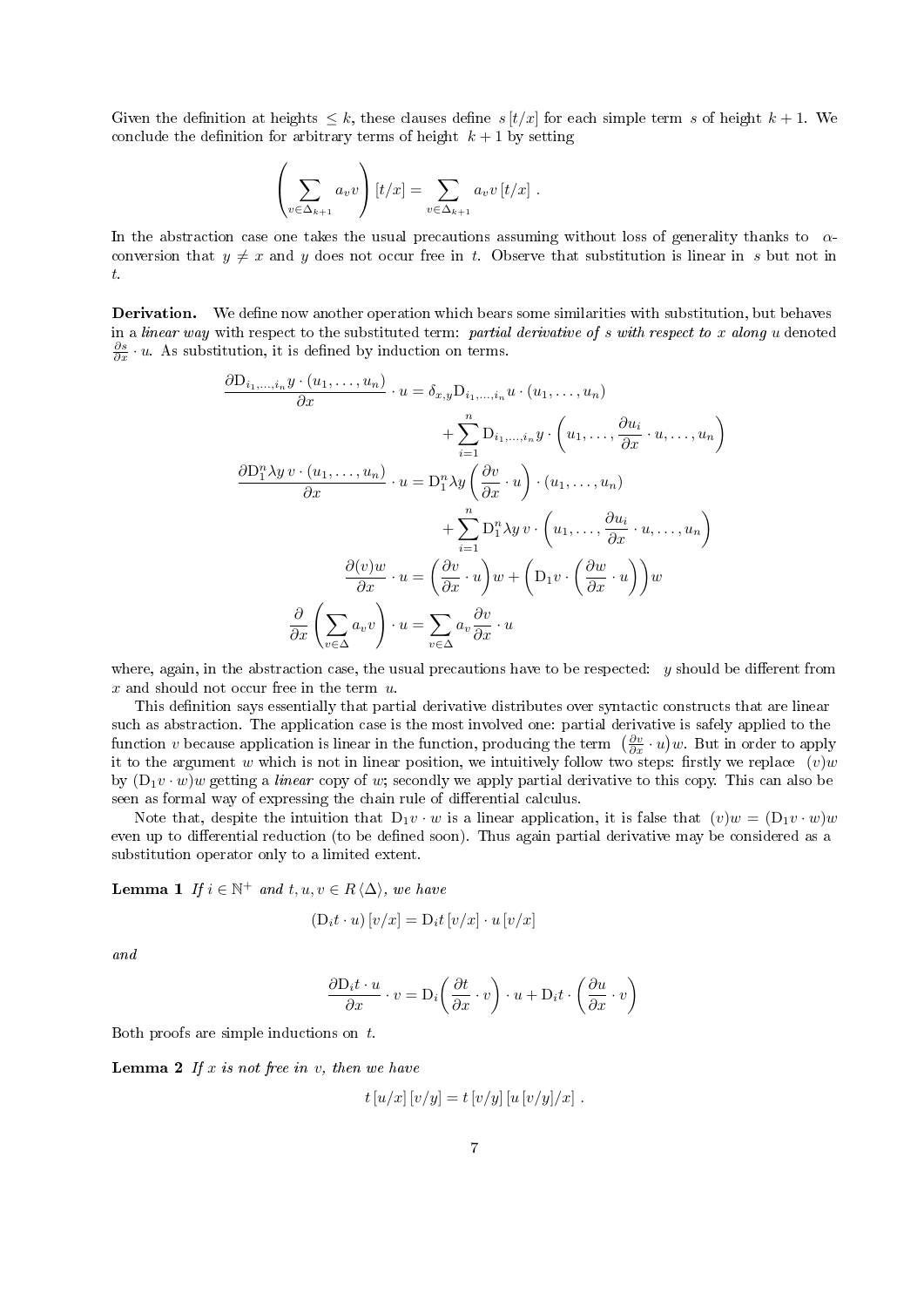Given the definition at heights $\leq k$, these clauses define $s\,[t/x]$ for each simple term $s$ of height $k+1$. We conclude the definition for arbitrary terms of height $k+1$ by setting

$$\left(\sum_{v\in\Delta_{k+1}} a_v v\right)[t/x] = \sum_{v\in\Delta_{k+1}} a_v v\,[t/x]\ .$$

In the abstraction case one takes the usual precautions assuming without loss of generality thanks to $\alpha$-conversion that $y \neq x$ and $y$ does not occur free in $t$. Observe that substitution is linear in $s$ but not in $t$.

**Derivation.** We define now another operation which bears some similarities with substitution, but behaves in a *linear way* with respect to the substituted term: *partial derivative of $s$ with respect to $x$ along $u$* denoted $\frac{\partial s}{\partial x}\cdot u$. As substitution, it is defined by induction on terms.

$$\begin{aligned}
\frac{\partial \mathrm{D}_{i_1,\ldots,i_n} y\cdot(u_1,\ldots,u_n)}{\partial x}\cdot u &= \delta_{x,y}\mathrm{D}_{i_1,\ldots,i_n} u\cdot(u_1,\ldots,u_n)\\
&\quad + \sum_{i=1}^{n} \mathrm{D}_{i_1,\ldots,i_n} y\cdot\left(u_1,\ldots,\frac{\partial u_i}{\partial x}\cdot u,\ldots,u_n\right)\\
\frac{\partial \mathrm{D}_1^n \lambda y\, v\cdot(u_1,\ldots,u_n)}{\partial x}\cdot u &= \mathrm{D}_1^n \lambda y\left(\frac{\partial v}{\partial x}\cdot u\right)\cdot(u_1,\ldots,u_n)\\
&\quad + \sum_{i=1}^{n} \mathrm{D}_1^n \lambda y\, v\cdot\left(u_1,\ldots,\frac{\partial u_i}{\partial x}\cdot u,\ldots,u_n\right)\\
\frac{\partial (v)w}{\partial x}\cdot u &= \left(\frac{\partial v}{\partial x}\cdot u\right)w + \left(\mathrm{D}_1 v\cdot\left(\frac{\partial w}{\partial x}\cdot u\right)\right)w\\
\frac{\partial}{\partial x}\left(\sum_{v\in\Delta} a_v v\right)\cdot u &= \sum_{v\in\Delta} a_v\frac{\partial v}{\partial x}\cdot u
\end{aligned}$$

where, again, in the abstraction case, the usual precautions have to be respected: $y$ should be different from $x$ and should not occur free in the term $u$.

This definition says essentially that partial derivative distributes over syntactic constructs that are linear such as abstraction. The application case is the most involved one: partial derivative is safely applied to the function $v$ because application is linear in the function, producing the term $\left(\frac{\partial v}{\partial x}\cdot u\right)w$. But in order to apply it to the argument $w$ which is not in linear position, we intuitively follow two steps: firstly we replace $(v)w$ by $(\mathrm{D}_1 v\cdot w)w$ getting a *linear* copy of $w$; secondly we apply partial derivative to this copy. This can also be seen as formal way of expressing the chain rule of differential calculus.

Note that, despite the intuition that $\mathrm{D}_1 v\cdot w$ is a linear application, it is false that $(v)w = (\mathrm{D}_1 v\cdot w)w$ even up to differential reduction (to be defined soon). Thus again partial derivative may be considered as a substitution operator only to a limited extent.

**Lemma 1** *If $i\in\mathbb{N}^+$ and $t,u,v\in R\langle\Delta\rangle$, we have*

$$(\mathrm{D}_i t\cdot u)\,[v/x] = \mathrm{D}_i t\,[v/x]\cdot u\,[v/x]$$

*and*

$$\frac{\partial \mathrm{D}_i t\cdot u}{\partial x}\cdot v = \mathrm{D}_i\!\left(\frac{\partial t}{\partial x}\cdot v\right)\cdot u + \mathrm{D}_i t\cdot\left(\frac{\partial u}{\partial x}\cdot v\right)$$

Both proofs are simple inductions on $t$.

**Lemma 2** *If $x$ is not free in $v$, then we have*

$$t\,[u/x]\,[v/y] = t\,[v/y]\,[u\,[v/y]/x]\ .$$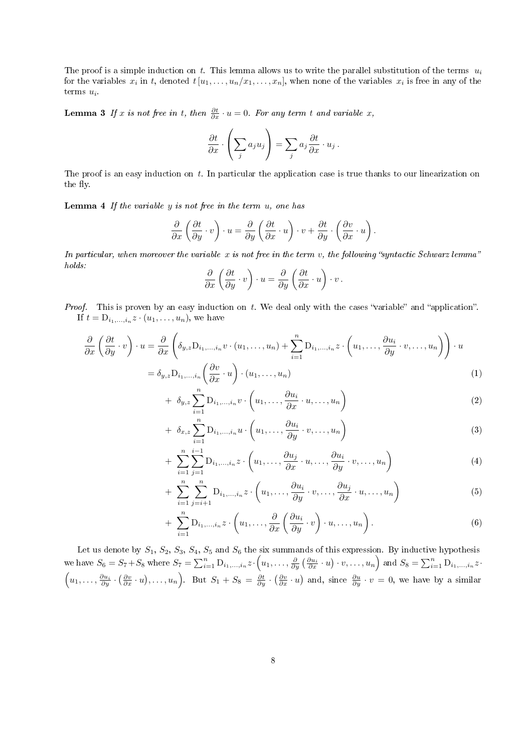The proof is a simple induction on $t$. This lemma allows us to write the parallel substitution of the terms $u_i$ for the variables $x_i$ in $t$, denoted $t\,[u_1,\ldots,u_n/x_1,\ldots,x_n]$, when none of the variables $x_i$ is free in any of the terms $u_i$.

**Lemma 3** *If $x$ is not free in $t$, then $\frac{\partial t}{\partial x}\cdot u = 0$. For any term $t$ and variable $x$,*

$$\frac{\partial t}{\partial x}\cdot\left(\sum_j a_j u_j\right)=\sum_j a_j\frac{\partial t}{\partial x}\cdot u_j\,.$$

The proof is an easy induction on $t$. In particular the application case is true thanks to our linearization on the fly.

**Lemma 4** *If the variable $y$ is not free in the term $u$, one has*

$$\frac{\partial}{\partial x}\left(\frac{\partial t}{\partial y}\cdot v\right)\cdot u=\frac{\partial}{\partial y}\left(\frac{\partial t}{\partial x}\cdot u\right)\cdot v+\frac{\partial t}{\partial y}\cdot\left(\frac{\partial v}{\partial x}\cdot u\right).$$

*In particular, when moreover the variable $x$ is not free in the term $v$, the following "syntactic Schwarz lemma" holds:*

$$\frac{\partial}{\partial x}\left(\frac{\partial t}{\partial y}\cdot v\right)\cdot u=\frac{\partial}{\partial y}\left(\frac{\partial t}{\partial x}\cdot u\right)\cdot v\,.$$

*Proof.* This is proven by an easy induction on $t$. We deal only with the cases "variable" and "application".

If $t=\mathrm{D}_{i_1,\ldots,i_n}z\cdot(u_1,\ldots,u_n)$, we have

$$\begin{aligned}
\frac{\partial}{\partial x}\left(\frac{\partial t}{\partial y}\cdot v\right)\cdot u &= \frac{\partial}{\partial x}\left(\delta_{y,z}\mathrm{D}_{i_1,\ldots,i_n}v\cdot(u_1,\ldots,u_n)+\sum_{i=1}^n \mathrm{D}_{i_1,\ldots,i_n}z\cdot\left(u_1,\ldots,\frac{\partial u_i}{\partial y}\cdot v,\ldots,u_n\right)\right)\cdot u\\
&= \delta_{y,z}\mathrm{D}_{i_1,\ldots,i_n}\left(\frac{\partial v}{\partial x}\cdot u\right)\cdot(u_1,\ldots,u_n) &(1)\\
&\quad+\ \delta_{y,z}\sum_{i=1}^n \mathrm{D}_{i_1,\ldots,i_n}v\cdot\left(u_1,\ldots,\frac{\partial u_i}{\partial x}\cdot u,\ldots,u_n\right) &(2)\\
&\quad+\ \delta_{x,z}\sum_{i=1}^n \mathrm{D}_{i_1,\ldots,i_n}u\cdot\left(u_1,\ldots,\frac{\partial u_i}{\partial y}\cdot v,\ldots,u_n\right) &(3)\\
&\quad+\ \sum_{i=1}^n\sum_{j=1}^{i-1} \mathrm{D}_{i_1,\ldots,i_n}z\cdot\left(u_1,\ldots,\frac{\partial u_j}{\partial x}\cdot u,\ldots,\frac{\partial u_i}{\partial y}\cdot v,\ldots,u_n\right) &(4)\\
&\quad+\ \sum_{i=1}^n\sum_{j=i+1}^{n} \mathrm{D}_{i_1,\ldots,i_n}z\cdot\left(u_1,\ldots,\frac{\partial u_i}{\partial y}\cdot v,\ldots,\frac{\partial u_j}{\partial x}\cdot u,\ldots,u_n\right) &(5)\\
&\quad+\ \sum_{i=1}^n \mathrm{D}_{i_1,\ldots,i_n}z\cdot\left(u_1,\ldots,\frac{\partial}{\partial x}\left(\frac{\partial u_i}{\partial y}\cdot v\right)\cdot u,\ldots,u_n\right). &(6)
\end{aligned}$$

Let us denote by $S_1$, $S_2$, $S_3$, $S_4$, $S_5$ and $S_6$ the six summands of this expression. By inductive hypothesis we have $S_6=S_7+S_8$ where $S_7=\sum_{i=1}^n \mathrm{D}_{i_1,\ldots,i_n}z\cdot\left(u_1,\ldots,\frac{\partial}{\partial y}\left(\frac{\partial u_i}{\partial x}\cdot u\right)\cdot v,\ldots,u_n\right)$ and $S_8=\sum_{i=1}^n \mathrm{D}_{i_1,\ldots,i_n}z\cdot\left(u_1,\ldots,\frac{\partial u_i}{\partial y}\cdot\left(\frac{\partial v}{\partial x}\cdot u\right),\ldots,u_n\right)$. But $S_1+S_8=\frac{\partial t}{\partial y}\cdot\left(\frac{\partial v}{\partial x}\cdot u\right)$ and, since $\frac{\partial u}{\partial y}\cdot v=0$, we have by a similar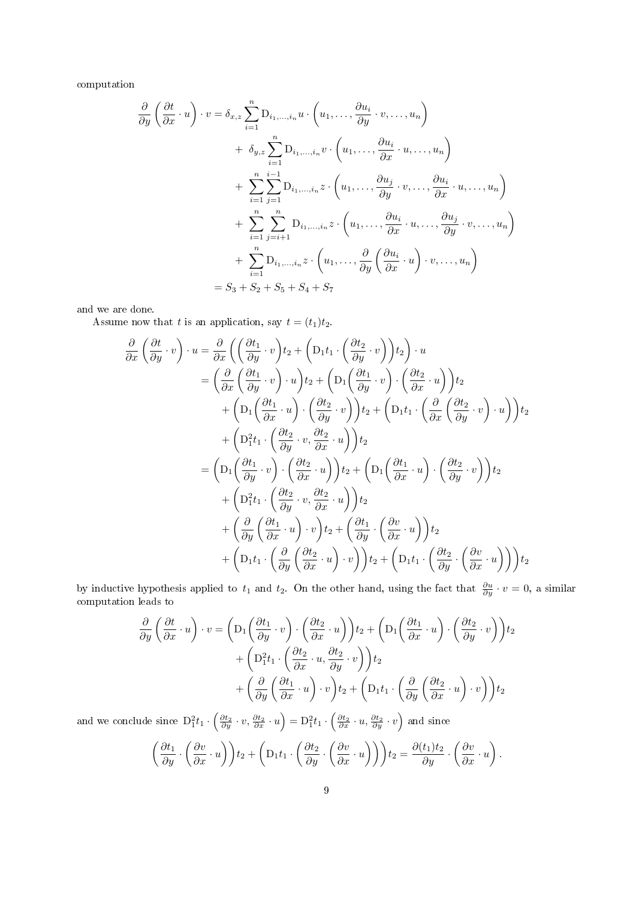computation

$$
\begin{aligned}
\frac{\partial}{\partial y}\left(\frac{\partial t}{\partial x}\cdot u\right)\cdot v &= \delta_{x,z}\sum_{i=1}^{n}\mathrm{D}_{i_1,\ldots,i_n}u\cdot\left(u_1,\ldots,\frac{\partial u_i}{\partial y}\cdot v,\ldots,u_n\right)\\
&+\ \delta_{y,z}\sum_{i=1}^{n}\mathrm{D}_{i_1,\ldots,i_n}v\cdot\left(u_1,\ldots,\frac{\partial u_i}{\partial x}\cdot u,\ldots,u_n\right)\\
&+\ \sum_{i=1}^{n}\sum_{j=1}^{i-1}\mathrm{D}_{i_1,\ldots,i_n}z\cdot\left(u_1,\ldots,\frac{\partial u_j}{\partial y}\cdot v,\ldots,\frac{\partial u_i}{\partial x}\cdot u,\ldots,u_n\right)\\
&+\ \sum_{i=1}^{n}\sum_{j=i+1}^{n}\mathrm{D}_{i_1,\ldots,i_n}z\cdot\left(u_1,\ldots,\frac{\partial u_i}{\partial x}\cdot u,\ldots,\frac{\partial u_j}{\partial y}\cdot v,\ldots,u_n\right)\\
&+\ \sum_{i=1}^{n}\mathrm{D}_{i_1,\ldots,i_n}z\cdot\left(u_1,\ldots,\frac{\partial}{\partial y}\left(\frac{\partial u_i}{\partial x}\cdot u\right)\cdot v,\ldots,u_n\right)\\
&= S_3+S_2+S_5+S_4+S_7
\end{aligned}
$$

and we are done.

Assume now that $t$ is an application, say $t=(t_1)t_2$.

$$
\begin{aligned}
\frac{\partial}{\partial x}\left(\frac{\partial t}{\partial y}\cdot v\right)\cdot u &= \frac{\partial}{\partial x}\left(\left(\frac{\partial t_1}{\partial y}\cdot v\right)t_2+\left(\mathrm{D}_1t_1\cdot\left(\frac{\partial t_2}{\partial y}\cdot v\right)\right)t_2\right)\cdot u\\
&= \left(\frac{\partial}{\partial x}\left(\frac{\partial t_1}{\partial y}\cdot v\right)\cdot u\right)t_2+\left(\mathrm{D}_1\left(\frac{\partial t_1}{\partial y}\cdot v\right)\cdot\left(\frac{\partial t_2}{\partial x}\cdot u\right)\right)t_2\\
&\quad+\left(\mathrm{D}_1\left(\frac{\partial t_1}{\partial x}\cdot u\right)\cdot\left(\frac{\partial t_2}{\partial y}\cdot v\right)\right)t_2+\left(\mathrm{D}_1t_1\cdot\left(\frac{\partial}{\partial x}\left(\frac{\partial t_2}{\partial y}\cdot v\right)\cdot u\right)\right)t_2\\
&\quad+\left(\mathrm{D}_1^2t_1\cdot\left(\frac{\partial t_2}{\partial y}\cdot v,\frac{\partial t_2}{\partial x}\cdot u\right)\right)t_2\\
&= \left(\mathrm{D}_1\left(\frac{\partial t_1}{\partial y}\cdot v\right)\cdot\left(\frac{\partial t_2}{\partial x}\cdot u\right)\right)t_2+\left(\mathrm{D}_1\left(\frac{\partial t_1}{\partial x}\cdot u\right)\cdot\left(\frac{\partial t_2}{\partial y}\cdot v\right)\right)t_2\\
&\quad+\left(\mathrm{D}_1^2t_1\cdot\left(\frac{\partial t_2}{\partial y}\cdot v,\frac{\partial t_2}{\partial x}\cdot u\right)\right)t_2\\
&\quad+\left(\frac{\partial}{\partial y}\left(\frac{\partial t_1}{\partial x}\cdot u\right)\cdot v\right)t_2+\left(\frac{\partial t_1}{\partial y}\cdot\left(\frac{\partial v}{\partial x}\cdot u\right)\right)t_2\\
&\quad+\left(\mathrm{D}_1t_1\cdot\left(\frac{\partial}{\partial y}\left(\frac{\partial t_2}{\partial x}\cdot u\right)\cdot v\right)\right)t_2+\left(\mathrm{D}_1t_1\cdot\left(\frac{\partial t_2}{\partial y}\cdot\left(\frac{\partial v}{\partial x}\cdot u\right)\right)\right)t_2
\end{aligned}
$$

by inductive hypothesis applied to $t_1$ and $t_2$. On the other hand, using the fact that $\frac{\partial u}{\partial y}\cdot v=0$, a similar computation leads to

$$
\begin{aligned}
\frac{\partial}{\partial y}\left(\frac{\partial t}{\partial x}\cdot u\right)\cdot v &= \left(\mathrm{D}_1\left(\frac{\partial t_1}{\partial y}\cdot v\right)\cdot\left(\frac{\partial t_2}{\partial x}\cdot u\right)\right)t_2+\left(\mathrm{D}_1\left(\frac{\partial t_1}{\partial x}\cdot u\right)\cdot\left(\frac{\partial t_2}{\partial y}\cdot v\right)\right)t_2\\
&\quad+\left(\mathrm{D}_1^2t_1\cdot\left(\frac{\partial t_2}{\partial x}\cdot u,\frac{\partial t_2}{\partial y}\cdot v\right)\right)t_2\\
&\quad+\left(\frac{\partial}{\partial y}\left(\frac{\partial t_1}{\partial x}\cdot u\right)\cdot v\right)t_2+\left(\mathrm{D}_1t_1\cdot\left(\frac{\partial}{\partial y}\left(\frac{\partial t_2}{\partial x}\cdot u\right)\cdot v\right)\right)t_2
\end{aligned}
$$

and we conclude since $\mathrm{D}_1^2t_1\cdot\left(\frac{\partial t_2}{\partial y}\cdot v,\frac{\partial t_2}{\partial x}\cdot u\right)=\mathrm{D}_1^2t_1\cdot\left(\frac{\partial t_2}{\partial x}\cdot u,\frac{\partial t_2}{\partial y}\cdot v\right)$ and since

$$
\left(\frac{\partial t_1}{\partial y}\cdot\left(\frac{\partial v}{\partial x}\cdot u\right)\right)t_2+\left(\mathrm{D}_1t_1\cdot\left(\frac{\partial t_2}{\partial y}\cdot\left(\frac{\partial v}{\partial x}\cdot u\right)\right)\right)t_2=\frac{\partial (t_1)t_2}{\partial y}\cdot\left(\frac{\partial v}{\partial x}\cdot u\right).
$$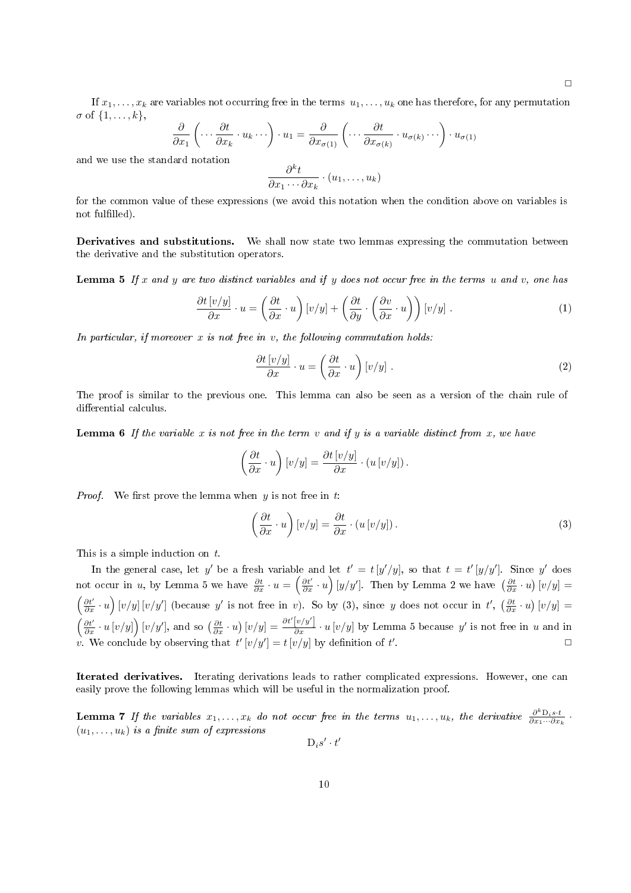□

If $x_1, \ldots, x_k$ are variables not occurring free in the terms $u_1, \ldots, u_k$ one has therefore, for any permutation $\sigma$ of $\{1, \ldots, k\}$,

$$\frac{\partial}{\partial x_1}\left(\cdots \frac{\partial t}{\partial x_k} \cdot u_k \cdots\right) \cdot u_1 = \frac{\partial}{\partial x_{\sigma(1)}}\left(\cdots \frac{\partial t}{\partial x_{\sigma(k)}} \cdot u_{\sigma(k)} \cdots\right) \cdot u_{\sigma(1)}$$

and we use the standard notation

$$\frac{\partial^k t}{\partial x_1 \cdots \partial x_k} \cdot (u_1, \ldots, u_k)$$

for the common value of these expressions (we avoid this notation when the condition above on variables is not fulfilled).

**Derivatives and substitutions.** We shall now state two lemmas expressing the commutation between the derivative and the substitution operators.

**Lemma 5** *If $x$ and $y$ are two distinct variables and if $y$ does not occur free in the terms $u$ and $v$, one has*

$$\frac{\partial t\,[v/y]}{\partial x} \cdot u = \left(\frac{\partial t}{\partial x} \cdot u\right)[v/y] + \left(\frac{\partial t}{\partial y} \cdot \left(\frac{\partial v}{\partial x} \cdot u\right)\right)[v/y]\,. \tag{1}$$

*In particular, if moreover $x$ is not free in $v$, the following commutation holds:*

$$\frac{\partial t\,[v/y]}{\partial x} \cdot u = \left(\frac{\partial t}{\partial x} \cdot u\right)[v/y]\,. \tag{2}$$

The proof is similar to the previous one. This lemma can also be seen as a version of the chain rule of differential calculus.

**Lemma 6** *If the variable $x$ is not free in the term $v$ and if $y$ is a variable distinct from $x$, we have*

$$\left(\frac{\partial t}{\partial x} \cdot u\right)[v/y] = \frac{\partial t\,[v/y]}{\partial x} \cdot (u\,[v/y])\,.$$

*Proof.* We first prove the lemma when $y$ is not free in $t$:

$$\left(\frac{\partial t}{\partial x} \cdot u\right)[v/y] = \frac{\partial t}{\partial x} \cdot (u\,[v/y])\,. \tag{3}$$

This is a simple induction on $t$.

In the general case, let $y'$ be a fresh variable and let $t' = t\,[y'/y]$, so that $t = t'\,[y/y']$. Since $y'$ does not occur in $u$, by Lemma 5 we have $\frac{\partial t}{\partial x} \cdot u = \left(\frac{\partial t'}{\partial x} \cdot u\right)[y/y']$. Then by Lemma 2 we have $\left(\frac{\partial t}{\partial x} \cdot u\right)[v/y] = \left(\frac{\partial t'}{\partial x} \cdot u\right)[v/y]\,[v/y']$ (because $y'$ is not free in $v$). So by (3), since $y$ does not occur in $t'$, $\left(\frac{\partial t}{\partial x} \cdot u\right)[v/y] = \left(\frac{\partial t'}{\partial x} \cdot u\,[v/y]\right)[v/y']$, and so $\left(\frac{\partial t}{\partial x} \cdot u\right)[v/y] = \frac{\partial t'[v/y']}{\partial x} \cdot u\,[v/y]$ by Lemma 5 because $y'$ is not free in $u$ and in $v$. We conclude by observing that $t'\,[v/y'] = t\,[v/y]$ by definition of $t'$. □

**Iterated derivatives.** Iterating derivations leads to rather complicated expressions. However, one can easily prove the following lemmas which will be useful in the normalization proof.

**Lemma 7** *If the variables $x_1, \ldots, x_k$ do not occur free in the terms $u_1, \ldots, u_k$, the derivative $\frac{\partial^k \mathrm{D}_i s \cdot t}{\partial x_1 \cdots \partial x_k} \cdot (u_1, \ldots, u_k)$ is a finite sum of expressions*

$$\mathrm{D}_i s' \cdot t'$$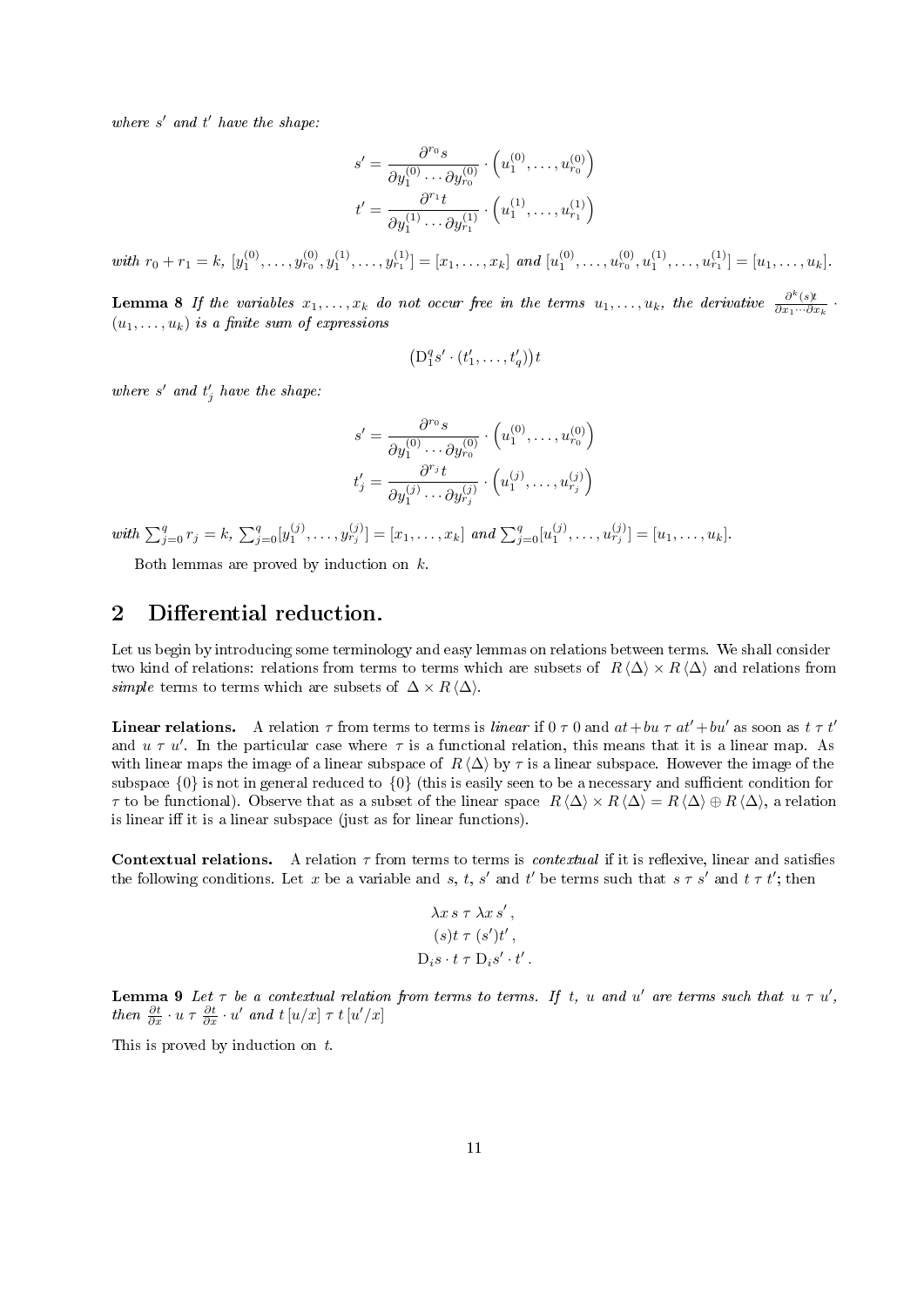*where $s'$ and $t'$ have the shape:*

$$s' = \frac{\partial^{r_0} s}{\partial y_1^{(0)} \cdots \partial y_{r_0}^{(0)}} \cdot \left(u_1^{(0)}, \ldots, u_{r_0}^{(0)}\right)$$
$$t' = \frac{\partial^{r_1} t}{\partial y_1^{(1)} \cdots \partial y_{r_1}^{(1)}} \cdot \left(u_1^{(1)}, \ldots, u_{r_1}^{(1)}\right)$$

*with $r_0 + r_1 = k$, $[y_1^{(0)}, \ldots, y_{r_0}^{(0)}, y_1^{(1)}, \ldots, y_{r_1}^{(1)}] = [x_1, \ldots, x_k]$ and $[u_1^{(0)}, \ldots, u_{r_0}^{(0)}, u_1^{(1)}, \ldots, u_{r_1}^{(1)}] = [u_1, \ldots, u_k]$.*

**Lemma 8** *If the variables $x_1, \ldots, x_k$ do not occur free in the terms $u_1, \ldots, u_k$, the derivative $\frac{\partial^k (s)t}{\partial x_1 \cdots \partial x_k} \cdot (u_1, \ldots, u_k)$ is a finite sum of expressions*

$$\left(\mathrm{D}_1^q s' \cdot (t'_1, \ldots, t'_q)\right)t$$

*where $s'$ and $t'_j$ have the shape:*

$$s' = \frac{\partial^{r_0} s}{\partial y_1^{(0)} \cdots \partial y_{r_0}^{(0)}} \cdot \left(u_1^{(0)}, \ldots, u_{r_0}^{(0)}\right)$$
$$t'_j = \frac{\partial^{r_j} t}{\partial y_1^{(j)} \cdots \partial y_{r_j}^{(j)}} \cdot \left(u_1^{(j)}, \ldots, u_{r_j}^{(j)}\right)$$

*with $\sum_{j=0}^{q} r_j = k$, $\sum_{j=0}^{q} [y_1^{(j)}, \ldots, y_{r_j}^{(j)}] = [x_1, \ldots, x_k]$ and $\sum_{j=0}^{q} [u_1^{(j)}, \ldots, u_{r_j}^{(j)}] = [u_1, \ldots, u_k]$.*

Both lemmas are proved by induction on $k$.

## 2 Differential reduction.

Let us begin by introducing some terminology and easy lemmas on relations between terms. We shall consider two kind of relations: relations from terms to terms which are subsets of $R\langle\Delta\rangle \times R\langle\Delta\rangle$ and relations from *simple* terms to terms which are subsets of $\Delta \times R\langle\Delta\rangle$.

**Linear relations.** A relation $\tau$ from terms to terms is *linear* if $0 \;\tau\; 0$ and $at + bu \;\tau\; at' + bu'$ as soon as $t \;\tau\; t'$ and $u \;\tau\; u'$. In the particular case where $\tau$ is a functional relation, this means that it is a linear map. As with linear maps the image of a linear subspace of $R\langle\Delta\rangle$ by $\tau$ is a linear subspace. However the image of the subspace $\{0\}$ is not in general reduced to $\{0\}$ (this is easily seen to be a necessary and sufficient condition for $\tau$ to be functional). Observe that as a subset of the linear space $R\langle\Delta\rangle \times R\langle\Delta\rangle = R\langle\Delta\rangle \oplus R\langle\Delta\rangle$, a relation is linear iff it is a linear subspace (just as for linear functions).

**Contextual relations.** A relation $\tau$ from terms to terms is *contextual* if it is reflexive, linear and satisfies the following conditions. Let $x$ be a variable and $s$, $t$, $s'$ and $t'$ be terms such that $s \;\tau\; s'$ and $t \;\tau\; t'$; then

$$\lambda x\, s \;\tau\; \lambda x\, s'\,,$$
$$(s)t \;\tau\; (s')t'\,,$$
$$\mathrm{D}_i s \cdot t \;\tau\; \mathrm{D}_i s' \cdot t'\,.$$

**Lemma 9** *Let $\tau$ be a contextual relation from terms to terms. If $t$, $u$ and $u'$ are terms such that $u \;\tau\; u'$, then $\frac{\partial t}{\partial x} \cdot u \;\tau\; \frac{\partial t}{\partial x} \cdot u'$ and $t\,[u/x] \;\tau\; t\,[u'/x]$*

This is proved by induction on $t$.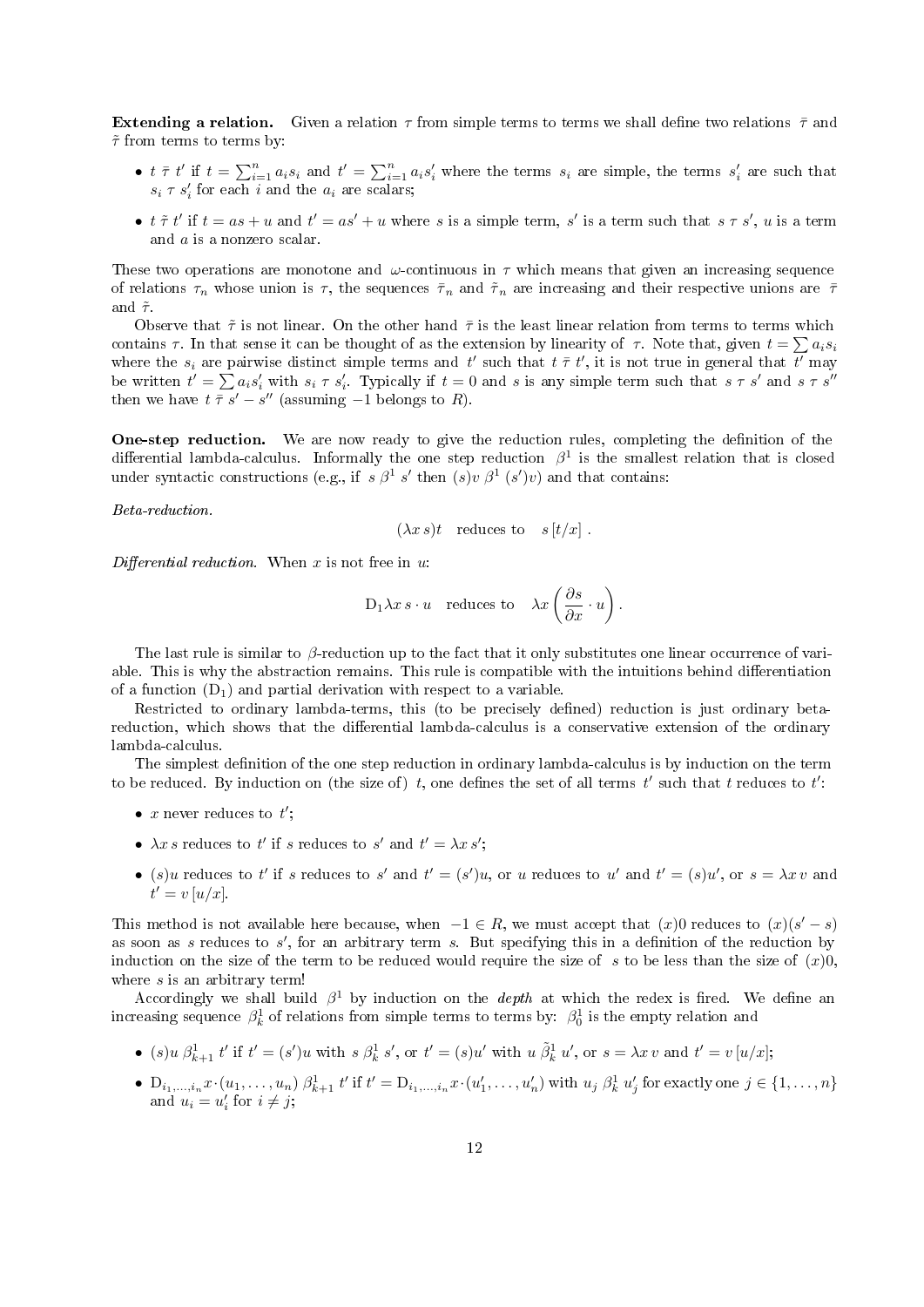**Extending a relation.** Given a relation $\tau$ from simple terms to terms we shall define two relations $\bar{\tau}$ and $\tilde{\tau}$ from terms to terms by:

- $t\ \bar{\tau}\ t'$ if $t = \sum_{i=1}^{n} a_i s_i$ and $t' = \sum_{i=1}^{n} a_i s'_i$ where the terms $s_i$ are simple, the terms $s'_i$ are such that $s_i\ \tau\ s'_i$ for each $i$ and the $a_i$ are scalars;
- $t\ \tilde{\tau}\ t'$ if $t = as + u$ and $t' = as' + u$ where $s$ is a simple term, $s'$ is a term such that $s\ \tau\ s'$, $u$ is a term and $a$ is a nonzero scalar.

These two operations are monotone and $\omega$-continuous in $\tau$ which means that given an increasing sequence of relations $\tau_n$ whose union is $\tau$, the sequences $\bar{\tau}_n$ and $\tilde{\tau}_n$ are increasing and their respective unions are $\bar{\tau}$ and $\tilde{\tau}$.

Observe that $\tilde{\tau}$ is not linear. On the other hand $\bar{\tau}$ is the least linear relation from terms to terms which contains $\tau$. In that sense it can be thought of as the extension by linearity of $\tau$. Note that, given $t = \sum a_i s_i$ where the $s_i$ are pairwise distinct simple terms and $t'$ such that $t\ \bar{\tau}\ t'$, it is not true in general that $t'$ may be written $t' = \sum a_i s'_i$ with $s_i\ \tau\ s'_i$. Typically if $t = 0$ and $s$ is any simple term such that $s\ \tau\ s'$ and $s\ \tau\ s''$ then we have $t\ \bar{\tau}\ s' - s''$ (assuming $-1$ belongs to $R$).

**One-step reduction.** We are now ready to give the reduction rules, completing the definition of the differential lambda-calculus. Informally the one step reduction $\beta^1$ is the smallest relation that is closed under syntactic constructions (e.g., if $s\ \beta^1\ s'$ then $(s)v\ \beta^1\ (s')v$) and that contains:

*Beta-reduction.*

$$(\lambda x\, s)t \quad \text{reduces to} \quad s\,[t/x]\ .$$

*Differential reduction.* When $x$ is not free in $u$:

$$\mathrm{D}_1 \lambda x\, s \cdot u \quad \text{reduces to} \quad \lambda x \left( \frac{\partial s}{\partial x} \cdot u \right).$$

The last rule is similar to $\beta$-reduction up to the fact that it only substitutes one linear occurrence of variable. This is why the abstraction remains. This rule is compatible with the intuitions behind differentiation of a function ($\mathrm{D}_1$) and partial derivation with respect to a variable.

Restricted to ordinary lambda-terms, this (to be precisely defined) reduction is just ordinary beta-reduction, which shows that the differential lambda-calculus is a conservative extension of the ordinary lambda-calculus.

The simplest definition of the one step reduction in ordinary lambda-calculus is by induction on the term to be reduced. By induction on (the size of) $t$, one defines the set of all terms $t'$ such that $t$ reduces to $t'$:

- $x$ never reduces to $t'$;
- $\lambda x\, s$ reduces to $t'$ if $s$ reduces to $s'$ and $t' = \lambda x\, s'$;
- $(s)u$ reduces to $t'$ if $s$ reduces to $s'$ and $t' = (s')u$, or $u$ reduces to $u'$ and $t' = (s)u'$, or $s = \lambda x\, v$ and $t' = v\,[u/x]$.

This method is not available here because, when $-1 \in R$, we must accept that $(x)0$ reduces to $(x)(s' - s)$ as soon as $s$ reduces to $s'$, for an arbitrary term $s$. But specifying this in a definition of the reduction by induction on the size of the term to be reduced would require the size of $s$ to be less than the size of $(x)0$, where $s$ is an arbitrary term!

Accordingly we shall build $\beta^1$ by induction on the *depth* at which the redex is fired. We define an increasing sequence $\beta^1_k$ of relations from simple terms to terms by: $\beta^1_0$ is the empty relation and

- $(s)u\ \beta^1_{k+1}\ t'$ if $t' = (s')u$ with $s\ \beta^1_k\ s'$, or $t' = (s)u'$ with $u\ \tilde{\beta}^1_k\ u'$, or $s = \lambda x\, v$ and $t' = v\,[u/x]$;
- $\mathrm{D}_{i_1,\ldots,i_n} x \cdot (u_1, \ldots, u_n)\ \beta^1_{k+1}\ t'$ if $t' = \mathrm{D}_{i_1,\ldots,i_n} x \cdot (u'_1, \ldots, u'_n)$ with $u_j\ \beta^1_k\ u'_j$ for exactly one $j \in \{1, \ldots, n\}$ and $u_i = u'_i$ for $i \neq j$;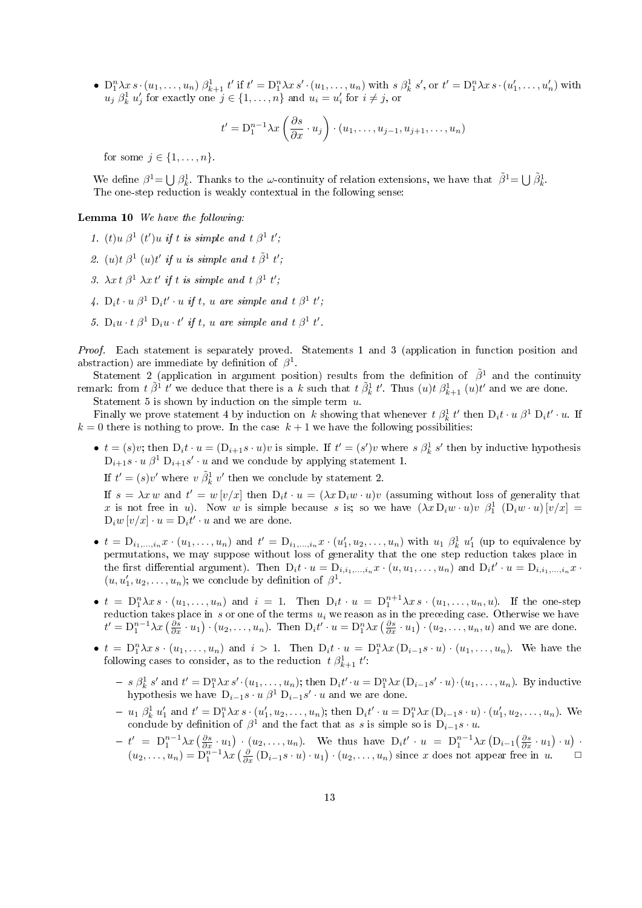- $\mathrm{D}_1^n \lambda x\, s \cdot (u_1, \ldots, u_n)\ \beta^1_{k+1}\ t'$ if $t' = \mathrm{D}_1^n \lambda x\, s' \cdot (u_1, \ldots, u_n)$ with $s\ \beta^1_k\ s'$, or $t' = \mathrm{D}_1^n \lambda x\, s \cdot (u'_1, \ldots, u'_n)$ with $u_j\ \beta^1_k\ u'_j$ for exactly one $j \in \{1, \ldots, n\}$ and $u_i = u'_i$ for $i \neq j$, or

$$t' = \mathrm{D}_1^{n-1} \lambda x \left( \frac{\partial s}{\partial x} \cdot u_j \right) \cdot (u_1, \ldots, u_{j-1}, u_{j+1}, \ldots, u_n)$$

  for some $j \in \{1, \ldots, n\}$.

We define $\beta^1 = \bigcup \beta^1_k$. Thanks to the $\omega$-continuity of relation extensions, we have that $\tilde{\beta}^1 = \bigcup \tilde{\beta}^1_k$.

The one-step reduction is weakly contextual in the following sense:

**Lemma 10** *We have the following:*

1. *$(t)u\ \beta^1\ (t')u$ if $t$ is simple and $t\ \beta^1\ t'$;*
2. *$(u)t\ \beta^1\ (u)t'$ if $u$ is simple and $t\ \tilde{\beta}^1\ t'$;*
3. *$\lambda x\, t\ \beta^1\ \lambda x\, t'$ if $t$ is simple and $t\ \beta^1\ t'$;*
4. *$\mathrm{D}_i t \cdot u\ \beta^1\ \mathrm{D}_i t' \cdot u$ if $t$, $u$ are simple and $t\ \beta^1\ t'$;*
5. *$\mathrm{D}_i u \cdot t\ \beta^1\ \mathrm{D}_i u \cdot t'$ if $t$, $u$ are simple and $t\ \beta^1\ t'$.*

*Proof.* Each statement is separately proved. Statements 1 and 3 (application in function position and abstraction) are immediate by definition of $\beta^1$.

Statement 2 (application in argument position) results from the definition of $\tilde{\beta}^1$ and the continuity remark: from $t\ \tilde{\beta}^1\ t'$ we deduce that there is a $k$ such that $t\ \tilde{\beta}^1_k\ t'$. Thus $(u)t\ \beta^1_{k+1}\ (u)t'$ and we are done.

Statement 5 is shown by induction on the simple term $u$.

Finally we prove statement 4 by induction on $k$ showing that whenever $t\ \beta^1_k\ t'$ then $\mathrm{D}_i t \cdot u\ \beta^1\ \mathrm{D}_i t' \cdot u$. If $k = 0$ there is nothing to prove. In the case $k+1$ we have the following possibilities:

- $t = (s)v$; then $\mathrm{D}_i t \cdot u = (\mathrm{D}_{i+1} s \cdot u)v$ is simple. If $t' = (s')v$ where $s\ \beta^1_k\ s'$ then by inductive hypothesis $\mathrm{D}_{i+1} s \cdot u\ \beta^1\ \mathrm{D}_{i+1} s' \cdot u$ and we conclude by applying statement 1.

  If $t' = (s)v'$ where $v\ \tilde{\beta}^1_k\ v'$ then we conclude by statement 2.

  If $s = \lambda x\, w$ and $t' = w\,[v/x]$ then $\mathrm{D}_i t \cdot u = (\lambda x\, \mathrm{D}_i w \cdot u)v$ (assuming without loss of generality that $x$ is not free in $u$). Now $w$ is simple because $s$ is; so we have $(\lambda x\, \mathrm{D}_i w \cdot u)v\ \beta^1_1\ (\mathrm{D}_i w \cdot u)\,[v/x] = \mathrm{D}_i w\,[v/x] \cdot u = \mathrm{D}_i t' \cdot u$ and we are done.

- $t = \mathrm{D}_{i_1,\ldots,i_n} x \cdot (u_1, \ldots, u_n)$ and $t' = \mathrm{D}_{i_1,\ldots,i_n} x \cdot (u'_1, u_2, \ldots, u_n)$ with $u_1\ \beta^1_k\ u'_1$ (up to equivalence by permutations, we may suppose without loss of generality that the one step reduction takes place in the first differential argument). Then $\mathrm{D}_i t \cdot u = \mathrm{D}_{i,i_1,\ldots,i_n} x \cdot (u, u_1, \ldots, u_n)$ and $\mathrm{D}_i t' \cdot u = \mathrm{D}_{i,i_1,\ldots,i_n} x \cdot (u, u'_1, u_2, \ldots, u_n)$; we conclude by definition of $\beta^1$.

- $t = \mathrm{D}_1^n \lambda x\, s \cdot (u_1, \ldots, u_n)$ and $i = 1$. Then $\mathrm{D}_i t \cdot u = \mathrm{D}_1^{n+1} \lambda x\, s \cdot (u_1, \ldots, u_n, u)$. If the one-step reduction takes place in $s$ or one of the terms $u_i$ we reason as in the preceding case. Otherwise we have $t' = \mathrm{D}_1^{n-1} \lambda x \left( \frac{\partial s}{\partial x} \cdot u_1 \right) \cdot (u_2, \ldots, u_n)$. Then $\mathrm{D}_i t' \cdot u = \mathrm{D}_1^n \lambda x \left( \frac{\partial s}{\partial x} \cdot u_1 \right) \cdot (u_2, \ldots, u_n, u)$ and we are done.

- $t = \mathrm{D}_1^n \lambda x\, s \cdot (u_1, \ldots, u_n)$ and $i > 1$. Then $\mathrm{D}_i t \cdot u = \mathrm{D}_1^n \lambda x\, (\mathrm{D}_{i-1} s \cdot u) \cdot (u_1, \ldots, u_n)$. We have the following cases to consider, as to the reduction $t\ \beta^1_{k+1}\ t'$:

  - $s\ \beta^1_k\ s'$ and $t' = \mathrm{D}_1^n \lambda x\, s' \cdot (u_1, \ldots, u_n)$; then $\mathrm{D}_i t' \cdot u = \mathrm{D}_1^n \lambda x\, (\mathrm{D}_{i-1} s' \cdot u) \cdot (u_1, \ldots, u_n)$. By inductive hypothesis we have $\mathrm{D}_{i-1} s \cdot u\ \beta^1\ \mathrm{D}_{i-1} s' \cdot u$ and we are done.
  - $u_1\ \beta^1_k\ u'_1$ and $t' = \mathrm{D}_1^n \lambda x\, s \cdot (u'_1, u_2, \ldots, u_n)$; then $\mathrm{D}_i t' \cdot u = \mathrm{D}_1^n \lambda x\, (\mathrm{D}_{i-1} s \cdot u) \cdot (u'_1, u_2, \ldots, u_n)$. We conclude by definition of $\beta^1$ and the fact that as $s$ is simple so is $\mathrm{D}_{i-1} s \cdot u$.
  - $t' = \mathrm{D}_1^{n-1} \lambda x \left( \frac{\partial s}{\partial x} \cdot u_1 \right) \cdot (u_2, \ldots, u_n)$. We thus have $\mathrm{D}_i t' \cdot u = \mathrm{D}_1^{n-1} \lambda x \left( \mathrm{D}_{i-1} \left( \frac{\partial s}{\partial x} \cdot u_1 \right) \cdot u \right) \cdot (u_2, \ldots, u_n) = \mathrm{D}_1^{n-1} \lambda x \left( \frac{\partial}{\partial x} (\mathrm{D}_{i-1} s \cdot u) \cdot u_1 \right) \cdot (u_2, \ldots, u_n)$ since $x$ does not appear free in $u$. $\square$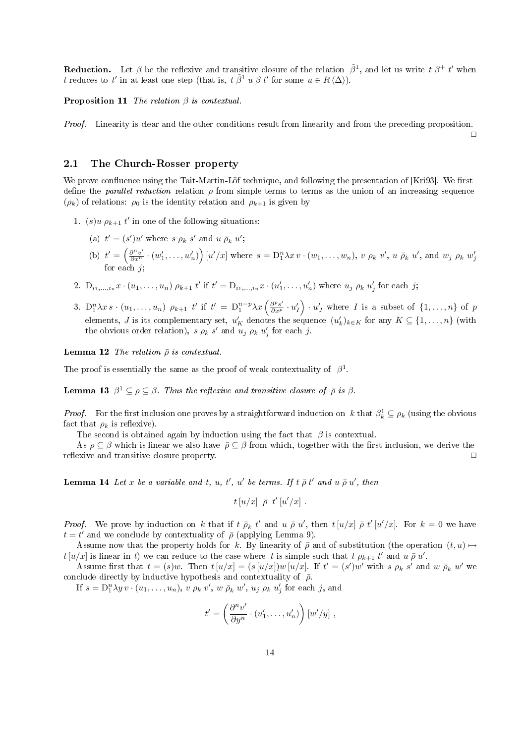**Reduction.** Let $\beta$ be the reflexive and transitive closure of the relation $\tilde{\beta}^1$, and let us write $t\ \beta^+\ t'$ when $t$ reduces to $t'$ in at least one step (that is, $t\ \tilde{\beta}^1\ u\ \beta\ t'$ for some $u \in R\langle\Delta\rangle$).

**Proposition 11** *The relation $\beta$ is contextual.*

*Proof.* Linearity is clear and the other conditions result from linearity and from the preceding proposition. □

## 2.1 The Church-Rosser property

We prove confluence using the Tait-Martin-Löf technique, and following the presentation of [Kri93]. We first define the *parallel reduction* relation $\rho$ from simple terms to terms as the union of an increasing sequence $(\rho_k)$ of relations: $\rho_0$ is the identity relation and $\rho_{k+1}$ is given by

1. $(s)u\ \rho_{k+1}\ t'$ in one of the following situations:

   (a) $t' = (s')u'$ where $s\ \rho_k\ s'$ and $u\ \bar{\rho}_k\ u'$;

   (b) $t' = \left(\frac{\partial^n v'}{\partial x^n} \cdot (w'_1, \ldots, w'_n)\right)[u'/x]$ where $s = \mathrm{D}_1^n \lambda x\, v \cdot (w_1, \ldots, w_n)$, $v\ \rho_k\ v'$, $u\ \bar{\rho}_k\ u'$, and $w_j\ \rho_k\ w'_j$ for each $j$;

2. $\mathrm{D}_{i_1,\ldots,i_n} x \cdot (u_1, \ldots, u_n)\ \rho_{k+1}\ t'$ if $t' = \mathrm{D}_{i_1,\ldots,i_n} x \cdot (u'_1, \ldots, u'_n)$ where $u_j\ \rho_k\ u'_j$ for each $j$;

3. $\mathrm{D}_1^n \lambda x\, s \cdot (u_1, \ldots, u_n)\ \rho_{k+1}\ t'$ if $t' = \mathrm{D}_1^{n-p} \lambda x \left(\frac{\partial^p s'}{\partial x^p} \cdot u'_I\right) \cdot u'_J$ where $I$ is a subset of $\{1, \ldots, n\}$ of $p$ elements, $J$ is its complementary set, $u'_K$ denotes the sequence $(u'_k)_{k \in K}$ for any $K \subseteq \{1, \ldots, n\}$ (with the obvious order relation), $s\ \rho_k\ s'$ and $u_j\ \rho_k\ u'_j$ for each $j$.

**Lemma 12** *The relation $\bar{\rho}$ is contextual.*

The proof is essentially the same as the proof of weak contextuality of $\beta^1$.

**Lemma 13** *$\beta^1 \subseteq \rho \subseteq \beta$. Thus the reflexive and transitive closure of $\bar{\rho}$ is $\beta$.*

*Proof.* For the first inclusion one proves by a straightforward induction on $k$ that $\beta_k^1 \subseteq \rho_k$ (using the obvious fact that $\rho_k$ is reflexive).

The second is obtained again by induction using the fact that $\beta$ is contextual.

As $\rho \subseteq \beta$ which is linear we also have $\bar{\rho} \subseteq \beta$ from which, together with the first inclusion, we derive the reflexive and transitive closure property. □

**Lemma 14** *Let $x$ be a variable and $t$, $u$, $t'$, $u'$ be terms. If $t\ \bar{\rho}\ t'$ and $u\ \bar{\rho}\ u'$, then*

$$t\,[u/x]\ \ \bar{\rho}\ \ t'\,[u'/x]\ .$$

*Proof.* We prove by induction on $k$ that if $t\ \bar{\rho}_k\ t'$ and $u\ \bar{\rho}\ u'$, then $t\,[u/x]\ \bar{\rho}\ t'\,[u'/x]$. For $k = 0$ we have $t = t'$ and we conclude by contextuality of $\bar{\rho}$ (applying Lemma 9).

Assume now that the property holds for $k$. By linearity of $\bar{\rho}$ and of substitution (the operation $(t, u) \mapsto t\,[u/x]$ is linear in $t$) we can reduce to the case where $t$ is simple such that $t\ \rho_{k+1}\ t'$ and $u\ \bar{\rho}\ u'$.

Assume first that $t = (s)w$. Then $t\,[u/x] = (s\,[u/x])w\,[u/x]$. If $t' = (s')w'$ with $s\ \rho_k\ s'$ and $w\ \bar{\rho}_k\ w'$ we conclude directly by inductive hypothesis and contextuality of $\bar{\rho}$.

If $s = \mathrm{D}_1^n \lambda y\, v \cdot (u_1, \ldots, u_n)$, $v\ \rho_k\ v'$, $w\ \bar{\rho}_k\ w'$, $u_j\ \rho_k\ u'_j$ for each $j$, and

$$t' = \left(\frac{\partial^n v'}{\partial y^n} \cdot (u'_1, \ldots, u'_n)\right)[w'/y]\ ,$$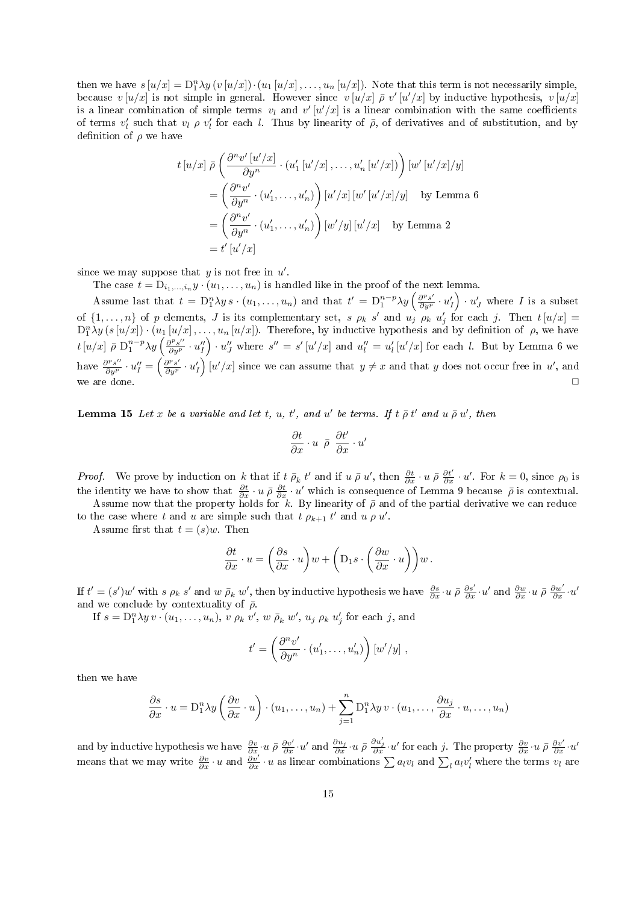then we have $s\,[u/x] = \mathrm{D}_1^n \lambda y\, (v\,[u/x]) \cdot (u_1\,[u/x]\,, \ldots, u_n\,[u/x])$. Note that this term is not necessarily simple, because $v\,[u/x]$ is not simple in general. However since $v\,[u/x] \;\bar{\rho}\; v'\,[u'/x]$ by inductive hypothesis, $v\,[u/x]$ is a linear combination of simple terms $v_l$ and $v'\,[u'/x]$ is a linear combination with the same coefficients of terms $v'_l$ such that $v_l \;\rho\; v'_l$ for each $l$. Thus by linearity of $\bar{\rho}$, of derivatives and of substitution, and by definition of $\rho$ we have

$$
\begin{aligned}
t\,[u/x] \;\bar{\rho}\; & \left(\frac{\partial^n v'\,[u'/x]}{\partial y^n} \cdot (u'_1\,[u'/x]\,, \ldots, u'_n\,[u'/x])\right) [w'\,[u'/x]/y] \\
&= \left(\frac{\partial^n v'}{\partial y^n} \cdot (u'_1, \ldots, u'_n)\right) [u'/x]\,[w'\,[u'/x]/y] \quad \text{by Lemma 6} \\
&= \left(\frac{\partial^n v'}{\partial y^n} \cdot (u'_1, \ldots, u'_n)\right) [w'/y]\,[u'/x] \quad \text{by Lemma 2} \\
&= t'\,[u'/x]
\end{aligned}
$$

since we may suppose that $y$ is not free in $u'$.

The case $t = \mathrm{D}_{i_1,\ldots,i_n} y \cdot (u_1, \ldots, u_n)$ is handled like in the proof of the next lemma.

Assume last that $t = \mathrm{D}_1^n \lambda y\, s \cdot (u_1, \ldots, u_n)$ and that $t' = \mathrm{D}_1^{n-p} \lambda y \left(\frac{\partial^p s'}{\partial y^p} \cdot u'_I\right) \cdot u'_J$ where $I$ is a subset of $\{1, \ldots, n\}$ of $p$ elements, $J$ is its complementary set, $s \;\rho_k\; s'$ and $u_j \;\rho_k\; u'_j$ for each $j$. Then $t\,[u/x] = \mathrm{D}_1^n \lambda y\, (s\,[u/x]) \cdot (u_1\,[u/x]\,, \ldots, u_n\,[u/x])$. Therefore, by inductive hypothesis and by definition of $\rho$, we have $t\,[u/x] \;\bar{\rho}\; \mathrm{D}_1^{n-p} \lambda y \left(\frac{\partial^p s''}{\partial y^p} \cdot u''_I\right) \cdot u''_J$ where $s'' = s'\,[u'/x]$ and $u''_l = u'_l\,[u'/x]$ for each $l$. But by Lemma 6 we have $\frac{\partial^p s''}{\partial y^p} \cdot u''_I = \left(\frac{\partial^p s'}{\partial y^p} \cdot u'_I\right) [u'/x]$ since we can assume that $y \neq x$ and that $y$ does not occur free in $u'$, and we are done. $\square$

**Lemma 15** *Let $x$ be a variable and let $t$, $u$, $t'$, and $u'$ be terms. If $t \;\bar{\rho}\; t'$ and $u \;\bar{\rho}\; u'$, then*

$$
\frac{\partial t}{\partial x} \cdot u \;\;\bar{\rho}\;\; \frac{\partial t'}{\partial x} \cdot u'
$$

*Proof.* We prove by induction on $k$ that if $t \;\bar{\rho}_k\; t'$ and if $u \;\bar{\rho}\; u'$, then $\frac{\partial t}{\partial x} \cdot u \;\bar{\rho}\; \frac{\partial t'}{\partial x} \cdot u'$. For $k = 0$, since $\rho_0$ is the identity we have to show that $\frac{\partial t}{\partial x} \cdot u \;\bar{\rho}\; \frac{\partial t}{\partial x} \cdot u'$ which is consequence of Lemma 9 because $\bar{\rho}$ is contextual.

Assume now that the property holds for $k$. By linearity of $\bar{\rho}$ and of the partial derivative we can reduce to the case where $t$ and $u$ are simple such that $t \;\rho_{k+1}\; t'$ and $u \;\rho\; u'$.

Assume first that $t = (s)w$. Then

$$
\frac{\partial t}{\partial x} \cdot u = \left(\frac{\partial s}{\partial x} \cdot u\right) w + \left(\mathrm{D}_1 s \cdot \left(\frac{\partial w}{\partial x} \cdot u\right)\right) w\,.
$$

If $t' = (s')w'$ with $s \;\rho_k\; s'$ and $w \;\bar{\rho}_k\; w'$, then by inductive hypothesis we have $\frac{\partial s}{\partial x} \cdot u \;\bar{\rho}\; \frac{\partial s'}{\partial x} \cdot u'$ and $\frac{\partial w}{\partial x} \cdot u \;\bar{\rho}\; \frac{\partial w'}{\partial x} \cdot u'$ and we conclude by contextuality of $\bar{\rho}$.

If $s = \mathrm{D}_1^n \lambda y\, v \cdot (u_1, \ldots, u_n)$, $v \;\rho_k\; v'$, $w \;\bar{\rho}_k\; w'$, $u_j \;\rho_k\; u'_j$ for each $j$, and

$$
t' = \left(\frac{\partial^n v'}{\partial y^n} \cdot (u'_1, \ldots, u'_n)\right) [w'/y]\ ,
$$

then we have

$$
\frac{\partial s}{\partial x} \cdot u = \mathrm{D}_1^n \lambda y \left(\frac{\partial v}{\partial x} \cdot u\right) \cdot (u_1, \ldots, u_n) + \sum_{j=1}^{n} \mathrm{D}_1^n \lambda y\, v \cdot \left(u_1, \ldots, \frac{\partial u_j}{\partial x} \cdot u, \ldots, u_n\right)
$$

and by inductive hypothesis we have $\frac{\partial v}{\partial x} \cdot u \;\bar{\rho}\; \frac{\partial v'}{\partial x} \cdot u'$ and $\frac{\partial u_j}{\partial x} \cdot u \;\bar{\rho}\; \frac{\partial u'_j}{\partial x} \cdot u'$ for each $j$. The property $\frac{\partial v}{\partial x} \cdot u \;\bar{\rho}\; \frac{\partial v'}{\partial x} \cdot u'$ means that we may write $\frac{\partial v}{\partial x} \cdot u$ and $\frac{\partial v'}{\partial x} \cdot u$ as linear combinations $\sum a_l v_l$ and $\sum_l a_l v'_l$ where the terms $v_l$ are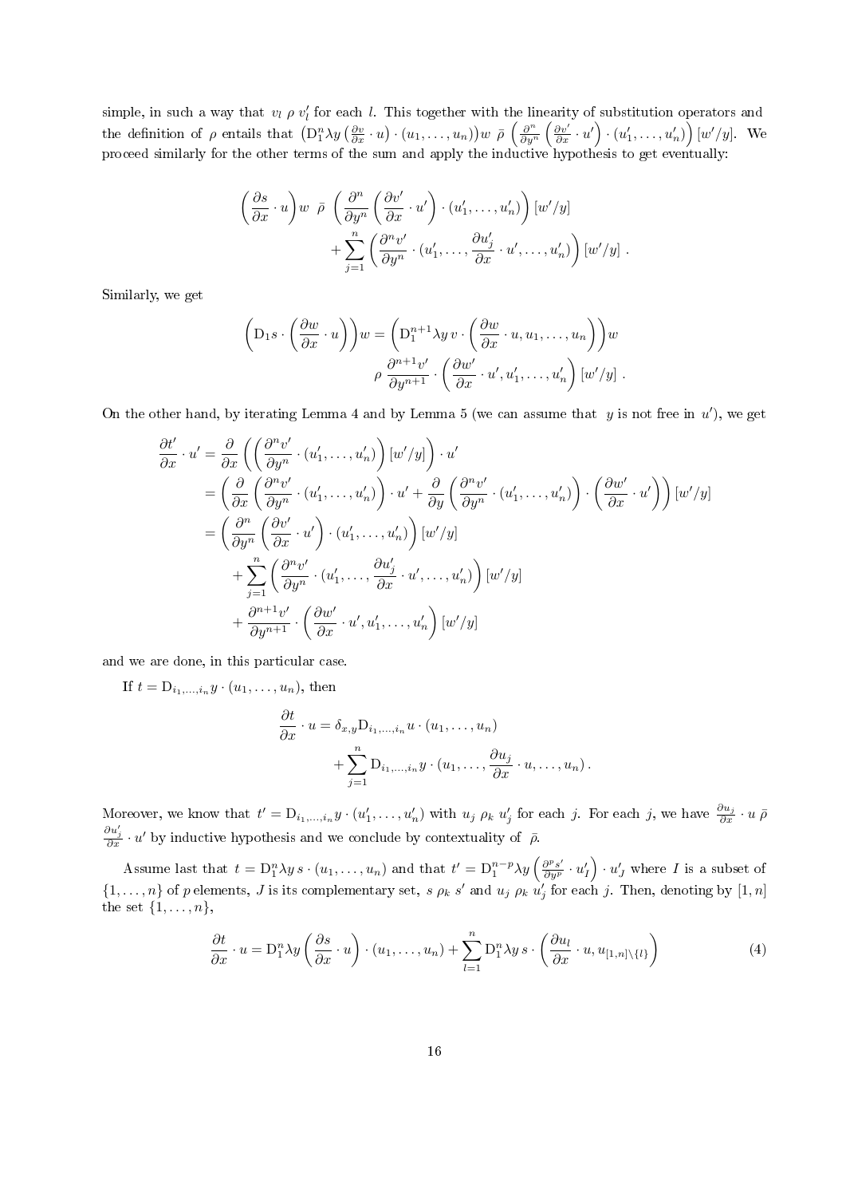simple, in such a way that $v_l \; \rho \; v'_l$ for each $l$. This together with the linearity of substitution operators and the definition of $\rho$ entails that $\left(\mathrm{D}_1^n \lambda y \left(\frac{\partial v}{\partial x} \cdot u\right) \cdot (u_1, \ldots, u_n)\right) w \; \bar{\rho} \; \left(\frac{\partial^n}{\partial y^n} \left(\frac{\partial v'}{\partial x} \cdot u'\right) \cdot (u'_1, \ldots, u'_n)\right) [w'/y]$. We proceed similarly for the other terms of the sum and apply the inductive hypothesis to get eventually:

$$
\begin{aligned}
\left(\frac{\partial s}{\partial x} \cdot u\right) w \;\; \bar{\rho} \;\; & \left(\frac{\partial^n}{\partial y^n} \left(\frac{\partial v'}{\partial x} \cdot u'\right) \cdot (u'_1, \ldots, u'_n)\right) [w'/y] \\
& + \sum_{j=1}^{n} \left(\frac{\partial^n v'}{\partial y^n} \cdot (u'_1, \ldots, \frac{\partial u'_j}{\partial x} \cdot u', \ldots, u'_n)\right) [w'/y] \; .
\end{aligned}
$$

Similarly, we get

$$
\begin{aligned}
\left(\mathrm{D}_1 s \cdot \left(\frac{\partial w}{\partial x} \cdot u\right)\right) w = & \left(\mathrm{D}_1^{n+1} \lambda y \, v \cdot \left(\frac{\partial w}{\partial x} \cdot u, u_1, \ldots, u_n\right)\right) w \\
& \rho \; \frac{\partial^{n+1} v'}{\partial y^{n+1}} \cdot \left(\frac{\partial w'}{\partial x} \cdot u', u'_1, \ldots, u'_n\right) [w'/y] \; .
\end{aligned}
$$

On the other hand, by iterating Lemma 4 and by Lemma 5 (we can assume that $y$ is not free in $u'$), we get

$$
\begin{aligned}
\frac{\partial t'}{\partial x} \cdot u' &= \frac{\partial}{\partial x} \left( \left( \frac{\partial^n v'}{\partial y^n} \cdot (u'_1, \ldots, u'_n) \right) [w'/y] \right) \cdot u' \\
&= \left( \frac{\partial}{\partial x} \left( \frac{\partial^n v'}{\partial y^n} \cdot (u'_1, \ldots, u'_n) \right) \cdot u' + \frac{\partial}{\partial y} \left( \frac{\partial^n v'}{\partial y^n} \cdot (u'_1, \ldots, u'_n) \right) \cdot \left( \frac{\partial w'}{\partial x} \cdot u' \right) \right) [w'/y] \\
&= \left( \frac{\partial^n}{\partial y^n} \left( \frac{\partial v'}{\partial x} \cdot u' \right) \cdot (u'_1, \ldots, u'_n) \right) [w'/y] \\
&\quad + \sum_{j=1}^{n} \left( \frac{\partial^n v'}{\partial y^n} \cdot (u'_1, \ldots, \frac{\partial u'_j}{\partial x} \cdot u', \ldots, u'_n) \right) [w'/y] \\
&\quad + \frac{\partial^{n+1} v'}{\partial y^{n+1}} \cdot \left( \frac{\partial w'}{\partial x} \cdot u', u'_1, \ldots, u'_n \right) [w'/y]
\end{aligned}
$$

and we are done, in this particular case.

If $t = \mathrm{D}_{i_1, \ldots, i_n} y \cdot (u_1, \ldots, u_n)$, then

$$
\begin{aligned}
\frac{\partial t}{\partial x} \cdot u = \; & \delta_{x,y} \mathrm{D}_{i_1, \ldots, i_n} u \cdot (u_1, \ldots, u_n) \\
& + \sum_{j=1}^{n} \mathrm{D}_{i_1, \ldots, i_n} y \cdot (u_1, \ldots, \frac{\partial u_j}{\partial x} \cdot u, \ldots, u_n) \, .
\end{aligned}
$$

Moreover, we know that $t' = \mathrm{D}_{i_1, \ldots, i_n} y \cdot (u'_1, \ldots, u'_n)$ with $u_j \; \rho_k \; u'_j$ for each $j$. For each $j$, we have $\frac{\partial u_j}{\partial x} \cdot u \; \bar{\rho} \; \frac{\partial u'_j}{\partial x} \cdot u'$ by inductive hypothesis and we conclude by contextuality of $\bar{\rho}$.

Assume last that $t = \mathrm{D}_1^n \lambda y \, s \cdot (u_1, \ldots, u_n)$ and that $t' = \mathrm{D}_1^{n-p} \lambda y \left(\frac{\partial^p s'}{\partial y^p} \cdot u'_I\right) \cdot u'_J$ where $I$ is a subset of $\{1, \ldots, n\}$ of $p$ elements, $J$ is its complementary set, $s \; \rho_k \; s'$ and $u_j \; \rho_k \; u'_j$ for each $j$. Then, denoting by $[1, n]$ the set $\{1, \ldots, n\}$,

$$
\frac{\partial t}{\partial x} \cdot u = \mathrm{D}_1^n \lambda y \left( \frac{\partial s}{\partial x} \cdot u \right) \cdot (u_1, \ldots, u_n) + \sum_{l=1}^{n} \mathrm{D}_1^n \lambda y \, s \cdot \left( \frac{\partial u_l}{\partial x} \cdot u, u_{[1,n] \setminus \{l\}} \right) \tag{4}
$$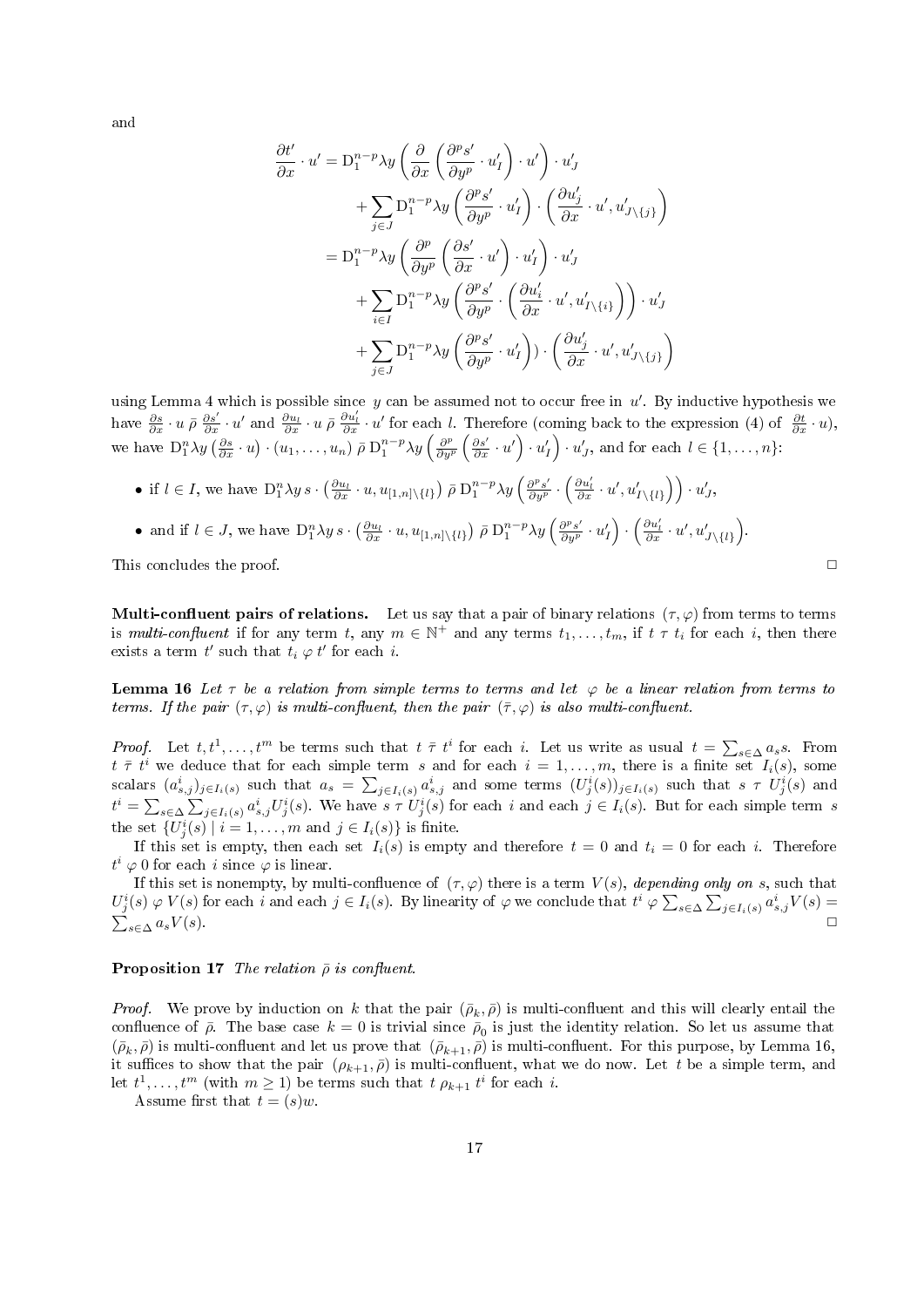and

$$
\begin{aligned}
\frac{\partial t'}{\partial x} \cdot u' &= \mathrm{D}_1^{n-p} \lambda y \left( \frac{\partial}{\partial x} \left( \frac{\partial^p s'}{\partial y^p} \cdot u'_I \right) \cdot u' \right) \cdot u'_J \\
&\quad + \sum_{j \in J} \mathrm{D}_1^{n-p} \lambda y \left( \frac{\partial^p s'}{\partial y^p} \cdot u'_I \right) \cdot \left( \frac{\partial u'_j}{\partial x} \cdot u', u'_{J \setminus \{j\}} \right) \\
&= \mathrm{D}_1^{n-p} \lambda y \left( \frac{\partial^p}{\partial y^p} \left( \frac{\partial s'}{\partial x} \cdot u' \right) \cdot u'_I \right) \cdot u'_J \\
&\quad + \sum_{i \in I} \mathrm{D}_1^{n-p} \lambda y \left( \frac{\partial^p s'}{\partial y^p} \cdot \left( \frac{\partial u'_i}{\partial x} \cdot u', u'_{I \setminus \{i\}} \right) \right) \cdot u'_J \\
&\quad + \sum_{j \in J} \mathrm{D}_1^{n-p} \lambda y \left( \frac{\partial^p s'}{\partial y^p} \cdot u'_I \right) ) \cdot \left( \frac{\partial u'_j}{\partial x} \cdot u', u'_{J \setminus \{j\}} \right)
\end{aligned}
$$

using Lemma 4 which is possible since $y$ can be assumed not to occur free in $u'$. By inductive hypothesis we have $\frac{\partial s}{\partial x} \cdot u \; \bar{\rho} \; \frac{\partial s'}{\partial x} \cdot u'$ and $\frac{\partial u_l}{\partial x} \cdot u \; \bar{\rho} \; \frac{\partial u'_l}{\partial x} \cdot u'$ for each $l$. Therefore (coming back to the expression (4) of $\frac{\partial t}{\partial x} \cdot u$), we have $\mathrm{D}_1^n \lambda y \left( \frac{\partial s}{\partial x} \cdot u \right) \cdot (u_1, \ldots, u_n) \; \bar{\rho} \; \mathrm{D}_1^{n-p} \lambda y \left( \frac{\partial^p}{\partial y^p} \left( \frac{\partial s'}{\partial x} \cdot u' \right) \cdot u'_I \right) \cdot u'_J$, and for each $l \in \{1, \ldots, n\}$:

- if $l \in I$, we have $\mathrm{D}_1^n \lambda y \, s \cdot \left( \frac{\partial u_l}{\partial x} \cdot u, u_{[1,n] \setminus \{l\}} \right) \; \bar{\rho} \; \mathrm{D}_1^{n-p} \lambda y \left( \frac{\partial^p s'}{\partial y^p} \cdot \left( \frac{\partial u'_l}{\partial x} \cdot u', u'_{I \setminus \{l\}} \right) \right) \cdot u'_J$,
- and if $l \in J$, we have $\mathrm{D}_1^n \lambda y \, s \cdot \left( \frac{\partial u_l}{\partial x} \cdot u, u_{[1,n] \setminus \{l\}} \right) \; \bar{\rho} \; \mathrm{D}_1^{n-p} \lambda y \left( \frac{\partial^p s'}{\partial y^p} \cdot u'_I \right) \cdot \left( \frac{\partial u'_l}{\partial x} \cdot u', u'_{J \setminus \{l\}} \right)$.

This concludes the proof. □

**Multi-confluent pairs of relations.** Let us say that a pair of binary relations $(\tau, \varphi)$ from terms to terms is *multi-confluent* if for any term $t$, any $m \in \mathbb{N}^+$ and any terms $t_1, \ldots, t_m$, if $t \; \tau \; t_i$ for each $i$, then there exists a term $t'$ such that $t_i \; \varphi \; t'$ for each $i$.

**Lemma 16** *Let $\tau$ be a relation from simple terms to terms and let $\varphi$ be a linear relation from terms to terms. If the pair $(\tau, \varphi)$ is multi-confluent, then the pair $(\bar{\tau}, \varphi)$ is also multi-confluent.*

*Proof.* Let $t, t^1, \ldots, t^m$ be terms such that $t \; \bar{\tau} \; t^i$ for each $i$. Let us write as usual $t = \sum_{s \in \Delta} a_s s$. From $t \; \bar{\tau} \; t^i$ we deduce that for each simple term $s$ and for each $i = 1, \ldots, m$, there is a finite set $I_i(s)$, some scalars $(a^i_{s,j})_{j \in I_i(s)}$ such that $a_s = \sum_{j \in I_i(s)} a^i_{s,j}$ and some terms $(U^i_j(s))_{j \in I_i(s)}$ such that $s \; \tau \; U^i_j(s)$ and $t^i = \sum_{s \in \Delta} \sum_{j \in I_i(s)} a^i_{s,j} U^i_j(s)$. We have $s \; \tau \; U^i_j(s)$ for each $i$ and each $j \in I_i(s)$. But for each simple term $s$ the set $\{U^i_j(s) \mid i = 1, \ldots, m \text{ and } j \in I_i(s)\}$ is finite.

If this set is empty, then each set $I_i(s)$ is empty and therefore $t = 0$ and $t_i = 0$ for each $i$. Therefore $t^i \; \varphi \; 0$ for each $i$ since $\varphi$ is linear.

If this set is nonempty, by multi-confluence of $(\tau, \varphi)$ there is a term $V(s)$, *depending only on* $s$, such that $U^i_j(s) \; \varphi \; V(s)$ for each $i$ and each $j \in I_i(s)$. By linearity of $\varphi$ we conclude that $t^i \; \varphi \; \sum_{s \in \Delta} \sum_{j \in I_i(s)} a^i_{s,j} V(s) = \sum_{s \in \Delta} a_s V(s)$. □

**Proposition 17** *The relation $\bar{\rho}$ is confluent.*

*Proof.* We prove by induction on $k$ that the pair $(\bar{\rho}_k, \bar{\rho})$ is multi-confluent and this will clearly entail the confluence of $\bar{\rho}$. The base case $k = 0$ is trivial since $\bar{\rho}_0$ is just the identity relation. So let us assume that $(\bar{\rho}_k, \bar{\rho})$ is multi-confluent and let us prove that $(\bar{\rho}_{k+1}, \bar{\rho})$ is multi-confluent. For this purpose, by Lemma 16, it suffices to show that the pair $(\rho_{k+1}, \bar{\rho})$ is multi-confluent, what we do now. Let $t$ be a simple term, and let $t^1, \ldots, t^m$ (with $m \geq 1$) be terms such that $t \; \rho_{k+1} \; t^i$ for each $i$.

Assume first that $t = (s)w$.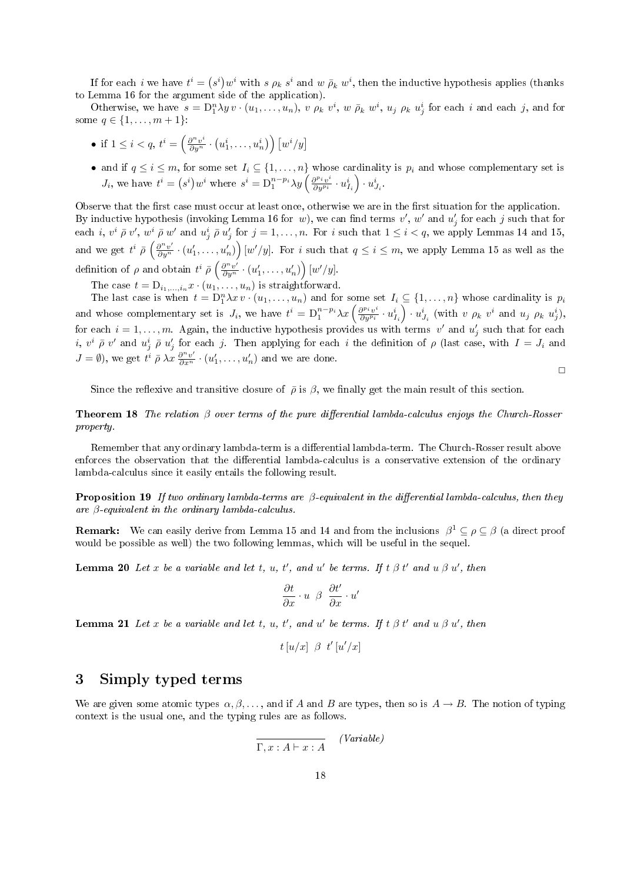If for each $i$ we have $t^i = (s^i)\, w^i$ with $s\ \rho_k\ s^i$ and $w\ \bar{\rho}_k\ w^i$, then the inductive hypothesis applies (thanks to Lemma 16 for the argument side of the application).

Otherwise, we have $s = \mathrm{D}_1^n \lambda y\, v \cdot (u_1, \ldots, u_n)$, $v\ \rho_k\ v^i$, $w\ \bar{\rho}_k\ w^i$, $u_j\ \rho_k\ u_j^i$ for each $i$ and each $j$, and for some $q \in \{1, \ldots, m+1\}$:

- if $1 \leq i < q$, $t^i = \left(\frac{\partial^n v^i}{\partial y^n} \cdot (u_1^i, \ldots, u_n^i)\right)[w^i/y]$
- and if $q \leq i \leq m$, for some set $I_i \subseteq \{1, \ldots, n\}$ whose cardinality is $p_i$ and whose complementary set is $J_i$, we have $t^i = (s^i)\, w^i$ where $s^i = \mathrm{D}_1^{n-p_i} \lambda y \left(\frac{\partial^{p_i} v^i}{\partial y^{p_i}} \cdot u_{I_i}^i\right) \cdot u_{J_i}^i$.

Observe that the first case must occur at least once, otherwise we are in the first situation for the application. By inductive hypothesis (invoking Lemma 16 for $w$), we can find terms $v'$, $w'$ and $u_j'$ for each $j$ such that for each $i$, $v^i\ \bar{\rho}\ v'$, $w^i\ \bar{\rho}\ w'$ and $u_j^i\ \bar{\rho}\ u_j'$ for $j = 1, \ldots, n$. For $i$ such that $1 \leq i < q$, we apply Lemmas 14 and 15, and we get $t^i\ \bar{\rho}\ \left(\frac{\partial^n v'}{\partial y^n} \cdot (u_1', \ldots, u_n')\right)[w'/y]$. For $i$ such that $q \leq i \leq m$, we apply Lemma 15 as well as the definition of $\rho$ and obtain $t^i\ \bar{\rho}\ \left(\frac{\partial^n v'}{\partial y^n} \cdot (u_1', \ldots, u_n')\right)[w'/y]$.

The case $t = \mathrm{D}_{i_1,\ldots,i_n} x \cdot (u_1, \ldots, u_n)$ is straightforward.

The last case is when $t = \mathrm{D}_1^n \lambda x\, v \cdot (u_1, \ldots, u_n)$ and for some set $I_i \subseteq \{1, \ldots, n\}$ whose cardinality is $p_i$ and whose complementary set is $J_i$, we have $t^i = \mathrm{D}_1^{n-p_i} \lambda x \left(\frac{\partial^{p_i} v^i}{\partial y^{p_i}} \cdot u_{I_i}^i\right) \cdot u_{J_i}^i$ (with $v\ \rho_k\ v^i$ and $u_j\ \rho_k\ u_j^i$), for each $i = 1, \ldots, m$. Again, the inductive hypothesis provides us with terms $v'$ and $u_j'$ such that for each $i$, $v^i\ \bar{\rho}\ v'$ and $u_j^i\ \bar{\rho}\ u_j'$ for each $j$. Then applying for each $i$ the definition of $\rho$ (last case, with $I = J_i$ and $J = \emptyset$), we get $t^i\ \bar{\rho}\ \lambda x\, \frac{\partial^n v'}{\partial x^n} \cdot (u_1', \ldots, u_n')$ and we are done.

□

Since the reflexive and transitive closure of $\bar{\rho}$ is $\beta$, we finally get the main result of this section.

**Theorem 18** *The relation $\beta$ over terms of the pure differential lambda-calculus enjoys the Church-Rosser property.*

Remember that any ordinary lambda-term is a differential lambda-term. The Church-Rosser result above enforces the observation that the differential lambda-calculus is a conservative extension of the ordinary lambda-calculus since it easily entails the following result.

**Proposition 19** *If two ordinary lambda-terms are $\beta$-equivalent in the differential lambda-calculus, then they are $\beta$-equivalent in the ordinary lambda-calculus.*

**Remark:** We can easily derive from Lemma 15 and 14 and from the inclusions $\beta^1 \subseteq \rho \subseteq \beta$ (a direct proof would be possible as well) the two following lemmas, which will be useful in the sequel.

**Lemma 20** *Let $x$ be a variable and let $t$, $u$, $t'$, and $u'$ be terms. If $t\ \beta\ t'$ and $u\ \beta\ u'$, then*

$$\frac{\partial t}{\partial x} \cdot u\ \ \beta\ \ \frac{\partial t'}{\partial x} \cdot u'$$

**Lemma 21** *Let $x$ be a variable and let $t$, $u$, $t'$, and $u'$ be terms. If $t\ \beta\ t'$ and $u\ \beta\ u'$, then*

$$t\,[u/x]\ \ \beta\ \ t'\,[u'/x]$$

## 3 Simply typed terms

We are given some atomic types $\alpha, \beta, \ldots$, and if $A$ and $B$ are types, then so is $A \to B$. The notion of typing context is the usual one, and the typing rules are as follows.

$$\frac{}{\Gamma, x : A \vdash x : A} \quad \textit{(Variable)}$$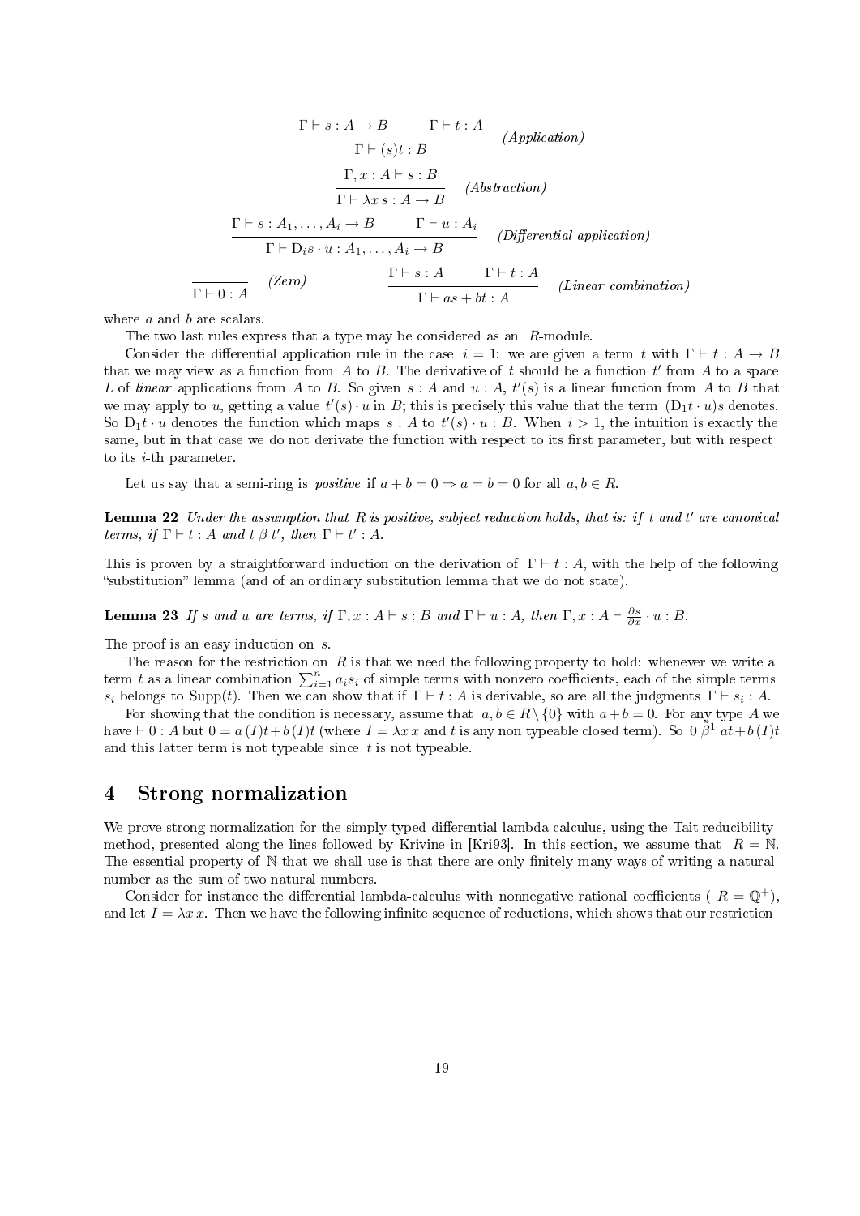$$\frac{\Gamma \vdash s : A \to B \qquad \Gamma \vdash t : A}{\Gamma \vdash (s)t : B} \quad \textit{(Application)}$$

$$\frac{\Gamma, x : A \vdash s : B}{\Gamma \vdash \lambda x\, s : A \to B} \quad \textit{(Abstraction)}$$

$$\frac{\Gamma \vdash s : A_1, \ldots, A_i \to B \qquad \Gamma \vdash u : A_i}{\Gamma \vdash \mathrm{D}_i s \cdot u : A_1, \ldots, A_i \to B} \quad \textit{(Differential application)}$$

$$\frac{}{\Gamma \vdash 0 : A} \quad \textit{(Zero)} \qquad \frac{\Gamma \vdash s : A \qquad \Gamma \vdash t : A}{\Gamma \vdash as + bt : A} \quad \textit{(Linear combination)}$$

where $a$ and $b$ are scalars.

The two last rules express that a type may be considered as an $R$-module.

Consider the differential application rule in the case $i = 1$: we are given a term $t$ with $\Gamma \vdash t : A \to B$ that we may view as a function from $A$ to $B$. The derivative of $t$ should be a function $t'$ from $A$ to a space $L$ of *linear* applications from $A$ to $B$. So given $s : A$ and $u : A$, $t'(s)$ is a linear function from $A$ to $B$ that we may apply to $u$, getting a value $t'(s) \cdot u$ in $B$; this is precisely this value that the term $(\mathrm{D}_1 t \cdot u)s$ denotes. So $\mathrm{D}_1 t \cdot u$ denotes the function which maps $s : A$ to $t'(s) \cdot u : B$. When $i > 1$, the intuition is exactly the same, but in that case we do not derivate the function with respect to its first parameter, but with respect to its $i$-th parameter.

Let us say that a semi-ring is *positive* if $a + b = 0 \Rightarrow a = b = 0$ for all $a, b \in R$.

**Lemma 22** *Under the assumption that $R$ is positive, subject reduction holds, that is: if $t$ and $t'$ are canonical terms, if $\Gamma \vdash t : A$ and $t \;\beta\; t'$, then $\Gamma \vdash t' : A$.*

This is proven by a straightforward induction on the derivation of $\Gamma \vdash t : A$, with the help of the following "substitution" lemma (and of an ordinary substitution lemma that we do not state).

**Lemma 23** *If $s$ and $u$ are terms, if $\Gamma, x : A \vdash s : B$ and $\Gamma \vdash u : A$, then $\Gamma, x : A \vdash \frac{\partial s}{\partial x} \cdot u : B$.*

The proof is an easy induction on $s$.

The reason for the restriction on $R$ is that we need the following property to hold: whenever we write a term $t$ as a linear combination $\sum_{i=1}^{n} a_i s_i$ of simple terms with nonzero coefficients, each of the simple terms $s_i$ belongs to $\mathrm{Supp}(t)$. Then we can show that if $\Gamma \vdash t : A$ is derivable, so are all the judgments $\Gamma \vdash s_i : A$.

For showing that the condition is necessary, assume that $a, b \in R \setminus \{0\}$ with $a + b = 0$. For any type $A$ we have $\vdash 0 : A$ but $0 = a\,(I)t + b\,(I)t$ (where $I = \lambda x\, x$ and $t$ is any non typeable closed term). So $0 \;\bar{\beta}^1\; at + b\,(I)t$ and this latter term is not typeable since $t$ is not typeable.

## 4 Strong normalization

We prove strong normalization for the simply typed differential lambda-calculus, using the Tait reducibility method, presented along the lines followed by Krivine in [Kri93]. In this section, we assume that $R = \mathbb{N}$. The essential property of $\mathbb{N}$ that we shall use is that there are only finitely many ways of writing a natural number as the sum of two natural numbers.

Consider for instance the differential lambda-calculus with nonnegative rational coefficients ($R = \mathbb{Q}^+$), and let $I = \lambda x\, x$. Then we have the following infinite sequence of reductions, which shows that our restriction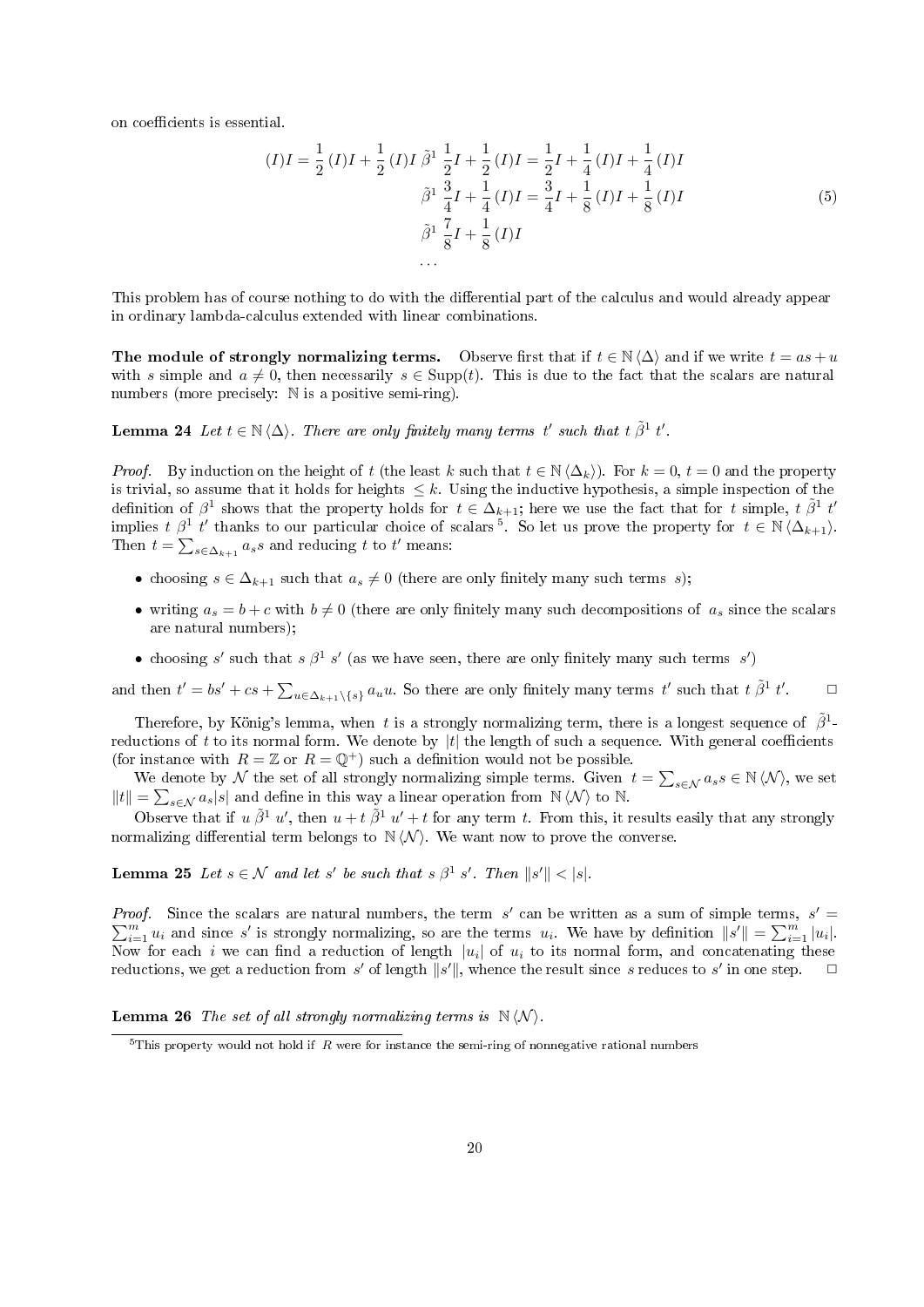on coefficients is essential.

$$
\begin{aligned}
(I)I = \frac{1}{2}(I)I + \frac{1}{2}(I)I \;\tilde{\beta}^1\; \frac{1}{2}I + \frac{1}{2}(I)I &= \frac{1}{2}I + \frac{1}{4}(I)I + \frac{1}{4}(I)I \\
\tilde{\beta}^1\; \frac{3}{4}I + \frac{1}{4}(I)I &= \frac{3}{4}I + \frac{1}{8}(I)I + \frac{1}{8}(I)I \\
\tilde{\beta}^1\; \frac{7}{8}I + \frac{1}{8}(I)I & \\
\ldots &
\end{aligned}
\tag{5}
$$

This problem has of course nothing to do with the differential part of the calculus and would already appear in ordinary lambda-calculus extended with linear combinations.

**The module of strongly normalizing terms.** Observe first that if $t \in \mathbb{N}\langle\Delta\rangle$ and if we write $t = as + u$ with $s$ simple and $a \neq 0$, then necessarily $s \in \mathrm{Supp}(t)$. This is due to the fact that the scalars are natural numbers (more precisely: $\mathbb{N}$ is a positive semi-ring).

**Lemma 24** *Let $t \in \mathbb{N}\langle\Delta\rangle$. There are only finitely many terms $t'$ such that $t\ \tilde{\beta}^1\ t'$.*

*Proof.* By induction on the height of $t$ (the least $k$ such that $t \in \mathbb{N}\langle\Delta_k\rangle$). For $k = 0$, $t = 0$ and the property is trivial, so assume that it holds for heights $\leq k$. Using the inductive hypothesis, a simple inspection of the definition of $\beta^1$ shows that the property holds for $t \in \Delta_{k+1}$; here we use the fact that for $t$ simple, $t\ \tilde{\beta}^1\ t'$ implies $t\ \beta^1\ t'$ thanks to our particular choice of scalars [5]. So let us prove the property for $t \in \mathbb{N}\langle\Delta_{k+1}\rangle$. Then $t = \sum_{s\in\Delta_{k+1}} a_s s$ and reducing $t$ to $t'$ means:

- choosing $s \in \Delta_{k+1}$ such that $a_s \neq 0$ (there are only finitely many such terms $s$);
- writing $a_s = b + c$ with $b \neq 0$ (there are only finitely many such decompositions of $a_s$ since the scalars are natural numbers);
- choosing $s'$ such that $s\ \beta^1\ s'$ (as we have seen, there are only finitely many such terms $s'$)

and then $t' = bs' + cs + \sum_{u\in\Delta_{k+1}\setminus\{s\}} a_u u$. So there are only finitely many terms $t'$ such that $t\ \tilde{\beta}^1\ t'$. □

Therefore, by König's lemma, when $t$ is a strongly normalizing term, there is a longest sequence of $\tilde{\beta}^1$-reductions of $t$ to its normal form. We denote by $|t|$ the length of such a sequence. With general coefficients (for instance with $R = \mathbb{Z}$ or $R = \mathbb{Q}^+$) such a definition would not be possible.

We denote by $\mathcal{N}$ the set of all strongly normalizing simple terms. Given $t = \sum_{s\in\mathcal{N}} a_s s \in \mathbb{N}\langle\mathcal{N}\rangle$, we set $\|t\| = \sum_{s\in\mathcal{N}} a_s |s|$ and define in this way a linear operation from $\mathbb{N}\langle\mathcal{N}\rangle$ to $\mathbb{N}$.

Observe that if $u\ \tilde{\beta}^1\ u'$, then $u + t\ \tilde{\beta}^1\ u' + t$ for any term $t$. From this, it results easily that any strongly normalizing differential term belongs to $\mathbb{N}\langle\mathcal{N}\rangle$. We want now to prove the converse.

**Lemma 25** *Let $s \in \mathcal{N}$ and let $s'$ be such that $s\ \beta^1\ s'$. Then $\|s'\| < |s|$.*

*Proof.* Since the scalars are natural numbers, the term $s'$ can be written as a sum of simple terms, $s' = \sum_{i=1}^m u_i$ and since $s'$ is strongly normalizing, so are the terms $u_i$. We have by definition $\|s'\| = \sum_{i=1}^m |u_i|$. Now for each $i$ we can find a reduction of length $|u_i|$ of $u_i$ to its normal form, and concatenating these reductions, we get a reduction from $s'$ of length $\|s'\|$, whence the result since $s$ reduces to $s'$ in one step. □

**Lemma 26** *The set of all strongly normalizing terms is $\mathbb{N}\langle\mathcal{N}\rangle$.*

[5] This property would not hold if $R$ were for instance the semi-ring of nonnegative rational numbers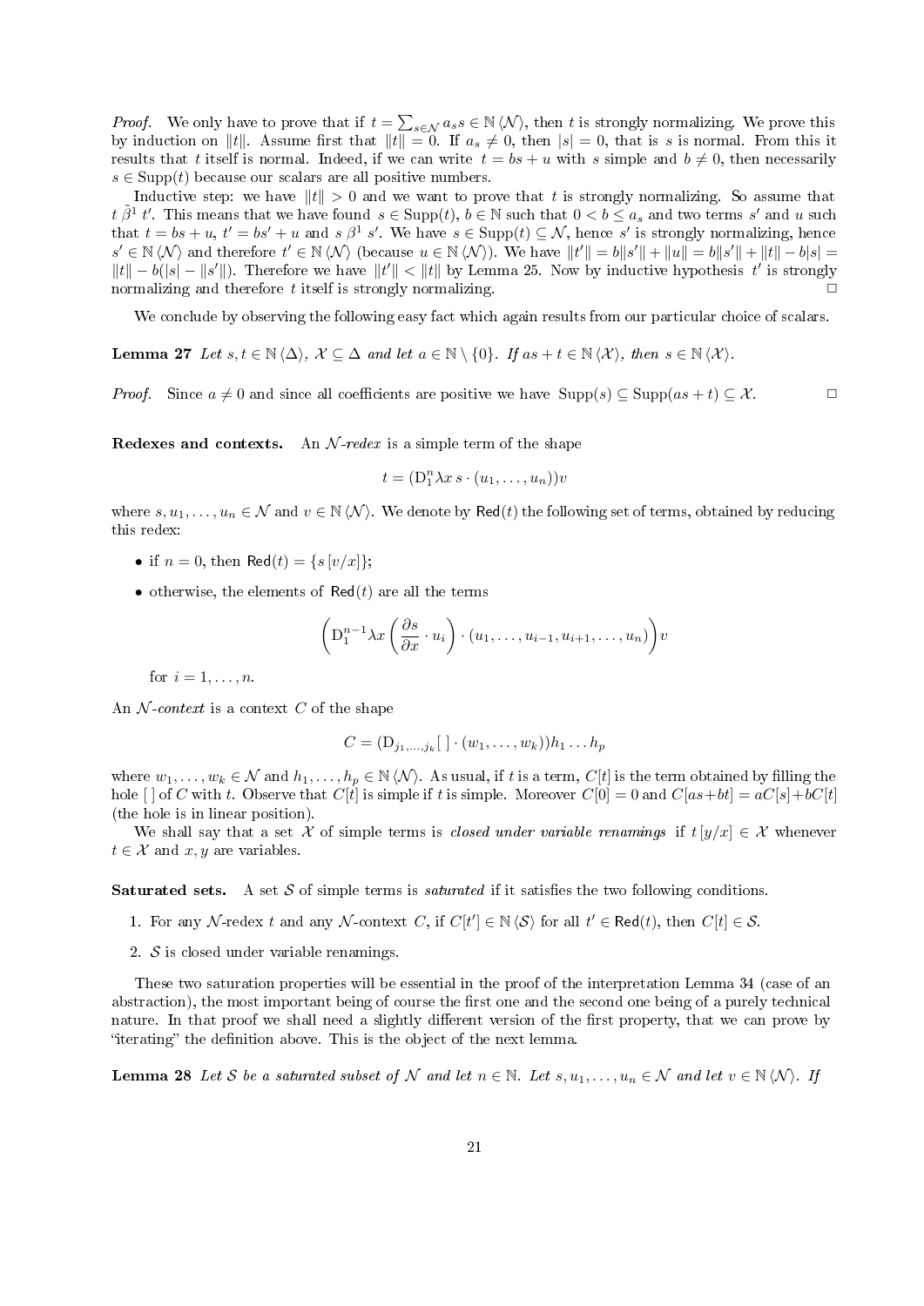*Proof.* We only have to prove that if $t = \sum_{s\in\mathcal{N}} a_s s \in \mathbb{N}\langle\mathcal{N}\rangle$, then $t$ is strongly normalizing. We prove this by induction on $\|t\|$. Assume first that $\|t\| = 0$. If $a_s \neq 0$, then $|s| = 0$, that is $s$ is normal. From this it results that $t$ itself is normal. Indeed, if we can write $t = bs + u$ with $s$ simple and $b \neq 0$, then necessarily $s \in \mathrm{Supp}(t)$ because our scalars are all positive numbers.

Inductive step: we have $\|t\| > 0$ and we want to prove that $t$ is strongly normalizing. So assume that $t\ \tilde{\beta}^1\ t'$. This means that we have found $s \in \mathrm{Supp}(t)$, $b \in \mathbb{N}$ such that $0 < b \leq a_s$ and two terms $s'$ and $u$ such that $t = bs + u$, $t' = bs' + u$ and $s\ \beta^1\ s'$. We have $s \in \mathrm{Supp}(t) \subseteq \mathcal{N}$, hence $s'$ is strongly normalizing, hence $s' \in \mathbb{N}\langle\mathcal{N}\rangle$ and therefore $t' \in \mathbb{N}\langle\mathcal{N}\rangle$ (because $u \in \mathbb{N}\langle\mathcal{N}\rangle$). We have $\|t'\| = b\|s'\| + \|u\| = b\|s'\| + \|t\| - b|s| = \|t\| - b(|s| - \|s'\|)$. Therefore we have $\|t'\| < \|t\|$ by Lemma 25. Now by inductive hypothesis $t'$ is strongly normalizing and therefore $t$ itself is strongly normalizing. $\square$

We conclude by observing the following easy fact which again results from our particular choice of scalars.

**Lemma 27** *Let $s, t \in \mathbb{N}\langle\Delta\rangle$, $\mathcal{X} \subseteq \Delta$ and let $a \in \mathbb{N}\setminus\{0\}$. If $as + t \in \mathbb{N}\langle\mathcal{X}\rangle$, then $s \in \mathbb{N}\langle\mathcal{X}\rangle$.*

*Proof.* Since $a \neq 0$ and since all coefficients are positive we have $\mathrm{Supp}(s) \subseteq \mathrm{Supp}(as + t) \subseteq \mathcal{X}$. $\square$

**Redexes and contexts.** An *$\mathcal{N}$-redex* is a simple term of the shape

$$t = (\mathrm{D}_1^n \lambda x\, s \cdot (u_1, \ldots, u_n))v$$

where $s, u_1, \ldots, u_n \in \mathcal{N}$ and $v \in \mathbb{N}\langle\mathcal{N}\rangle$. We denote by $\mathsf{Red}(t)$ the following set of terms, obtained by reducing this redex:

- if $n = 0$, then $\mathsf{Red}(t) = \{s\,[v/x]\}$;
- otherwise, the elements of $\mathsf{Red}(t)$ are all the terms

$$\left(\mathrm{D}_1^{n-1} \lambda x \left(\frac{\partial s}{\partial x} \cdot u_i\right) \cdot (u_1, \ldots, u_{i-1}, u_{i+1}, \ldots, u_n)\right) v$$

for $i = 1, \ldots, n$.

An *$\mathcal{N}$-context* is a context $C$ of the shape

$$C = (\mathrm{D}_{j_1,\ldots,j_k}[\ ] \cdot (w_1, \ldots, w_k))h_1 \ldots h_p$$

where $w_1, \ldots, w_k \in \mathcal{N}$ and $h_1, \ldots, h_p \in \mathbb{N}\langle\mathcal{N}\rangle$. As usual, if $t$ is a term, $C[t]$ is the term obtained by filling the hole $[\ ]$ of $C$ with $t$. Observe that $C[t]$ is simple if $t$ is simple. Moreover $C[0] = 0$ and $C[as + bt] = aC[s] + bC[t]$ (the hole is in linear position).

We shall say that a set $\mathcal{X}$ of simple terms is *closed under variable renamings* if $t\,[y/x] \in \mathcal{X}$ whenever $t \in \mathcal{X}$ and $x, y$ are variables.

**Saturated sets.** A set $\mathcal{S}$ of simple terms is *saturated* if it satisfies the two following conditions.

1. For any $\mathcal{N}$-redex $t$ and any $\mathcal{N}$-context $C$, if $C[t'] \in \mathbb{N}\langle\mathcal{S}\rangle$ for all $t' \in \mathsf{Red}(t)$, then $C[t] \in \mathcal{S}$.
2. $\mathcal{S}$ is closed under variable renamings.

These two saturation properties will be essential in the proof of the interpretation Lemma 34 (case of an abstraction), the most important being of course the first one and the second one being of a purely technical nature. In that proof we shall need a slightly different version of the first property, that we can prove by "iterating" the definition above. This is the object of the next lemma.

**Lemma 28** *Let $\mathcal{S}$ be a saturated subset of $\mathcal{N}$ and let $n \in \mathbb{N}$. Let $s, u_1, \ldots, u_n \in \mathcal{N}$ and let $v \in \mathbb{N}\langle\mathcal{N}\rangle$. If*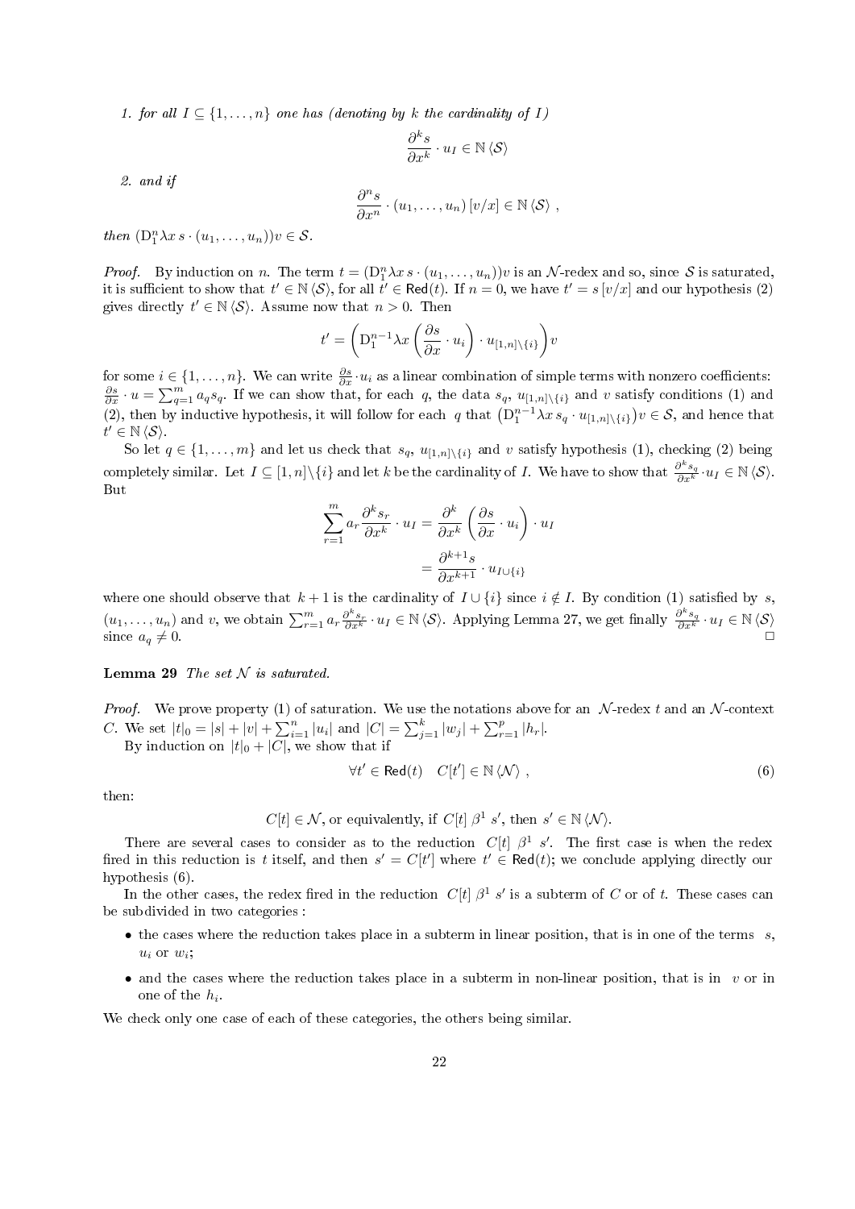1. *for all $I \subseteq \{1,\dots,n\}$ one has (denoting by $k$ the cardinality of $I$)*

$$\frac{\partial^k s}{\partial x^k}\cdot u_I \in \mathbb{N}\langle\mathcal{S}\rangle$$

2. *and if*

$$\frac{\partial^n s}{\partial x^n}\cdot(u_1,\dots,u_n)\,[v/x] \in \mathbb{N}\langle\mathcal{S}\rangle\ ,$$

*then* $(\mathrm{D}_1^n \lambda x\, s\cdot(u_1,\dots,u_n))v \in \mathcal{S}$.

*Proof.* By induction on $n$. The term $t = (\mathrm{D}_1^n \lambda x\, s\cdot(u_1,\dots,u_n))v$ is an $\mathcal{N}$-redex and so, since $\mathcal{S}$ is saturated, it is sufficient to show that $t' \in \mathbb{N}\langle\mathcal{S}\rangle$, for all $t' \in \mathsf{Red}(t)$. If $n=0$, we have $t' = s\,[v/x]$ and our hypothesis (2) gives directly $t' \in \mathbb{N}\langle\mathcal{S}\rangle$. Assume now that $n>0$. Then

$$t' = \left(\mathrm{D}_1^{n-1}\lambda x\left(\frac{\partial s}{\partial x}\cdot u_i\right)\cdot u_{[1,n]\setminus\{i\}}\right)v$$

for some $i \in \{1,\dots,n\}$. We can write $\frac{\partial s}{\partial x}\cdot u_i$ as a linear combination of simple terms with nonzero coefficients: $\frac{\partial s}{\partial x}\cdot u = \sum_{q=1}^m a_q s_q$. If we can show that, for each $q$, the data $s_q$, $u_{[1,n]\setminus\{i\}}$ and $v$ satisfy conditions (1) and (2), then by inductive hypothesis, it will follow for each $q$ that $\left(\mathrm{D}_1^{n-1}\lambda x\, s_q\cdot u_{[1,n]\setminus\{i\}}\right)v \in \mathcal{S}$, and hence that $t' \in \mathbb{N}\langle\mathcal{S}\rangle$.

So let $q \in \{1,\dots,m\}$ and let us check that $s_q$, $u_{[1,n]\setminus\{i\}}$ and $v$ satisfy hypothesis (1), checking (2) being completely similar. Let $I \subseteq [1,n]\setminus\{i\}$ and let $k$ be the cardinality of $I$. We have to show that $\frac{\partial^k s_q}{\partial x^k}\cdot u_I \in \mathbb{N}\langle\mathcal{S}\rangle$. But

$$\begin{aligned}\sum_{r=1}^m a_r \frac{\partial^k s_r}{\partial x^k}\cdot u_I &= \frac{\partial^k}{\partial x^k}\left(\frac{\partial s}{\partial x}\cdot u_i\right)\cdot u_I \\ &= \frac{\partial^{k+1} s}{\partial x^{k+1}}\cdot u_{I\cup\{i\}}\end{aligned}$$

where one should observe that $k+1$ is the cardinality of $I\cup\{i\}$ since $i \notin I$. By condition (1) satisfied by $s$, $(u_1,\dots,u_n)$ and $v$, we obtain $\sum_{r=1}^m a_r \frac{\partial^k s_r}{\partial x^k}\cdot u_I \in \mathbb{N}\langle\mathcal{S}\rangle$. Applying Lemma 27, we get finally $\frac{\partial^k s_q}{\partial x^k}\cdot u_I \in \mathbb{N}\langle\mathcal{S}\rangle$ since $a_q \neq 0$. □

**Lemma 29** *The set $\mathcal{N}$ is saturated.*

*Proof.* We prove property (1) of saturation. We use the notations above for an $\mathcal{N}$-redex $t$ and an $\mathcal{N}$-context $C$. We set $|t|_0 = |s| + |v| + \sum_{i=1}^n |u_i|$ and $|C| = \sum_{j=1}^k |w_j| + \sum_{r=1}^p |h_r|$.

By induction on $|t|_0 + |C|$, we show that if

$$\forall t' \in \mathsf{Red}(t)\quad C[t'] \in \mathbb{N}\langle\mathcal{N}\rangle\ , \tag{6}$$

then:

$$C[t] \in \mathcal{N}\text{, or equivalently, if } C[t]\ \beta^1\ s'\text{, then } s' \in \mathbb{N}\langle\mathcal{N}\rangle.$$

There are several cases to consider as to the reduction $C[t]\ \beta^1\ s'$. The first case is when the redex fired in this reduction is $t$ itself, and then $s' = C[t']$ where $t' \in \mathsf{Red}(t)$; we conclude applying directly our hypothesis (6).

In the other cases, the redex fired in the reduction $C[t]\ \beta^1\ s'$ is a subterm of $C$ or of $t$. These cases can be subdivided in two categories :

- the cases where the reduction takes place in a subterm in linear position, that is in one of the terms $s$, $u_i$ or $w_i$;
- and the cases where the reduction takes place in a subterm in non-linear position, that is in $v$ or in one of the $h_i$.

We check only one case of each of these categories, the others being similar.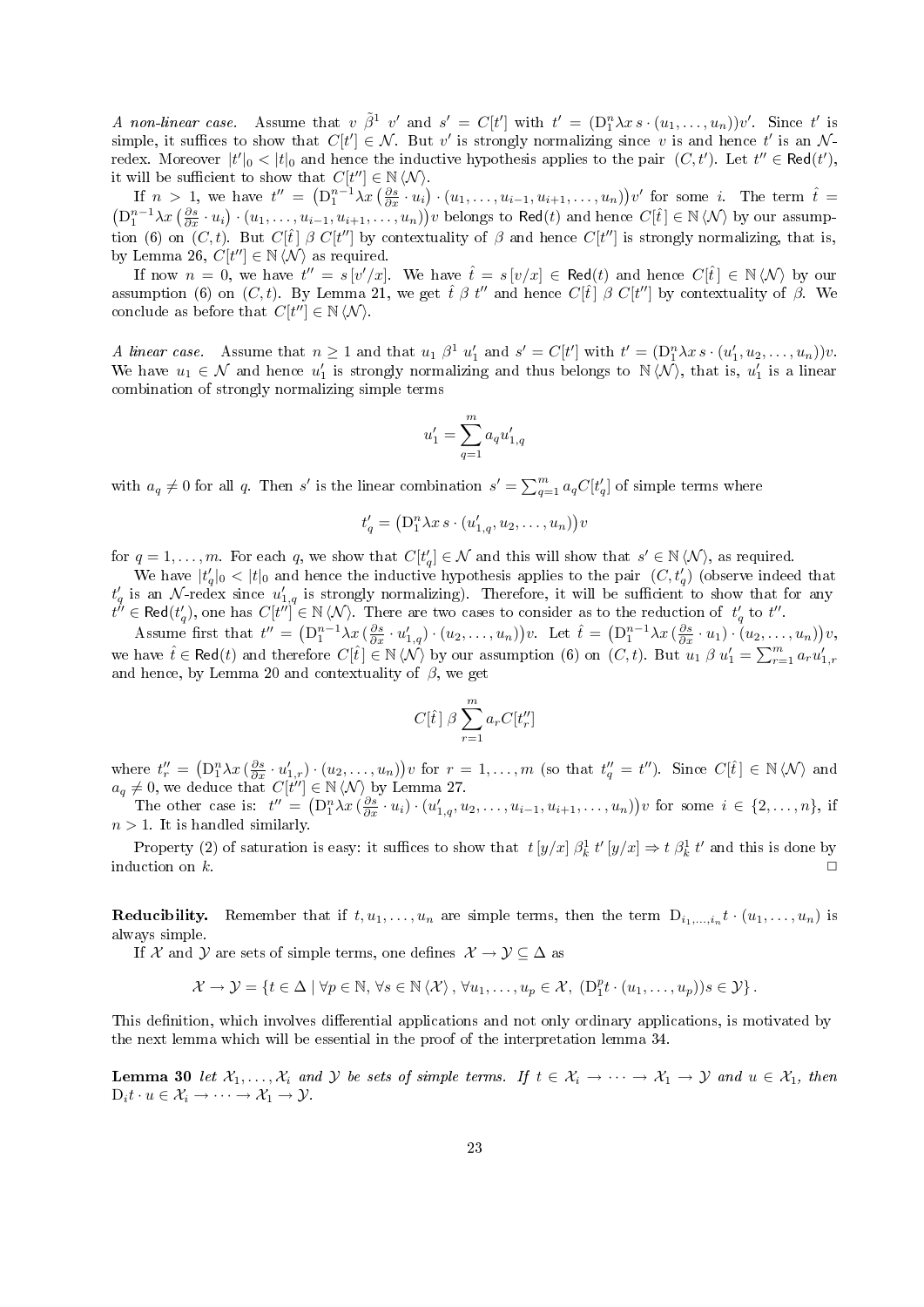*A non-linear case.* Assume that $v \;\tilde{\beta}^1\; v'$ and $s' = C[t']$ with $t' = (\mathrm{D}_1^n \lambda x\, s \cdot (u_1, \dots, u_n))v'$. Since $t'$ is simple, it suffices to show that $C[t'] \in \mathcal{N}$. But $v'$ is strongly normalizing since $v$ is and hence $t'$ is an $\mathcal{N}$-redex. Moreover $|t'|_0 < |t|_0$ and hence the inductive hypothesis applies to the pair $(C, t')$. Let $t'' \in \mathsf{Red}(t')$, it will be sufficient to show that $C[t''] \in \mathbb{N}\langle\mathcal{N}\rangle$.

If $n > 1$, we have $t'' = \left(\mathrm{D}_1^{n-1} \lambda x \left(\frac{\partial s}{\partial x} \cdot u_i\right) \cdot (u_1, \dots, u_{i-1}, u_{i+1}, \dots, u_n)\right) v'$ for some $i$. The term $\hat{t} = \left(\mathrm{D}_1^{n-1} \lambda x \left(\frac{\partial s}{\partial x} \cdot u_i\right) \cdot (u_1, \dots, u_{i-1}, u_{i+1}, \dots, u_n)\right) v$ belongs to $\mathsf{Red}(t)$ and hence $C[\hat{t}] \in \mathbb{N}\langle\mathcal{N}\rangle$ by our assumption (6) on $(C, t)$. But $C[\hat{t}]\; \beta\; C[t'']$ by contextuality of $\beta$ and hence $C[t'']$ is strongly normalizing, that is, by Lemma 26, $C[t''] \in \mathbb{N}\langle\mathcal{N}\rangle$ as required.

If now $n = 0$, we have $t'' = s\,[v'/x]$. We have $\hat{t} = s\,[v/x] \in \mathsf{Red}(t)$ and hence $C[\hat{t}] \in \mathbb{N}\langle\mathcal{N}\rangle$ by our assumption (6) on $(C, t)$. By Lemma 21, we get $\hat{t}\; \beta\; t''$ and hence $C[\hat{t}]\; \beta\; C[t'']$ by contextuality of $\beta$. We conclude as before that $C[t''] \in \mathbb{N}\langle\mathcal{N}\rangle$.

*A linear case.* Assume that $n \geq 1$ and that $u_1\; \beta^1\; u'_1$ and $s' = C[t']$ with $t' = (\mathrm{D}_1^n \lambda x\, s \cdot (u'_1, u_2, \dots, u_n))v$. We have $u_1 \in \mathcal{N}$ and hence $u'_1$ is strongly normalizing and thus belongs to $\mathbb{N}\langle\mathcal{N}\rangle$, that is, $u'_1$ is a linear combination of strongly normalizing simple terms

$$u'_1 = \sum_{q=1}^{m} a_q u'_{1,q}$$

with $a_q \neq 0$ for all $q$. Then $s'$ is the linear combination $s' = \sum_{q=1}^{m} a_q C[t'_q]$ of simple terms where

$$t'_q = \left(\mathrm{D}_1^n \lambda x\, s \cdot (u'_{1,q}, u_2, \dots, u_n)\right) v$$

for $q = 1, \dots, m$. For each $q$, we show that $C[t'_q] \in \mathcal{N}$ and this will show that $s' \in \mathbb{N}\langle\mathcal{N}\rangle$, as required.

We have $|t'_q|_0 < |t|_0$ and hence the inductive hypothesis applies to the pair $(C, t'_q)$ (observe indeed that $t'_q$ is an $\mathcal{N}$-redex since $u'_{1,q}$ is strongly normalizing). Therefore, it will be sufficient to show that for any $t'' \in \mathsf{Red}(t'_q)$, one has $C[t''] \in \mathbb{N}\langle\mathcal{N}\rangle$. There are two cases to consider as to the reduction of $t'_q$ to $t''$.

Assume first that $t'' = \left(\mathrm{D}_1^{n-1} \lambda x \left(\frac{\partial s}{\partial x} \cdot u'_{1,q}\right) \cdot (u_2, \dots, u_n)\right) v$. Let $\hat{t} = \left(\mathrm{D}_1^{n-1} \lambda x \left(\frac{\partial s}{\partial x} \cdot u_1\right) \cdot (u_2, \dots, u_n)\right) v$, we have $\hat{t} \in \mathsf{Red}(t)$ and therefore $C[\hat{t}] \in \mathbb{N}\langle\mathcal{N}\rangle$ by our assumption (6) on $(C, t)$. But $u_1\; \beta\; u'_1 = \sum_{r=1}^{m} a_r u'_{1,r}$ and hence, by Lemma 20 and contextuality of $\beta$, we get

$$C[\hat{t}]\; \beta \sum_{r=1}^{m} a_r C[t''_r]$$

where $t''_r = \left(\mathrm{D}_1^n \lambda x \left(\frac{\partial s}{\partial x} \cdot u'_{1,r}\right) \cdot (u_2, \dots, u_n)\right) v$ for $r = 1, \dots, m$ (so that $t''_q = t''$). Since $C[\hat{t}] \in \mathbb{N}\langle\mathcal{N}\rangle$ and $a_q \neq 0$, we deduce that $C[t''] \in \mathbb{N}\langle\mathcal{N}\rangle$ by Lemma 27.

The other case is: $t'' = \left(\mathrm{D}_1^n \lambda x \left(\frac{\partial s}{\partial x} \cdot u_i\right) \cdot (u'_{1,q}, u_2, \dots, u_{i-1}, u_{i+1}, \dots, u_n)\right) v$ for some $i \in \{2, \dots, n\}$, if $n > 1$. It is handled similarly.

Property (2) of saturation is easy: it suffices to show that $t\,[y/x]\; \beta^1_k\; t'\,[y/x] \Rightarrow t\; \beta^1_k\; t'$ and this is done by induction on $k$. $\square$

**Reducibility.** Remember that if $t, u_1, \dots, u_n$ are simple terms, then the term $\mathrm{D}_{i_1, \dots, i_n} t \cdot (u_1, \dots, u_n)$ is always simple.

If $\mathcal{X}$ and $\mathcal{Y}$ are sets of simple terms, one defines $\mathcal{X} \to \mathcal{Y} \subseteq \Delta$ as

$$\mathcal{X} \to \mathcal{Y} = \{t \in \Delta \mid \forall p \in \mathbb{N},\, \forall s \in \mathbb{N}\langle\mathcal{X}\rangle,\, \forall u_1, \dots, u_p \in \mathcal{X},\; (\mathrm{D}_1^p t \cdot (u_1, \dots, u_p))s \in \mathcal{Y}\}\,.$$

This definition, which involves differential applications and not only ordinary applications, is motivated by the next lemma which will be essential in the proof of the interpretation lemma 34.

**Lemma 30** *let $\mathcal{X}_1, \dots, \mathcal{X}_i$ and $\mathcal{Y}$ be sets of simple terms. If $t \in \mathcal{X}_i \to \cdots \to \mathcal{X}_1 \to \mathcal{Y}$ and $u \in \mathcal{X}_1$, then $\mathrm{D}_i t \cdot u \in \mathcal{X}_i \to \cdots \to \mathcal{X}_1 \to \mathcal{Y}$.*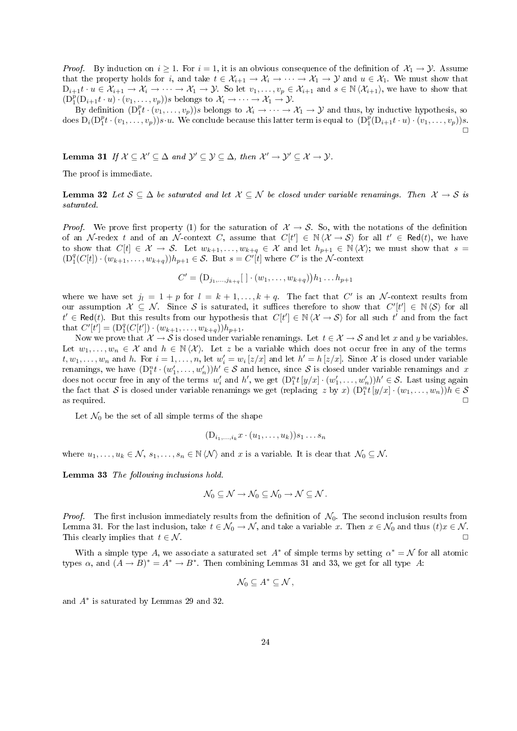*Proof.* By induction on $i \geq 1$. For $i = 1$, it is an obvious consequence of the definition of $\mathcal{X}_1 \to \mathcal{Y}$. Assume that the property holds for $i$, and take $t \in \mathcal{X}_{i+1} \to \mathcal{X}_i \to \cdots \to \mathcal{X}_1 \to \mathcal{Y}$ and $u \in \mathcal{X}_1$. We must show that $\mathrm{D}_{i+1}t \cdot u \in \mathcal{X}_{i+1} \to \mathcal{X}_i \to \cdots \to \mathcal{X}_1 \to \mathcal{Y}$. So let $v_1, \ldots, v_p \in \mathcal{X}_{i+1}$ and $s \in \mathbb{N}\langle \mathcal{X}_{i+1} \rangle$, we have to show that $(\mathrm{D}_1^p(\mathrm{D}_{i+1}t \cdot u) \cdot (v_1, \ldots, v_p))s$ belongs to $\mathcal{X}_i \to \cdots \to \mathcal{X}_1 \to \mathcal{Y}$.

By definition $(\mathrm{D}_1^p t \cdot (v_1, \ldots, v_p))s$ belongs to $\mathcal{X}_i \to \cdots \to \mathcal{X}_1 \to \mathcal{Y}$ and thus, by inductive hypothesis, so does $\mathrm{D}_i(\mathrm{D}_1^p t \cdot (v_1, \ldots, v_p))s \cdot u$. We conclude because this latter term is equal to $(\mathrm{D}_1^p(\mathrm{D}_{i+1}t \cdot u) \cdot (v_1, \ldots, v_p))s$. □

**Lemma 31** *If $\mathcal{X} \subseteq \mathcal{X}' \subseteq \Delta$ and $\mathcal{Y}' \subseteq \mathcal{Y} \subseteq \Delta$, then $\mathcal{X}' \to \mathcal{Y}' \subseteq \mathcal{X} \to \mathcal{Y}$.*

The proof is immediate.

**Lemma 32** *Let $\mathcal{S} \subseteq \Delta$ be saturated and let $\mathcal{X} \subseteq \mathcal{N}$ be closed under variable renamings. Then $\mathcal{X} \to \mathcal{S}$ is saturated.*

*Proof.* We prove first property (1) for the saturation of $\mathcal{X} \to \mathcal{S}$. So, with the notations of the definition of an $\mathcal{N}$-redex $t$ and of an $\mathcal{N}$-context $C$, assume that $C[t'] \in \mathbb{N}\langle \mathcal{X} \to \mathcal{S} \rangle$ for all $t' \in \mathsf{Red}(t)$, we have to show that $C[t] \in \mathcal{X} \to \mathcal{S}$. Let $w_{k+1}, \ldots, w_{k+q} \in \mathcal{X}$ and let $h_{p+1} \in \mathbb{N}\langle \mathcal{X} \rangle$; we must show that $s = (\mathrm{D}_1^q(C[t]) \cdot (w_{k+1}, \ldots, w_{k+q}))h_{p+1} \in \mathcal{S}$. But $s = C'[t]$ where $C'$ is the $\mathcal{N}$-context

$$C' = \left(\mathrm{D}_{j_1, \ldots, j_{k+q}}[\ ] \cdot (w_1, \ldots, w_{k+q})\right)h_1 \ldots h_{p+1}$$

where we have set $j_l = 1 + p$ for $l = k+1, \ldots, k+q$. The fact that $C'$ is an $\mathcal{N}$-context results from our assumption $\mathcal{X} \subseteq \mathcal{N}$. Since $\mathcal{S}$ is saturated, it suffices therefore to show that $C'[t'] \in \mathbb{N}\langle \mathcal{S} \rangle$ for all $t' \in \mathsf{Red}(t)$. But this results from our hypothesis that $C[t'] \in \mathbb{N}\langle \mathcal{X} \to \mathcal{S} \rangle$ for all such $t'$ and from the fact that $C'[t'] = (\mathrm{D}_1^q(C[t']) \cdot (w_{k+1}, \ldots, w_{k+q}))h_{p+1}$.

Now we prove that $\mathcal{X} \to \mathcal{S}$ is closed under variable renamings. Let $t \in \mathcal{X} \to \mathcal{S}$ and let $x$ and $y$ be variables. Let $w_1, \ldots, w_n \in \mathcal{X}$ and $h \in \mathbb{N}\langle \mathcal{X} \rangle$. Let $z$ be a variable which does not occur free in any of the terms $t, w_1, \ldots, w_n$ and $h$. For $i = 1, \ldots, n$, let $w'_i = w_i\,[z/x]$ and let $h' = h\,[z/x]$. Since $\mathcal{X}$ is closed under variable renamings, we have $(\mathrm{D}_1^n t \cdot (w'_1, \ldots, w'_n))h' \in \mathcal{S}$ and hence, since $\mathcal{S}$ is closed under variable renamings and $x$ does not occur free in any of the terms $w'_i$ and $h'$, we get $(\mathrm{D}_1^n t\,[y/x] \cdot (w'_1, \ldots, w'_n))h' \in \mathcal{S}$. Last using again the fact that $\mathcal{S}$ is closed under variable renamings we get (replacing $z$ by $x$) $(\mathrm{D}_1^n t\,[y/x] \cdot (w_1, \ldots, w_n))h \in \mathcal{S}$ as required. □

Let $\mathcal{N}_0$ be the set of all simple terms of the shape

$$(\mathrm{D}_{i_1, \ldots, i_k} x \cdot (u_1, \ldots, u_k))s_1 \ldots s_n$$

where $u_1, \ldots, u_k \in \mathcal{N}$, $s_1, \ldots, s_n \in \mathbb{N}\langle \mathcal{N} \rangle$ and $x$ is a variable. It is clear that $\mathcal{N}_0 \subseteq \mathcal{N}$.

**Lemma 33** *The following inclusions hold.*

$$\mathcal{N}_0 \subseteq \mathcal{N} \to \mathcal{N}_0 \subseteq \mathcal{N}_0 \to \mathcal{N} \subseteq \mathcal{N}\,.$$

*Proof.* The first inclusion immediately results from the definition of $\mathcal{N}_0$. The second inclusion results from Lemma 31. For the last inclusion, take $t \in \mathcal{N}_0 \to \mathcal{N}$, and take a variable $x$. Then $x \in \mathcal{N}_0$ and thus $(t)x \in \mathcal{N}$. This clearly implies that $t \in \mathcal{N}$. □

With a simple type $A$, we associate a saturated set $A^*$ of simple terms by setting $\alpha^* = \mathcal{N}$ for all atomic types $\alpha$, and $(A \to B)^* = A^* \to B^*$. Then combining Lemmas 31 and 33, we get for all type $A$:

$$\mathcal{N}_0 \subseteq A^* \subseteq \mathcal{N}\,,$$

and $A^*$ is saturated by Lemmas 29 and 32.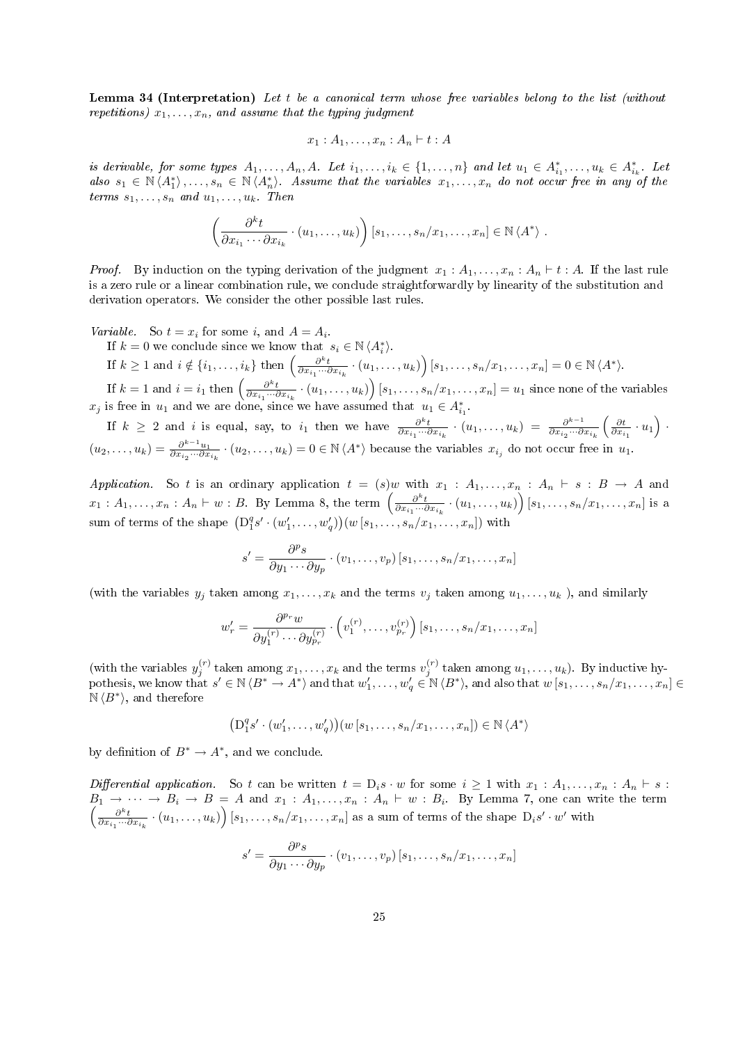**Lemma 34 (Interpretation)** *Let $t$ be a canonical term whose free variables belong to the list (without repetitions) $x_1, \dots, x_n$, and assume that the typing judgment*

$$x_1 : A_1, \dots, x_n : A_n \vdash t : A$$

*is derivable, for some types $A_1, \dots, A_n, A$. Let $i_1, \dots, i_k \in \{1, \dots, n\}$ and let $u_1 \in A^*_{i_1}, \dots, u_k \in A^*_{i_k}$. Let also $s_1 \in \mathbb{N}\langle A_1^* \rangle, \dots, s_n \in \mathbb{N}\langle A_n^* \rangle$. Assume that the variables $x_1, \dots, x_n$ do not occur free in any of the terms $s_1, \dots, s_n$ and $u_1, \dots, u_k$. Then*

$$\left(\frac{\partial^k t}{\partial x_{i_1} \cdots \partial x_{i_k}} \cdot (u_1, \dots, u_k)\right)[s_1, \dots, s_n / x_1, \dots, x_n] \in \mathbb{N}\langle A^* \rangle .$$

*Proof.* By induction on the typing derivation of the judgment $x_1 : A_1, \dots, x_n : A_n \vdash t : A$. If the last rule is a zero rule or a linear combination rule, we conclude straightforwardly by linearity of the substitution and derivation operators. We consider the other possible last rules.

*Variable.* So $t = x_i$ for some $i$, and $A = A_i$.

If $k = 0$ we conclude since we know that $s_i \in \mathbb{N}\langle A_i^* \rangle$.

If $k \geq 1$ and $i \notin \{i_1, \dots, i_k\}$ then $\left(\frac{\partial^k t}{\partial x_{i_1} \cdots \partial x_{i_k}} \cdot (u_1, \dots, u_k)\right)[s_1, \dots, s_n / x_1, \dots, x_n] = 0 \in \mathbb{N}\langle A^* \rangle$.

If $k = 1$ and $i = i_1$ then $\left(\frac{\partial^k t}{\partial x_{i_1} \cdots \partial x_{i_k}} \cdot (u_1, \dots, u_k)\right)[s_1, \dots, s_n / x_1, \dots, x_n] = u_1$ since none of the variables $x_j$ is free in $u_1$ and we are done, since we have assumed that $u_1 \in A^*_{i_1}$.

If $k \geq 2$ and $i$ is equal, say, to $i_1$ then we have $\frac{\partial^k t}{\partial x_{i_1} \cdots \partial x_{i_k}} \cdot (u_1, \dots, u_k) = \frac{\partial^{k-1}}{\partial x_{i_2} \cdots \partial x_{i_k}} \left(\frac{\partial t}{\partial x_{i_1}} \cdot u_1\right) \cdot (u_2, \dots, u_k) = \frac{\partial^{k-1} u_1}{\partial x_{i_2} \cdots \partial x_{i_k}} \cdot (u_2, \dots, u_k) = 0 \in \mathbb{N}\langle A^* \rangle$ because the variables $x_{i_j}$ do not occur free in $u_1$.

*Application.* So $t$ is an ordinary application $t = (s)w$ with $x_1 : A_1, \dots, x_n : A_n \vdash s : B \to A$ and $x_1 : A_1, \dots, x_n : A_n \vdash w : B$. By Lemma 8, the term $\left(\frac{\partial^k t}{\partial x_{i_1} \cdots \partial x_{i_k}} \cdot (u_1, \dots, u_k)\right)[s_1, \dots, s_n / x_1, \dots, x_n]$ is a sum of terms of the shape $\left(\mathrm{D}_1^q s' \cdot (w'_1, \dots, w'_q)\right)(w\,[s_1, \dots, s_n / x_1, \dots, x_n])$ with

$$s' = \frac{\partial^p s}{\partial y_1 \cdots \partial y_p} \cdot (v_1, \dots, v_p)\,[s_1, \dots, s_n / x_1, \dots, x_n]$$

(with the variables $y_j$ taken among $x_1, \dots, x_k$ and the terms $v_j$ taken among $u_1, \dots, u_k$ ), and similarly

$$w'_r = \frac{\partial^{p_r} w}{\partial y_1^{(r)} \cdots \partial y_{p_r}^{(r)}} \cdot \left(v_1^{(r)}, \dots, v_{p_r}^{(r)}\right)[s_1, \dots, s_n / x_1, \dots, x_n]$$

(with the variables $y_j^{(r)}$ taken among $x_1, \dots, x_k$ and the terms $v_j^{(r)}$ taken among $u_1, \dots, u_k$). By inductive hypothesis, we know that $s' \in \mathbb{N}\langle B^* \to A^* \rangle$ and that $w'_1, \dots, w'_q \in \mathbb{N}\langle B^* \rangle$, and also that $w\,[s_1, \dots, s_n / x_1, \dots, x_n] \in \mathbb{N}\langle B^* \rangle$, and therefore

$$\left(\mathrm{D}_1^q s' \cdot (w'_1, \dots, w'_q)\right)(w\,[s_1, \dots, s_n / x_1, \dots, x_n]) \in \mathbb{N}\langle A^* \rangle$$

by definition of $B^* \to A^*$, and we conclude.

*Differential application.* So $t$ can be written $t = \mathrm{D}_i s \cdot w$ for some $i \geq 1$ with $x_1 : A_1, \dots, x_n : A_n \vdash s : B_1 \to \cdots \to B_i \to B = A$ and $x_1 : A_1, \dots, x_n : A_n \vdash w : B_i$. By Lemma 7, one can write the term $\left(\frac{\partial^k t}{\partial x_{i_1} \cdots \partial x_{i_k}} \cdot (u_1, \dots, u_k)\right)[s_1, \dots, s_n / x_1, \dots, x_n]$ as a sum of terms of the shape $\mathrm{D}_i s' \cdot w'$ with

$$s' = \frac{\partial^p s}{\partial y_1 \cdots \partial y_p} \cdot (v_1, \dots, v_p)\,[s_1, \dots, s_n / x_1, \dots, x_n]$$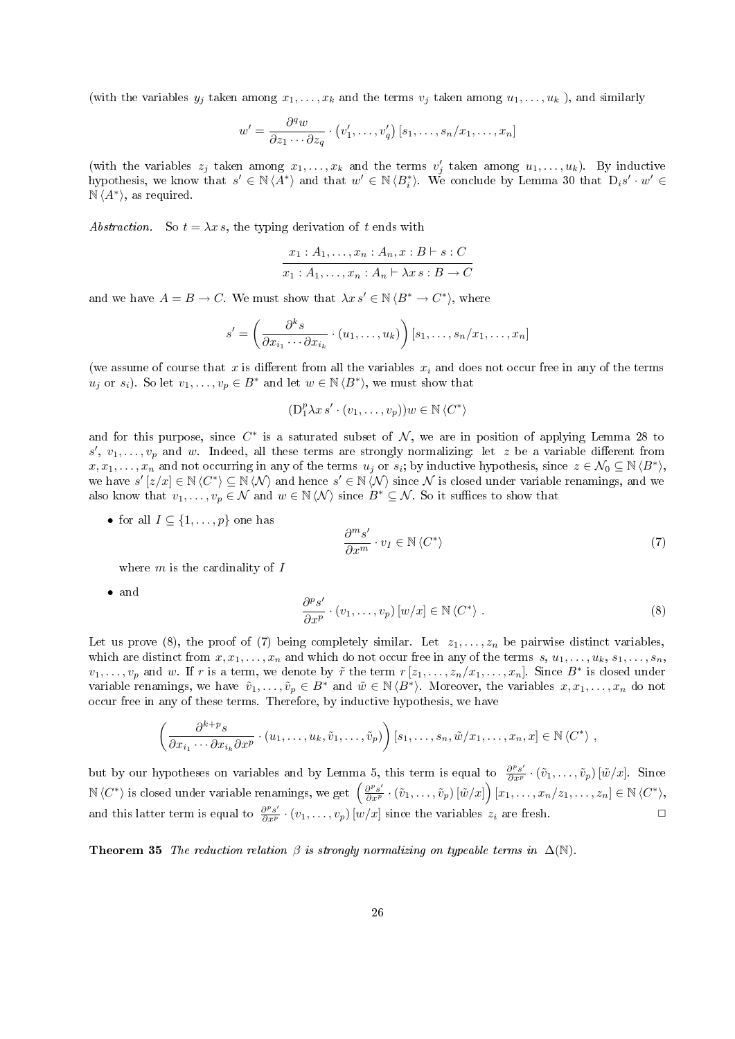(with the variables $y_j$ taken among $x_1, \dots, x_k$ and the terms $v_j$ taken among $u_1, \dots, u_k$ ), and similarly

$$w' = \frac{\partial^q w}{\partial z_1 \cdots \partial z_q} \cdot (v'_1, \dots, v'_q)\,[s_1, \dots, s_n/x_1, \dots, x_n]$$

(with the variables $z_j$ taken among $x_1, \dots, x_k$ and the terms $v'_j$ taken among $u_1, \dots, u_k$). By inductive hypothesis, we know that $s' \in \mathbb{N}\langle A^* \rangle$ and that $w' \in \mathbb{N}\langle B_i^* \rangle$. We conclude by Lemma 30 that $\mathrm{D}_i s' \cdot w' \in \mathbb{N}\langle A^* \rangle$, as required.

*Abstraction.* So $t = \lambda x\, s$, the typing derivation of $t$ ends with

$$\frac{x_1 : A_1, \dots, x_n : A_n, x : B \vdash s : C}{x_1 : A_1, \dots, x_n : A_n \vdash \lambda x\, s : B \to C}$$

and we have $A = B \to C$. We must show that $\lambda x\, s' \in \mathbb{N}\langle B^* \to C^* \rangle$, where

$$s' = \left( \frac{\partial^k s}{\partial x_{i_1} \cdots \partial x_{i_k}} \cdot (u_1, \dots, u_k) \right) [s_1, \dots, s_n/x_1, \dots, x_n]$$

(we assume of course that $x$ is different from all the variables $x_i$ and does not occur free in any of the terms $u_j$ or $s_i$). So let $v_1, \dots, v_p \in B^*$ and let $w \in \mathbb{N}\langle B^* \rangle$, we must show that

$$(\mathrm{D}_1^p \lambda x\, s' \cdot (v_1, \dots, v_p))w \in \mathbb{N}\langle C^* \rangle$$

and for this purpose, since $C^*$ is a saturated subset of $\mathcal{N}$, we are in position of applying Lemma 28 to $s'$, $v_1, \dots, v_p$ and $w$. Indeed, all these terms are strongly normalizing: let $z$ be a variable different from $x, x_1, \dots, x_n$ and not occurring in any of the terms $u_j$ or $s_i$; by inductive hypothesis, since $z \in \mathcal{N}_0 \subseteq \mathbb{N}\langle B^* \rangle$, we have $s'[z/x] \in \mathbb{N}\langle C^* \rangle \subseteq \mathbb{N}\langle \mathcal{N} \rangle$ and hence $s' \in \mathbb{N}\langle \mathcal{N} \rangle$ since $\mathcal{N}$ is closed under variable renamings, and we also know that $v_1, \dots, v_p \in \mathcal{N}$ and $w \in \mathbb{N}\langle \mathcal{N} \rangle$ since $B^* \subseteq \mathcal{N}$. So it suffices to show that

- for all $I \subseteq \{1, \dots, p\}$ one has
$$\frac{\partial^m s'}{\partial x^m} \cdot v_I \in \mathbb{N}\langle C^* \rangle \tag{7}$$
where $m$ is the cardinality of $I$
- and
$$\frac{\partial^p s'}{\partial x^p} \cdot (v_1, \dots, v_p)\,[w/x] \in \mathbb{N}\langle C^* \rangle\ . \tag{8}$$

Let us prove (8), the proof of (7) being completely similar. Let $z_1, \dots, z_n$ be pairwise distinct variables, which are distinct from $x, x_1, \dots, x_n$ and which do not occur free in any of the terms $s$, $u_1, \dots, u_k$, $s_1, \dots, s_n$, $v_1, \dots, v_p$ and $w$. If $r$ is a term, we denote by $\tilde{r}$ the term $r\,[z_1, \dots, z_n/x_1, \dots, x_n]$. Since $B^*$ is closed under variable renamings, we have $\tilde{v}_1, \dots, \tilde{v}_p \in B^*$ and $\tilde{w} \in \mathbb{N}\langle B^* \rangle$. Moreover, the variables $x, x_1, \dots, x_n$ do not occur free in any of these terms. Therefore, by inductive hypothesis, we have

$$\left( \frac{\partial^{k+p} s}{\partial x_{i_1} \cdots \partial x_{i_k} \partial x^p} \cdot (u_1, \dots, u_k, \tilde{v}_1, \dots, \tilde{v}_p) \right) [s_1, \dots, s_n, \tilde{w}/x_1, \dots, x_n, x] \in \mathbb{N}\langle C^* \rangle\ ,$$

but by our hypotheses on variables and by Lemma 5, this term is equal to $\frac{\partial^p s'}{\partial x^p} \cdot (\tilde{v}_1, \dots, \tilde{v}_p)\,[\tilde{w}/x]$. Since $\mathbb{N}\langle C^* \rangle$ is closed under variable renamings, we get $\left( \frac{\partial^p s'}{\partial x^p} \cdot (\tilde{v}_1, \dots, \tilde{v}_p)\,[\tilde{w}/x] \right) [x_1, \dots, x_n/z_1, \dots, z_n] \in \mathbb{N}\langle C^* \rangle$, and this latter term is equal to $\frac{\partial^p s'}{\partial x^p} \cdot (v_1, \dots, v_p)\,[w/x]$ since the variables $z_i$ are fresh. $\Box$

**Theorem 35** *The reduction relation $\beta$ is strongly normalizing on typeable terms in $\Delta(\mathbb{N})$.*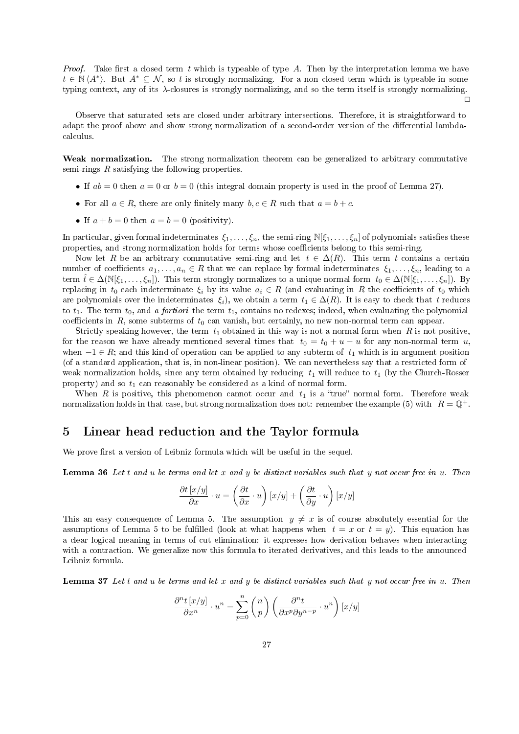*Proof.* Take first a closed term $t$ which is typeable of type $A$. Then by the interpretation lemma we have $t \in \mathbb{N}\langle A^* \rangle$. But $A^* \subseteq \mathcal{N}$, so $t$ is strongly normalizing. For a non closed term which is typeable in some typing context, any of its $\lambda$-closures is strongly normalizing, and so the term itself is strongly normalizing. □

Observe that saturated sets are closed under arbitrary intersections. Therefore, it is straightforward to adapt the proof above and show strong normalization of a second-order version of the differential lambda-calculus.

**Weak normalization.** The strong normalization theorem can be generalized to arbitrary commutative semi-rings $R$ satisfying the following properties.

- If $ab = 0$ then $a = 0$ or $b = 0$ (this integral domain property is used in the proof of Lemma 27).
- For all $a \in R$, there are only finitely many $b, c \in R$ such that $a = b + c$.
- If $a + b = 0$ then $a = b = 0$ (positivity).

In particular, given formal indeterminates $\xi_1, \dots, \xi_n$, the semi-ring $\mathbb{N}[\xi_1, \dots, \xi_n]$ of polynomials satisfies these properties, and strong normalization holds for terms whose coefficients belong to this semi-ring.

Now let $R$ be an arbitrary commutative semi-ring and let $t \in \Delta(R)$. This term $t$ contains a certain number of coefficients $a_1, \dots, a_n \in R$ that we can replace by formal indeterminates $\xi_1, \dots, \xi_n$, leading to a term $\hat{t} \in \Delta(\mathbb{N}[\xi_1, \dots, \xi_n])$. This term strongly normalizes to a unique normal form $t_0 \in \Delta(\mathbb{N}[\xi_1, \dots, \xi_n])$. By replacing in $t_0$ each indeterminate $\xi_i$ by its value $a_i \in R$ (and evaluating in $R$ the coefficients of $t_0$ which are polynomials over the indeterminates $\xi_i$), we obtain a term $t_1 \in \Delta(R)$. It is easy to check that $t$ reduces to $t_1$. The term $t_0$, and *a fortiori* the term $t_1$, contains no redexes; indeed, when evaluating the polynomial coefficients in $R$, some subterms of $t_0$ can vanish, but certainly, no new non-normal term can appear.

Strictly speaking however, the term $t_1$ obtained in this way is not a normal form when $R$ is not positive, for the reason we have already mentioned several times that $t_0 = t_0 + u - u$ for any non-normal term $u$, when $-1 \in R$; and this kind of operation can be applied to any subterm of $t_1$ which is in argument position (of a standard application, that is, in non-linear position). We can nevertheless say that a restricted form of weak normalization holds, since any term obtained by reducing $t_1$ will reduce to $t_1$ (by the Church-Rosser property) and so $t_1$ can reasonably be considered as a kind of normal form.

When $R$ is positive, this phenomenon cannot occur and $t_1$ is a "true" normal form. Therefore weak normalization holds in that case, but strong normalization does not: remember the example (5) with $R = \mathbb{Q}^+$.

# 5 Linear head reduction and the Taylor formula

We prove first a version of Leibniz formula which will be useful in the sequel.

**Lemma 36** *Let $t$ and $u$ be terms and let $x$ and $y$ be distinct variables such that $y$ not occur free in $u$. Then*

$$\frac{\partial t\,[x/y]}{\partial x} \cdot u = \left(\frac{\partial t}{\partial x} \cdot u\right)[x/y] + \left(\frac{\partial t}{\partial y} \cdot u\right)[x/y]$$

This an easy consequence of Lemma 5. The assumption $y \neq x$ is of course absolutely essential for the assumptions of Lemma 5 to be fulfilled (look at what happens when $t = x$ or $t = y$). This equation has a clear logical meaning in terms of cut elimination: it expresses how derivation behaves when interacting with a contraction. We generalize now this formula to iterated derivatives, and this leads to the announced Leibniz formula.

**Lemma 37** *Let $t$ and $u$ be terms and let $x$ and $y$ be distinct variables such that $y$ not occur free in $u$. Then*

$$\frac{\partial^n t\,[x/y]}{\partial x^n} \cdot u^n = \sum_{p=0}^{n} \binom{n}{p} \left(\frac{\partial^n t}{\partial x^p \partial y^{n-p}} \cdot u^n\right)[x/y]$$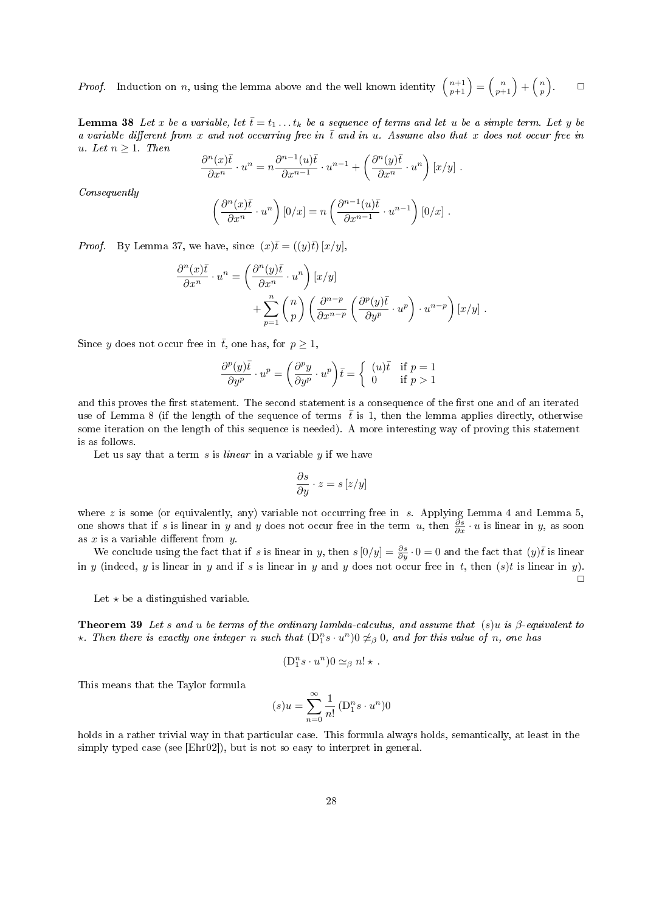*Proof.* Induction on $n$, using the lemma above and the well known identity $\binom{n+1}{p+1} = \binom{n}{p+1} + \binom{n}{p}$. $\square$

**Lemma 38** *Let $x$ be a variable, let $\bar{t} = t_1 \dots t_k$ be a sequence of terms and let $u$ be a simple term. Let $y$ be a variable different from $x$ and not occurring free in $\bar{t}$ and in $u$. Assume also that $x$ does not occur free in $u$. Let $n \geq 1$. Then*

$$\frac{\partial^n (x)\bar{t}}{\partial x^n} \cdot u^n = n \frac{\partial^{n-1} (u)\bar{t}}{\partial x^{n-1}} \cdot u^{n-1} + \left( \frac{\partial^n (y)\bar{t}}{\partial x^n} \cdot u^n \right) [x/y] \; .$$

*Consequently*

$$\left( \frac{\partial^n (x)\bar{t}}{\partial x^n} \cdot u^n \right) [0/x] = n \left( \frac{\partial^{n-1} (u)\bar{t}}{\partial x^{n-1}} \cdot u^{n-1} \right) [0/x] \; .$$

*Proof.* By Lemma 37, we have, since $(x)\bar{t} = ((y)\bar{t})\,[x/y]$,

$$\frac{\partial^n (x)\bar{t}}{\partial x^n} \cdot u^n = \left( \frac{\partial^n (y)\bar{t}}{\partial x^n} \cdot u^n \right) [x/y] + \sum_{p=1}^{n} \binom{n}{p} \left( \frac{\partial^{n-p}}{\partial x^{n-p}} \left( \frac{\partial^p (y)\bar{t}}{\partial y^p} \cdot u^p \right) \cdot u^{n-p} \right) [x/y] \; .$$

Since $y$ does not occur free in $\bar{t}$, one has, for $p \geq 1$,

$$\frac{\partial^p (y)\bar{t}}{\partial y^p} \cdot u^p = \left( \frac{\partial^p y}{\partial y^p} \cdot u^p \right) \bar{t} = \begin{cases} (u)\bar{t} & \text{if } p = 1 \\ 0 & \text{if } p > 1 \end{cases}$$

and this proves the first statement. The second statement is a consequence of the first one and of an iterated use of Lemma 8 (if the length of the sequence of terms $\bar{t}$ is 1, then the lemma applies directly, otherwise some iteration on the length of this sequence is needed). A more interesting way of proving this statement is as follows.

Let us say that a term $s$ is *linear* in a variable $y$ if we have

$$\frac{\partial s}{\partial y} \cdot z = s\,[z/y]$$

where $z$ is some (or equivalently, any) variable not occurring free in $s$. Applying Lemma 4 and Lemma 5, one shows that if $s$ is linear in $y$ and $y$ does not occur free in the term $u$, then $\frac{\partial s}{\partial x} \cdot u$ is linear in $y$, as soon as $x$ is a variable different from $y$.

We conclude using the fact that if $s$ is linear in $y$, then $s\,[0/y] = \frac{\partial s}{\partial y} \cdot 0 = 0$ and the fact that $(y)\bar{t}$ is linear in $y$ (indeed, $y$ is linear in $y$ and if $s$ is linear in $y$ and $y$ does not occur free in $t$, then $(s)t$ is linear in $y$). $\square$

Let $\star$ be a distinguished variable.

**Theorem 39** *Let $s$ and $u$ be terms of the ordinary lambda-calculus, and assume that $(s)u$ is $\beta$-equivalent to $\star$. Then there is exactly one integer $n$ such that $(\mathrm{D}_1^n s \cdot u^n)0 \not\simeq_\beta 0$, and for this value of $n$, one has*

$$(\mathrm{D}_1^n s \cdot u^n)0 \simeq_\beta n!\,\star \; .$$

This means that the Taylor formula

$$(s)u = \sum_{n=0}^{\infty} \frac{1}{n!} \, (\mathrm{D}_1^n s \cdot u^n)0$$

holds in a rather trivial way in that particular case. This formula always holds, semantically, at least in the simply typed case (see [Ehr02]), but is not so easy to interpret in general.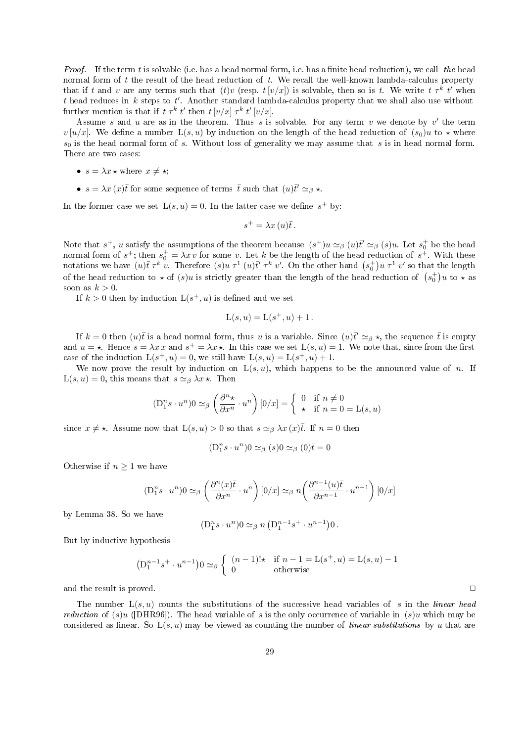*Proof.* If the term $t$ is solvable (i.e. has a head normal form, i.e. has a finite head reduction), we call *the* head normal form of $t$ the result of the head reduction of $t$. We recall the well-known lambda-calculus property that if $t$ and $v$ are any terms such that $(t)v$ (resp. $t\,[v/x]$) is solvable, then so is $t$. We write $t\ \tau^k\ t'$ when $t$ head reduces in $k$ steps to $t'$. Another standard lambda-calculus property that we shall also use without further mention is that if $t\ \tau^k\ t'$ then $t\,[v/x]\ \tau^k\ t'\,[v/x]$.

Assume $s$ and $u$ are as in the theorem. Thus $s$ is solvable. For any term $v$ we denote by $v'$ the term $v\,[u/x]$. We define a number $\mathrm{L}(s,u)$ by induction on the length of the head reduction of $(s_0)u$ to $\star$ where $s_0$ is the head normal form of $s$. Without loss of generality we may assume that $s$ is in head normal form. There are two cases:

- $s = \lambda x\,\star$ where $x \neq \star$;
- $s = \lambda x\,(x)\bar{t}$ for some sequence of terms $\bar{t}$ such that $(u)\bar{t}' \simeq_\beta \star$.

In the former case we set $\mathrm{L}(s,u) = 0$. In the latter case we define $s^+$ by:

$$s^+ = \lambda x\,(u)\bar{t}\,.$$

Note that $s^+$, $u$ satisfy the assumptions of the theorem because $(s^+)u \simeq_\beta (u)\bar{t}' \simeq_\beta (s)u$. Let $s_0^+$ be the head normal form of $s^+$; then $s_0^+ = \lambda x\,v$ for some $v$. Let $k$ be the length of the head reduction of $s^+$. With these notations we have $(u)\bar{t}\ \tau^k\ v$. Therefore $(s)u\ \tau^1\ (u)\bar{t}'\ \tau^k\ v'$. On the other hand $\left(s_0^+\right)u\ \tau^1\ v'$ so that the length of the head reduction to $\star$ of $(s)u$ is strictly greater than the length of the head reduction of $\left(s_0^+\right)u$ to $\star$ as soon as $k > 0$.

If $k > 0$ then by induction $\mathrm{L}(s^+,u)$ is defined and we set

$$\mathrm{L}(s,u) = \mathrm{L}(s^+,u) + 1\,.$$

If $k = 0$ then $(u)\bar{t}$ is a head normal form, thus $u$ is a variable. Since $(u)\bar{t}' \simeq_\beta \star$, the sequence $\bar{t}$ is empty and $u = \star$. Hence $s = \lambda x\,x$ and $s^+ = \lambda x\,\star$. In this case we set $\mathrm{L}(s,u) = 1$. We note that, since from the first case of the induction $\mathrm{L}(s^+,u) = 0$, we still have $\mathrm{L}(s,u) = \mathrm{L}(s^+,u) + 1$.

We now prove the result by induction on $\mathrm{L}(s,u)$, which happens to be the announced value of $n$. If $\mathrm{L}(s,u) = 0$, this means that $s \simeq_\beta \lambda x\,\star$. Then

$$(\mathrm{D}_1^n s \cdot u^n)0 \simeq_\beta \left(\frac{\partial^n \star}{\partial x^n} \cdot u^n\right)[0/x] = \begin{cases} 0 & \text{if } n \neq 0 \\ \star & \text{if } n = 0 = \mathrm{L}(s,u) \end{cases}$$

since $x \neq \star$. Assume now that $\mathrm{L}(s,u) > 0$ so that $s \simeq_\beta \lambda x\,(x)\bar{t}$. If $n = 0$ then

$$(\mathrm{D}_1^n s \cdot u^n)0 \simeq_\beta (s)0 \simeq_\beta (0)\bar{t} = 0$$

Otherwise if $n \geq 1$ we have

$$(\mathrm{D}_1^n s \cdot u^n)0 \simeq_\beta \left(\frac{\partial^n (x)\bar{t}}{\partial x^n} \cdot u^n\right)[0/x] \simeq_\beta n\left(\frac{\partial^{n-1} (u)\bar{t}}{\partial x^{n-1}} \cdot u^{n-1}\right)[0/x]$$

by Lemma 38. So we have

$$(\mathrm{D}_1^n s \cdot u^n)0 \simeq_\beta n\left(\mathrm{D}_1^{n-1} s^+ \cdot u^{n-1}\right)0\,.$$

But by inductive hypothesis

$$\left(\mathrm{D}_1^{n-1} s^+ \cdot u^{n-1}\right)0 \simeq_\beta \begin{cases} (n-1)!\star & \text{if } n-1 = \mathrm{L}(s^+,u) = \mathrm{L}(s,u) - 1 \\ 0 & \text{otherwise} \end{cases}$$

and the result is proved. $\square$

The number $\mathrm{L}(s,u)$ counts the substitutions of the successive head variables of $s$ in the *linear head reduction* of $(s)u$ ([DHR96]). The head variable of $s$ is the only occurrence of variable in $(s)u$ which may be considered as linear. So $\mathrm{L}(s,u)$ may be viewed as counting the number of *linear substitutions* by $u$ that are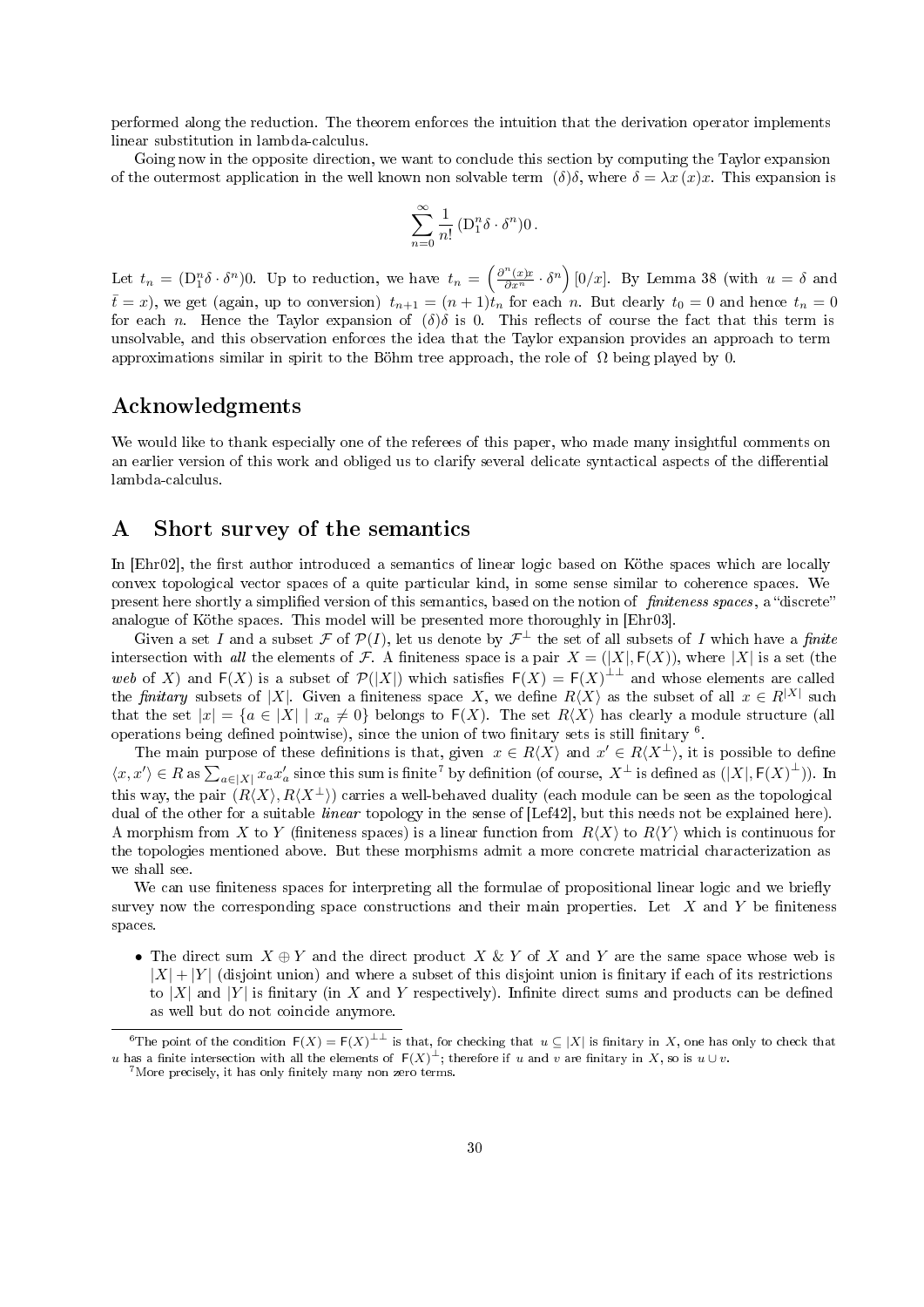performed along the reduction. The theorem enforces the intuition that the derivation operator implements linear substitution in lambda-calculus.

Going now in the opposite direction, we want to conclude this section by computing the Taylor expansion of the outermost application in the well known non solvable term $(\delta)\delta$, where $\delta = \lambda x\,(x)x$. This expansion is

$$\sum_{n=0}^{\infty} \frac{1}{n!} \, (\mathrm{D}_1^n \delta \cdot \delta^n)0 \,.$$

Let $t_n = (\mathrm{D}_1^n \delta \cdot \delta^n)0$. Up to reduction, we have $t_n = \left(\frac{\partial^n (x)x}{\partial x^n} \cdot \delta^n\right)[0/x]$. By Lemma 38 (with $u = \delta$ and $\bar{t} = x$), we get (again, up to conversion) $t_{n+1} = (n+1)t_n$ for each $n$. But clearly $t_0 = 0$ and hence $t_n = 0$ for each $n$. Hence the Taylor expansion of $(\delta)\delta$ is 0. This reflects of course the fact that this term is unsolvable, and this observation enforces the idea that the Taylor expansion provides an approach to term approximations similar in spirit to the Böhm tree approach, the role of $\Omega$ being played by 0.

## Acknowledgments

We would like to thank especially one of the referees of this paper, who made many insightful comments on an earlier version of this work and obliged us to clarify several delicate syntactical aspects of the differential lambda-calculus.

## A Short survey of the semantics

In [Ehr02], the first author introduced a semantics of linear logic based on Köthe spaces which are locally convex topological vector spaces of a quite particular kind, in some sense similar to coherence spaces. We present here shortly a simplified version of this semantics, based on the notion of *finiteness spaces*, a "discrete" analogue of Köthe spaces. This model will be presented more thoroughly in [Ehr03].

Given a set $I$ and a subset $\mathcal{F}$ of $\mathcal{P}(I)$, let us denote by $\mathcal{F}^\perp$ the set of all subsets of $I$ which have a *finite* intersection with *all* the elements of $\mathcal{F}$. A finiteness space is a pair $X = (|X|, \mathsf{F}(X))$, where $|X|$ is a set (the *web* of $X$) and $\mathsf{F}(X)$ is a subset of $\mathcal{P}(|X|)$ which satisfies $\mathsf{F}(X) = \mathsf{F}(X)^{\perp\perp}$ and whose elements are called the *finitary* subsets of $|X|$. Given a finiteness space $X$, we define $R\langle X\rangle$ as the subset of all $x \in R^{|X|}$ such that the set $|x| = \{a \in |X| \mid x_a \neq 0\}$ belongs to $\mathsf{F}(X)$. The set $R\langle X\rangle$ has clearly a module structure (all operations being defined pointwise), since the union of two finitary sets is still finitary [6].

The main purpose of these definitions is that, given $x \in R\langle X\rangle$ and $x' \in R\langle X^\perp\rangle$, it is possible to define $\langle x, x'\rangle \in R$ as $\sum_{a\in|X|} x_a x'_a$ since this sum is finite[7] by definition (of course, $X^\perp$ is defined as $(|X|, \mathsf{F}(X)^\perp)$). In this way, the pair $(R\langle X\rangle, R\langle X^\perp\rangle)$ carries a well-behaved duality (each module can be seen as the topological dual of the other for a suitable *linear* topology in the sense of [Lef42], but this needs not be explained here). A morphism from $X$ to $Y$ (finiteness spaces) is a linear function from $R\langle X\rangle$ to $R\langle Y\rangle$ which is continuous for the topologies mentioned above. But these morphisms admit a more concrete matricial characterization as we shall see.

We can use finiteness spaces for interpreting all the formulae of propositional linear logic and we briefly survey now the corresponding space constructions and their main properties. Let $X$ and $Y$ be finiteness spaces.

- The direct sum $X \oplus Y$ and the direct product $X \mathbin{\&} Y$ of $X$ and $Y$ are the same space whose web is $|X| + |Y|$ (disjoint union) and where a subset of this disjoint union is finitary if each of its restrictions to $|X|$ and $|Y|$ is finitary (in $X$ and $Y$ respectively). Infinite direct sums and products can be defined as well but do not coincide anymore.

[6] The point of the condition $\mathsf{F}(X) = \mathsf{F}(X)^{\perp\perp}$ is that, for checking that $u \subseteq |X|$ is finitary in $X$, one has only to check that $u$ has a finite intersection with all the elements of $\mathsf{F}(X)^\perp$; therefore if $u$ and $v$ are finitary in $X$, so is $u \cup v$.

[7] More precisely, it has only finitely many non zero terms.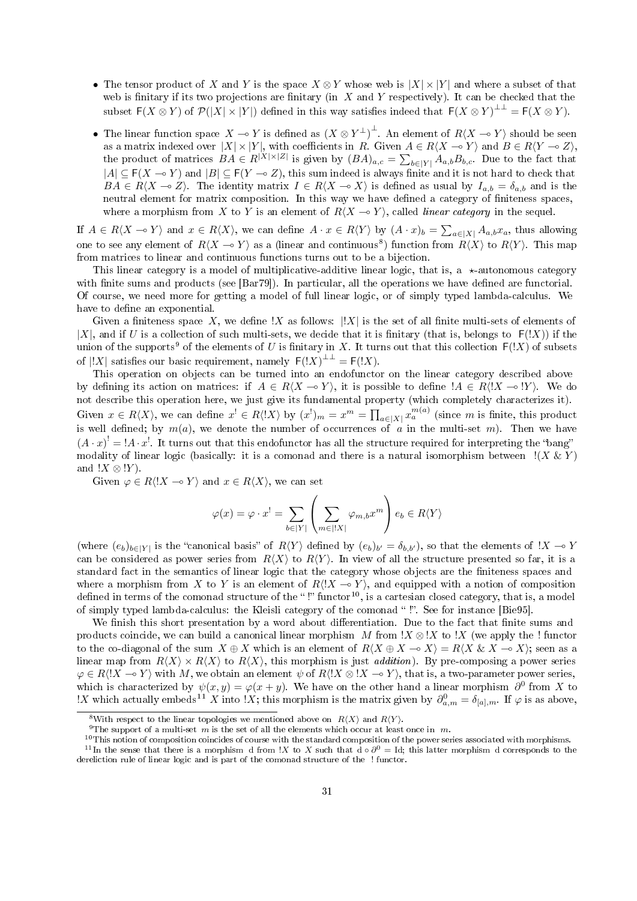- The tensor product of $X$ and $Y$ is the space $X \otimes Y$ whose web is $|X| \times |Y|$ and where a subset of that web is finitary if its two projections are finitary (in $X$ and $Y$ respectively). It can be checked that the subset $\mathsf{F}(X \otimes Y)$ of $\mathcal{P}(|X| \times |Y|)$ defined in this way satisfies indeed that $\mathsf{F}(X \otimes Y)^{\perp\perp} = \mathsf{F}(X \otimes Y)$.
- The linear function space $X \multimap Y$ is defined as $(X \otimes Y^{\perp})^{\perp}$. An element of $R\langle X \multimap Y\rangle$ should be seen as a matrix indexed over $|X| \times |Y|$, with coefficients in $R$. Given $A \in R\langle X \multimap Y\rangle$ and $B \in R\langle Y \multimap Z\rangle$, the product of matrices $BA \in R^{|X| \times |Z|}$ is given by $(BA)_{a,c} = \sum_{b \in |Y|} A_{a,b} B_{b,c}$. Due to the fact that $|A| \subseteq \mathsf{F}(X \multimap Y)$ and $|B| \subseteq \mathsf{F}(Y \multimap Z)$, this sum indeed is always finite and it is not hard to check that $BA \in R\langle X \multimap Z\rangle$. The identity matrix $I \in R\langle X \multimap X\rangle$ is defined as usual by $I_{a,b} = \delta_{a,b}$ and is the neutral element for matrix composition. In this way we have defined a category of finiteness spaces, where a morphism from $X$ to $Y$ is an element of $R\langle X \multimap Y\rangle$, called *linear category* in the sequel.

If $A \in R\langle X \multimap Y\rangle$ and $x \in R\langle X\rangle$, we can define $A \cdot x \in R\langle Y\rangle$ by $(A \cdot x)_b = \sum_{a \in |X|} A_{a,b} x_a$, thus allowing one to see any element of $R\langle X \multimap Y\rangle$ as a (linear and continuous[8]) function from $R\langle X\rangle$ to $R\langle Y\rangle$. This map from matrices to linear and continuous functions turns out to be a bijection.

This linear category is a model of multiplicative-additive linear logic, that is, a $\star$-autonomous category with finite sums and products (see [Bar79]). In particular, all the operations we have defined are functorial. Of course, we need more for getting a model of full linear logic, or of simply typed lambda-calculus. We have to define an exponential.

Given a finiteness space $X$, we define $!X$ as follows: $|!X|$ is the set of all finite multi-sets of elements of $|X|$, and if $U$ is a collection of such multi-sets, we decide that it is finitary (that is, belongs to $\mathsf{F}(!X)$) if the union of the supports[9] of the elements of $U$ is finitary in $X$. It turns out that this collection $\mathsf{F}(!X)$ of subsets of $|!X|$ satisfies our basic requirement, namely $\mathsf{F}(!X)^{\perp\perp} = \mathsf{F}(!X)$.

This operation on objects can be turned into an endofunctor on the linear category described above by defining its action on matrices: if $A \in R\langle X \multimap Y\rangle$, it is possible to define $!A \in R\langle !X \multimap !Y\rangle$. We do not describe this operation here, we just give its fundamental property (which completely characterizes it). Given $x \in R\langle X\rangle$, we can define $x^! \in R\langle !X\rangle$ by $(x^!)_m = x^m = \prod_{a \in |X|} x_a^{m(a)}$ (since $m$ is finite, this product is well defined; by $m(a)$, we denote the number of occurrences of $a$ in the multi-set $m$). Then we have $(A \cdot x)^! = !A \cdot x^!$. It turns out that this endofunctor has all the structure required for interpreting the "bang" modality of linear logic (basically: it is a comonad and there is a natural isomorphism between $!(X \mathbin{\&} Y)$ and $!X \otimes !Y$).

Given $\varphi \in R\langle !X \multimap Y\rangle$ and $x \in R\langle X\rangle$, we can set

$$\varphi(x) = \varphi \cdot x^! = \sum_{b \in |Y|} \left( \sum_{m \in |!X|} \varphi_{m,b} x^m \right) e_b \in R\langle Y\rangle$$

(where $(e_b)_{b \in |Y|}$ is the "canonical basis" of $R\langle Y\rangle$ defined by $(e_b)_{b'} = \delta_{b,b'}$), so that the elements of $!X \multimap Y$ can be considered as power series from $R\langle X\rangle$ to $R\langle Y\rangle$. In view of all the structure presented so far, it is a standard fact in the semantics of linear logic that the category whose objects are the finiteness spaces and where a morphism from $X$ to $Y$ is an element of $R\langle !X \multimap Y\rangle$, and equipped with a notion of composition defined in terms of the comonad structure of the "!" functor[10], is a cartesian closed category, that is, a model of simply typed lambda-calculus: the Kleisli category of the comonad "!". See for instance [Bie95].

We finish this short presentation by a word about differentiation. Due to the fact that finite sums and products coincide, we can build a canonical linear morphism $M$ from $!X \otimes !X$ to $!X$ (we apply the $!$ functor to the co-diagonal of the sum $X \oplus X$ which is an element of $R\langle X \oplus X \multimap X\rangle = R\langle X \mathbin{\&} X \multimap X\rangle$; seen as a linear map from $R\langle X\rangle \times R\langle X\rangle$ to $R\langle X\rangle$, this morphism is just *addition*). By pre-composing a power series $\varphi \in R\langle !X \multimap Y\rangle$ with $M$, we obtain an element $\psi$ of $R\langle !X \otimes !X \multimap Y\rangle$, that is, a two-parameter power series, which is characterized by $\psi(x, y) = \varphi(x + y)$. We have on the other hand a linear morphism $\partial^0$ from $X$ to $!X$ which actually embeds[11] $X$ into $!X$; this morphism is the matrix given by $\partial^0_{a,m} = \delta_{[a],m}$. If $\varphi$ is as above,

[8] With respect to the linear topologies we mentioned above on $R\langle X\rangle$ and $R\langle Y\rangle$.

[9] The support of a multi-set $m$ is the set of all the elements which occur at least once in $m$.

[10] This notion of composition coincides of course with the standard composition of the power series associated with morphisms.

[11] In the sense that there is a morphism $\mathrm{d}$ from $!X$ to $X$ such that $\mathrm{d} \circ \partial^0 = \mathrm{Id}$; this latter morphism $\mathrm{d}$ corresponds to the dereliction rule of linear logic and is part of the comonad structure of the $!$ functor.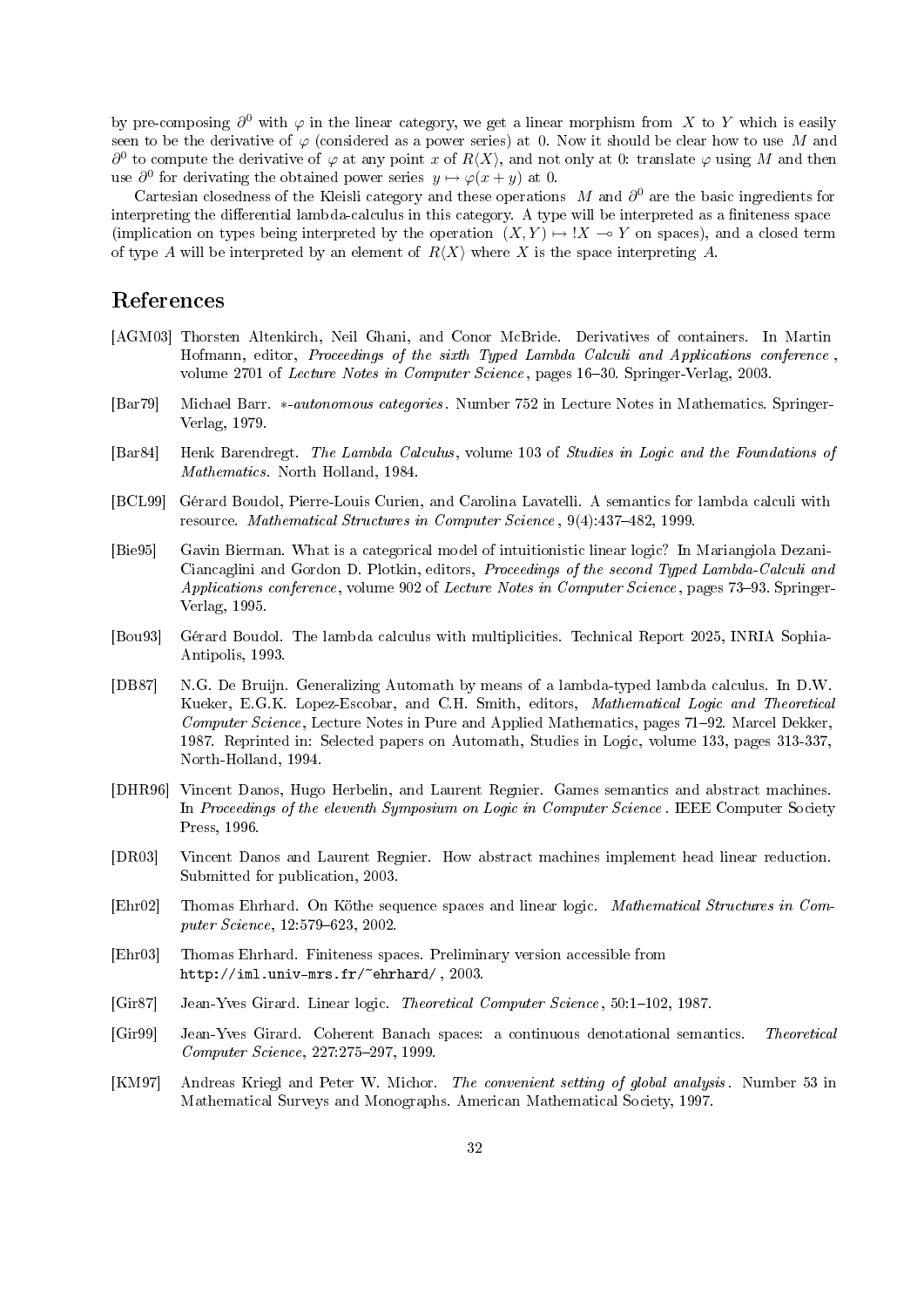by pre-composing $\partial^0$ with $\varphi$ in the linear category, we get a linear morphism from $X$ to $Y$ which is easily seen to be the derivative of $\varphi$ (considered as a power series) at 0. Now it should be clear how to use $M$ and $\partial^0$ to compute the derivative of $\varphi$ at any point $x$ of $R\langle X\rangle$, and not only at 0: translate $\varphi$ using $M$ and then use $\partial^0$ for derivating the obtained power series $y \mapsto \varphi(x + y)$ at 0.

Cartesian closedness of the Kleisli category and these operations $M$ and $\partial^0$ are the basic ingredients for interpreting the differential lambda-calculus in this category. A type will be interpreted as a finiteness space (implication on types being interpreted by the operation $(X, Y) \mapsto\, !X \multimap Y$ on spaces), and a closed term of type $A$ will be interpreted by an element of $R\langle X\rangle$ where $X$ is the space interpreting $A$.

## References

[AGM03] Thorsten Altenkirch, Neil Ghani, and Conor McBride. Derivatives of containers. In Martin Hofmann, editor, *Proceedings of the sixth Typed Lambda Calculi and Applications conference*, volume 2701 of *Lecture Notes in Computer Science*, pages 16–30. Springer-Verlag, 2003.

[Bar79] Michael Barr. *$*$-autonomous categories*. Number 752 in Lecture Notes in Mathematics. Springer-Verlag, 1979.

[Bar84] Henk Barendregt. *The Lambda Calculus*, volume 103 of *Studies in Logic and the Foundations of Mathematics*. North Holland, 1984.

[BCL99] Gérard Boudol, Pierre-Louis Curien, and Carolina Lavatelli. A semantics for lambda calculi with resource. *Mathematical Structures in Computer Science*, 9(4):437–482, 1999.

[Bie95] Gavin Bierman. What is a categorical model of intuitionistic linear logic? In Mariangiola Dezani-Ciancaglini and Gordon D. Plotkin, editors, *Proceedings of the second Typed Lambda-Calculi and Applications conference*, volume 902 of *Lecture Notes in Computer Science*, pages 73–93. Springer-Verlag, 1995.

[Bou93] Gérard Boudol. The lambda calculus with multiplicities. Technical Report 2025, INRIA Sophia-Antipolis, 1993.

[DB87] N.G. De Bruijn. Generalizing Automath by means of a lambda-typed lambda calculus. In D.W. Kueker, E.G.K. Lopez-Escobar, and C.H. Smith, editors, *Mathematical Logic and Theoretical Computer Science*, Lecture Notes in Pure and Applied Mathematics, pages 71–92. Marcel Dekker, 1987. Reprinted in: Selected papers on Automath, Studies in Logic, volume 133, pages 313-337, North-Holland, 1994.

[DHR96] Vincent Danos, Hugo Herbelin, and Laurent Regnier. Games semantics and abstract machines. In *Proceedings of the eleventh Symposium on Logic in Computer Science*. IEEE Computer Society Press, 1996.

[DR03] Vincent Danos and Laurent Regnier. How abstract machines implement head linear reduction. Submitted for publication, 2003.

[Ehr02] Thomas Ehrhard. On Köthe sequence spaces and linear logic. *Mathematical Structures in Computer Science*, 12:579–623, 2002.

[Ehr03] Thomas Ehrhard. Finiteness spaces. Preliminary version accessible from `http://iml.univ-mrs.fr/~ehrhard/`, 2003.

[Gir87] Jean-Yves Girard. Linear logic. *Theoretical Computer Science*, 50:1–102, 1987.

[Gir99] Jean-Yves Girard. Coherent Banach spaces: a continuous denotational semantics. *Theoretical Computer Science*, 227:275–297, 1999.

[KM97] Andreas Kriegl and Peter W. Michor. *The convenient setting of global analysis*. Number 53 in Mathematical Surveys and Monographs. American Mathematical Society, 1997.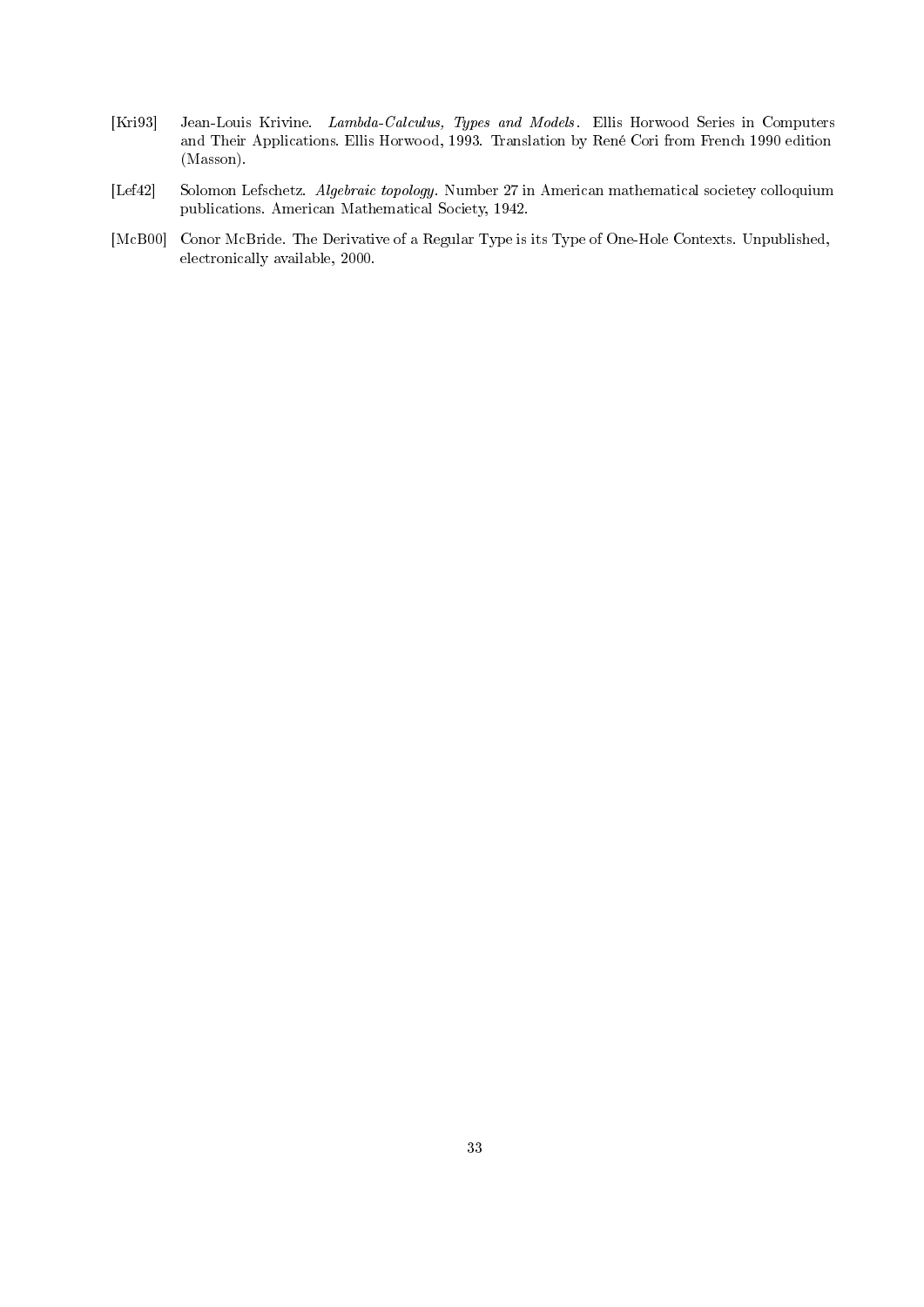[Kri93] Jean-Louis Krivine. *Lambda-Calculus, Types and Models*. Ellis Horwood Series in Computers and Their Applications. Ellis Horwood, 1993. Translation by René Cori from French 1990 edition (Masson).

[Lef42] Solomon Lefschetz. *Algebraic topology*. Number 27 in American mathematical societey colloquium publications. American Mathematical Society, 1942.

[McB00] Conor McBride. The Derivative of a Regular Type is its Type of One-Hole Contexts. Unpublished, electronically available, 2000.